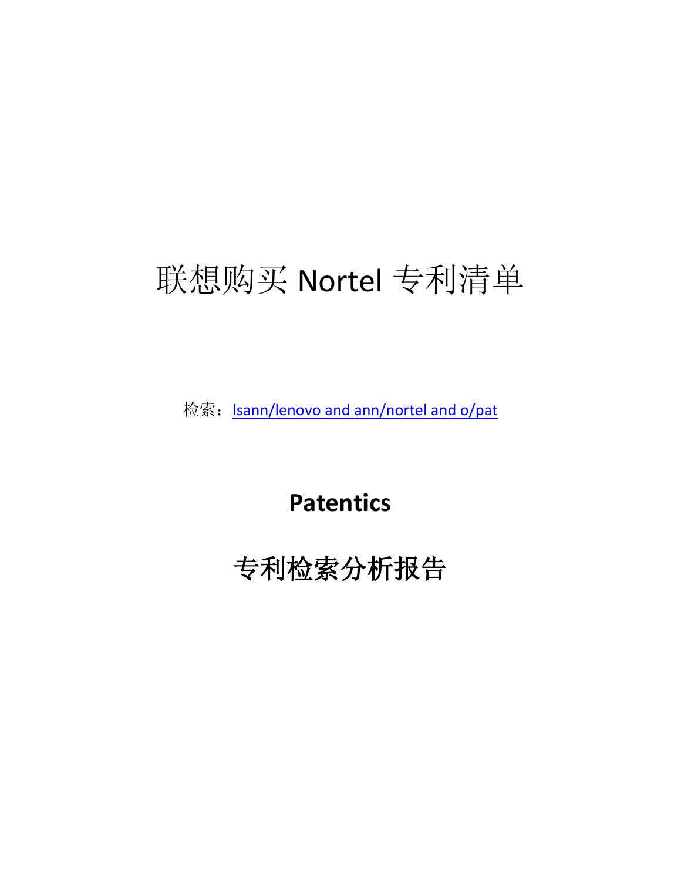# 联想购买 Nortel 专利清单

检索：lsann/lenovo and ann/nortel and o/pat

## Patentics

## 专利检索分析报告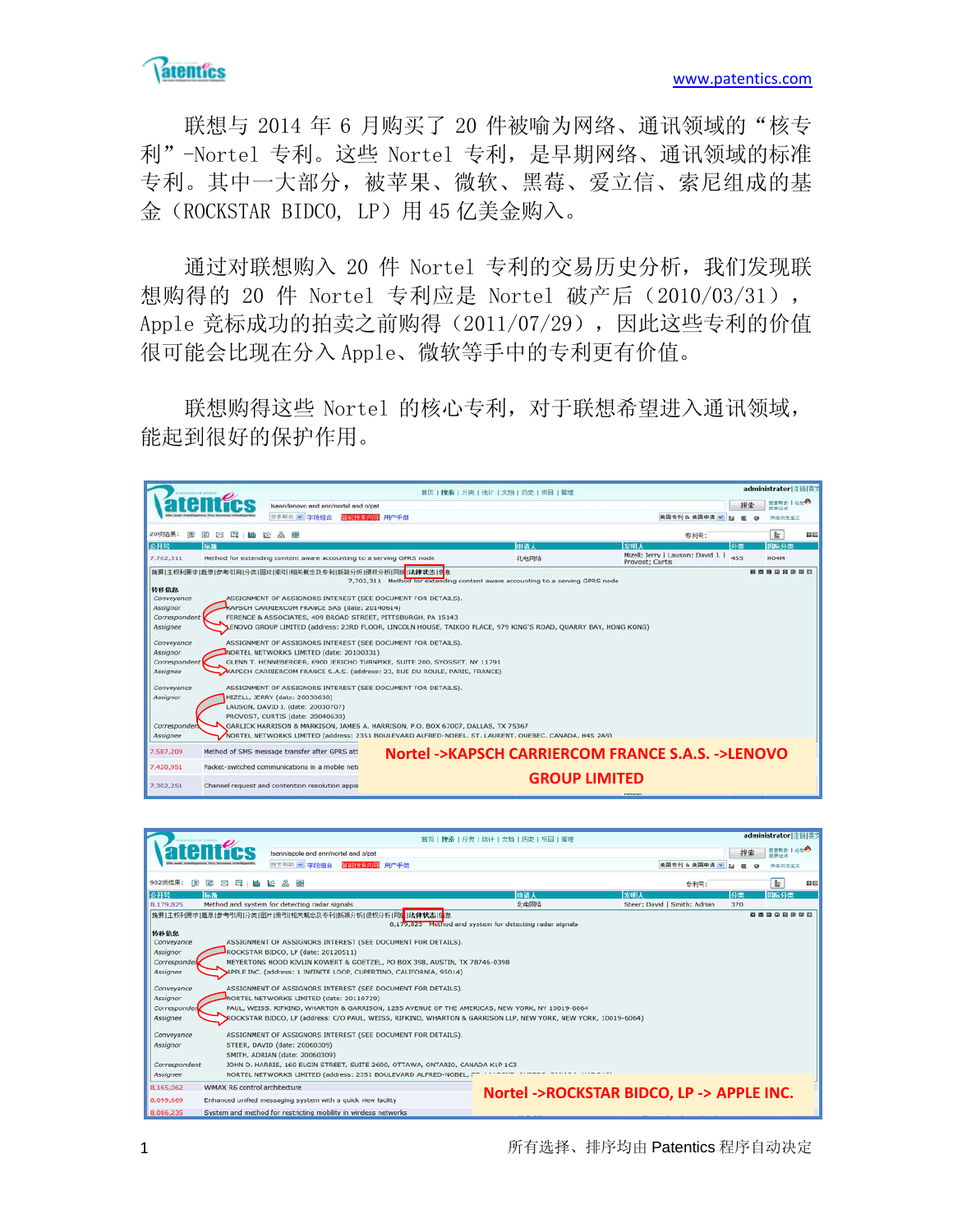联想与 2014 年 6 月购买了 20 件被喻为网络、通讯领域的“核专利”-Nortel 专利。这些 Nortel 专利，是早期网络、通讯领域的标准专利。其中一大部分，被苹果、微软、黑莓、爱立信、索尼组成的基金（ROCKSTAR BIDCO, LP）用 45 亿美金购入。

通过对联想购入 20 件 Nortel 专利的交易历史分析，我们发现联想购得的 20 件 Nortel 专利应是 Nortel 破产后（2010/03/31），Apple 竞标成功的拍卖之前购得（2011/07/29），因此这些专利的价值很可能会比现在分入 Apple、微软等手中的专利更有价值。

联想购得这些 Nortel 的核心专利，对于联想希望进入通讯领域，能起到很好的保护作用。

Nortel ->KAPSCH CARRIERCOM FRANCE S.A.S. ->LENOVO GROUP LIMITED

Nortel ->ROCKSTAR BIDCO, LP -> APPLE INC.

所有选择、排序均由 Patentics 程序自动决定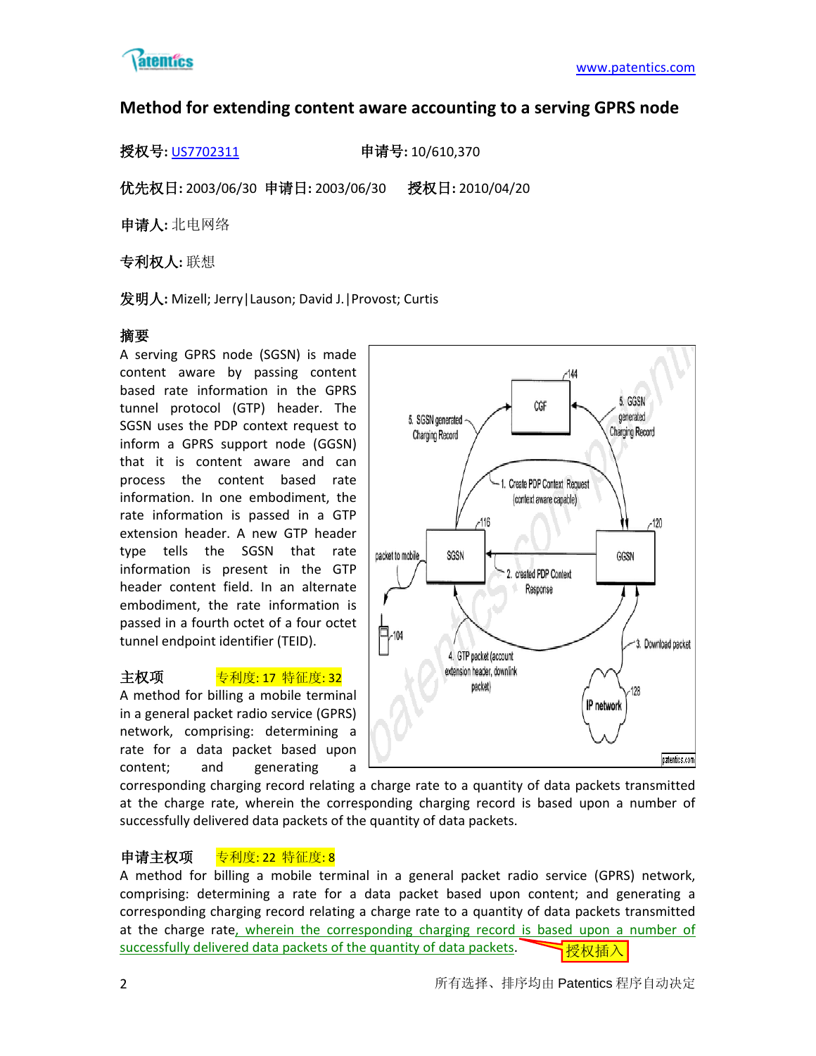## Method for extending content aware accounting to a serving GPRS node

**授权号:** US7702311　　**申请号:** 10/610,370

**优先权日:** 2003/06/30　**申请日:** 2003/06/30　**授权日:** 2010/04/20

**申请人:** 北电网络

**专利权人:** 联想

**发明人:** Mizell; Jerry|Lauson; David J.|Provost; Curtis

**摘要**

A serving GPRS node (SGSN) is made content aware by passing content based rate information in the GPRS tunnel protocol (GTP) header. The SGSN uses the PDP context request to inform a GPRS support node (GGSN) that it is content aware and can process the content based rate information. In one embodiment, the rate information is passed in a GTP extension header. A new GTP header type tells the SGSN that rate information is present in the GTP header content field. In an alternate embodiment, the rate information is passed in a fourth octet of a four octet tunnel endpoint identifier (TEID).

**主权项**　专利度: 17 特征度: 32

A method for billing a mobile terminal in a general packet radio service (GPRS) network, comprising: determining a rate for a data packet based upon content; and generating a corresponding charging record relating a charge rate to a quantity of data packets transmitted at the charge rate, wherein the corresponding charging record is based upon a number of successfully delivered data packets of the quantity of data packets.

**申请主权项**　专利度: 22 特征度: 8

A method for billing a mobile terminal in a general packet radio service (GPRS) network, comprising: determining a rate for a data packet based upon content; and generating a corresponding charging record relating a charge rate to a quantity of data packets transmitted at the charge rate, wherein the corresponding charging record is based upon a number of successfully delivered data packets of the quantity of data packets. 授权插入

所有选择、排序均由 Patentics 程序自动决定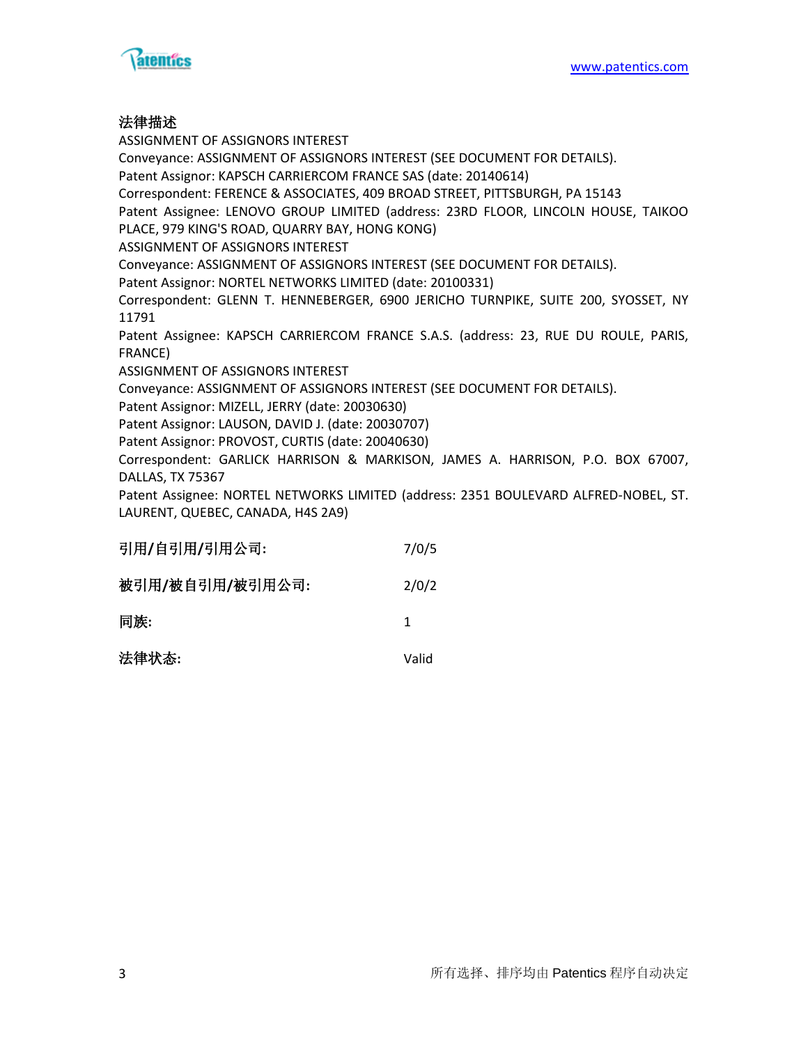**法律描述**

ASSIGNMENT OF ASSIGNORS INTEREST

Conveyance: ASSIGNMENT OF ASSIGNORS INTEREST (SEE DOCUMENT FOR DETAILS).

Patent Assignor: KAPSCH CARRIERCOM FRANCE SAS (date: 20140614)

Correspondent: FERENCE & ASSOCIATES, 409 BROAD STREET, PITTSBURGH, PA 15143

Patent Assignee: LENOVO GROUP LIMITED (address: 23RD FLOOR, LINCOLN HOUSE, TAIKOO PLACE, 979 KING'S ROAD, QUARRY BAY, HONG KONG)

ASSIGNMENT OF ASSIGNORS INTEREST

Conveyance: ASSIGNMENT OF ASSIGNORS INTEREST (SEE DOCUMENT FOR DETAILS).

Patent Assignor: NORTEL NETWORKS LIMITED (date: 20100331)

Correspondent: GLENN T. HENNEBERGER, 6900 JERICHO TURNPIKE, SUITE 200, SYOSSET, NY 11791

Patent Assignee: KAPSCH CARRIERCOM FRANCE S.A.S. (address: 23, RUE DU ROULE, PARIS, FRANCE)

ASSIGNMENT OF ASSIGNORS INTEREST

Conveyance: ASSIGNMENT OF ASSIGNORS INTEREST (SEE DOCUMENT FOR DETAILS).

Patent Assignor: MIZELL, JERRY (date: 20030630)

Patent Assignor: LAUSON, DAVID J. (date: 20030707)

Patent Assignor: PROVOST, CURTIS (date: 20040630)

Correspondent: GARLICK HARRISON & MARKISON, JAMES A. HARRISON, P.O. BOX 67007, DALLAS, TX 75367

Patent Assignee: NORTEL NETWORKS LIMITED (address: 2351 BOULEVARD ALFRED-NOBEL, ST. LAURENT, QUEBEC, CANADA, H4S 2A9)

| | |
|---|---|
| **引用/自引用/引用公司:** | 7/0/5 |
| **被引用/被自引用/被引用公司:** | 2/0/2 |
| **同族:** | 1 |
| **法律状态:** | Valid |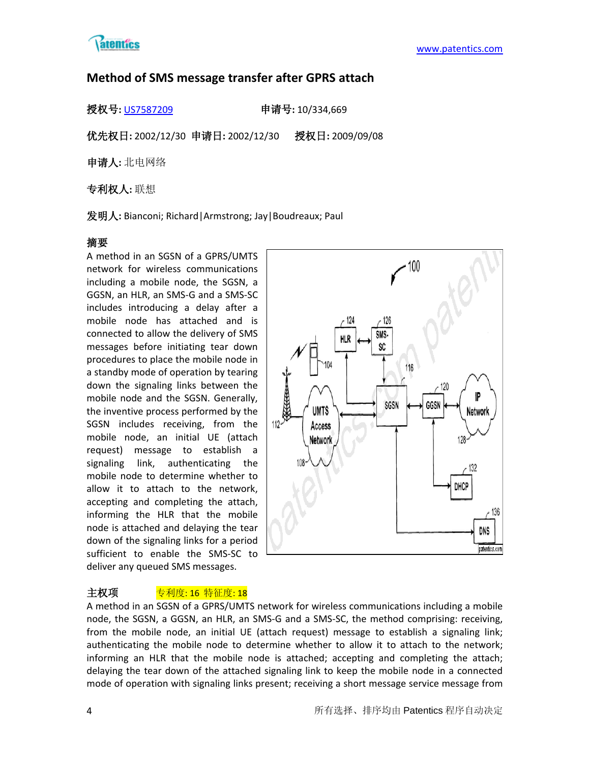## Method of SMS message transfer after GPRS attach

**授权号:** US7587209　　　　**申请号:** 10/334,669

**优先权日:** 2002/12/30　**申请日:** 2002/12/30　　**授权日:** 2009/09/08

**申请人:** 北电网络

**专利权人:** 联想

**发明人:** Bianconi; Richard|Armstrong; Jay|Boudreaux; Paul

**摘要**

A method in an SGSN of a GPRS/UMTS network for wireless communications including a mobile node, the SGSN, a GGSN, an HLR, an SMS-G and a SMS-SC includes introducing a delay after a mobile node has attached and is connected to allow the delivery of SMS messages before initiating tear down procedures to place the mobile node in a standby mode of operation by tearing down the signaling links between the mobile node and the SGSN. Generally, the inventive process performed by the SGSN includes receiving, from the mobile node, an initial UE (attach request) message to establish a signaling link, authenticating the mobile node to determine whether to allow it to attach to the network, accepting and completing the attach, informing the HLR that the mobile node is attached and delaying the tear down of the signaling links for a period sufficient to enable the SMS-SC to deliver any queued SMS messages.

**主权项**　　专利度: 16 特征度: 18

A method in an SGSN of a GPRS/UMTS network for wireless communications including a mobile node, the SGSN, a GGSN, an HLR, an SMS-G and a SMS-SC, the method comprising: receiving, from the mobile node, an initial UE (attach request) message to establish a signaling link; authenticating the mobile node to determine whether to allow it to attach to the network; informing an HLR that the mobile node is attached; accepting and completing the attach; delaying the tear down of the attached signaling link to keep the mobile node in a connected mode of operation with signaling links present; receiving a short message service message from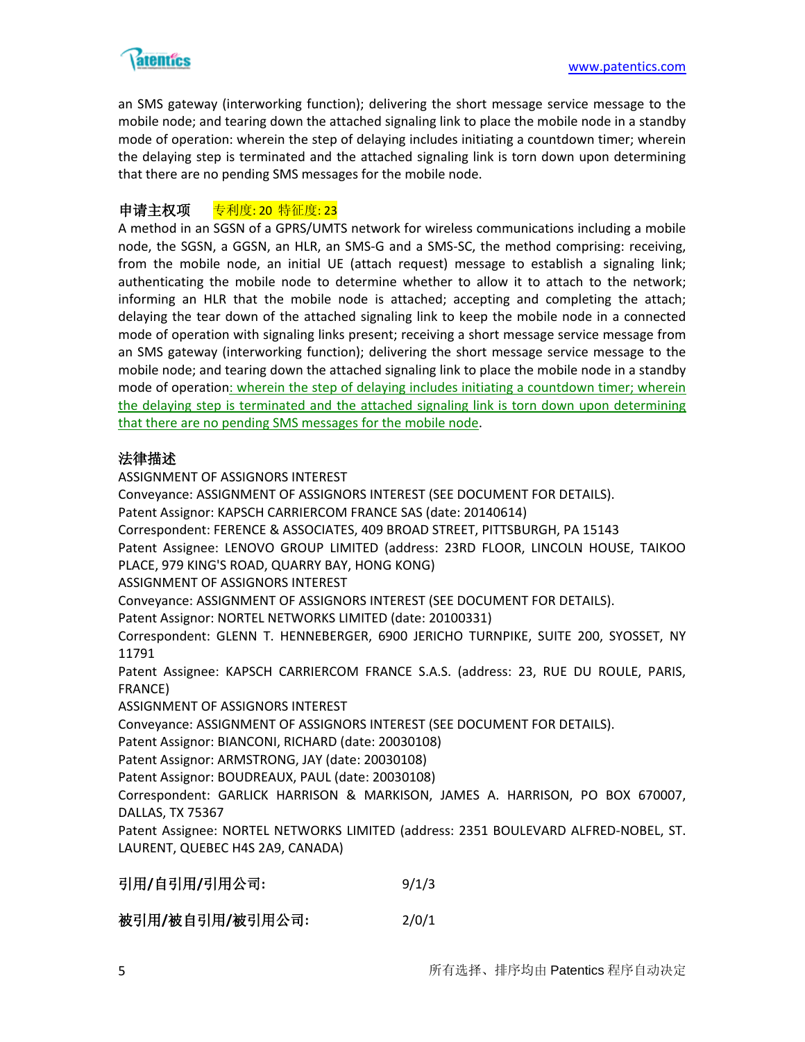an SMS gateway (interworking function); delivering the short message service message to the mobile node; and tearing down the attached signaling link to place the mobile node in a standby mode of operation: wherein the step of delaying includes initiating a countdown timer; wherein the delaying step is terminated and the attached signaling link is torn down upon determining that there are no pending SMS messages for the mobile node.

**申请主权项** 专利度: 20 特征度: 23

A method in an SGSN of a GPRS/UMTS network for wireless communications including a mobile node, the SGSN, a GGSN, an HLR, an SMS-G and a SMS-SC, the method comprising: receiving, from the mobile node, an initial UE (attach request) message to establish a signaling link; authenticating the mobile node to determine whether to allow it to attach to the network; informing an HLR that the mobile node is attached; accepting and completing the attach; delaying the tear down of the attached signaling link to keep the mobile node in a connected mode of operation with signaling links present; receiving a short message service message from an SMS gateway (interworking function); delivering the short message service message to the mobile node; and tearing down the attached signaling link to place the mobile node in a standby mode of operation: wherein the step of delaying includes initiating a countdown timer; wherein the delaying step is terminated and the attached signaling link is torn down upon determining that there are no pending SMS messages for the mobile node.

**法律描述**

ASSIGNMENT OF ASSIGNORS INTEREST
Conveyance: ASSIGNMENT OF ASSIGNORS INTEREST (SEE DOCUMENT FOR DETAILS).
Patent Assignor: KAPSCH CARRIERCOM FRANCE SAS (date: 20140614)
Correspondent: FERENCE & ASSOCIATES, 409 BROAD STREET, PITTSBURGH, PA 15143
Patent Assignee: LENOVO GROUP LIMITED (address: 23RD FLOOR, LINCOLN HOUSE, TAIKOO PLACE, 979 KING'S ROAD, QUARRY BAY, HONG KONG)
ASSIGNMENT OF ASSIGNORS INTEREST
Conveyance: ASSIGNMENT OF ASSIGNORS INTEREST (SEE DOCUMENT FOR DETAILS).
Patent Assignor: NORTEL NETWORKS LIMITED (date: 20100331)
Correspondent: GLENN T. HENNEBERGER, 6900 JERICHO TURNPIKE, SUITE 200, SYOSSET, NY 11791
Patent Assignee: KAPSCH CARRIERCOM FRANCE S.A.S. (address: 23, RUE DU ROULE, PARIS, FRANCE)
ASSIGNMENT OF ASSIGNORS INTEREST
Conveyance: ASSIGNMENT OF ASSIGNORS INTEREST (SEE DOCUMENT FOR DETAILS).
Patent Assignor: BIANCONI, RICHARD (date: 20030108)
Patent Assignor: ARMSTRONG, JAY (date: 20030108)
Patent Assignor: BOUDREAUX, PAUL (date: 20030108)
Correspondent: GARLICK HARRISON & MARKISON, JAMES A. HARRISON, PO BOX 670007, DALLAS, TX 75367
Patent Assignee: NORTEL NETWORKS LIMITED (address: 2351 BOULEVARD ALFRED-NOBEL, ST. LAURENT, QUEBEC H4S 2A9, CANADA)

**引用/自引用/引用公司:** 9/1/3

**被引用/被自引用/被引用公司:** 2/0/1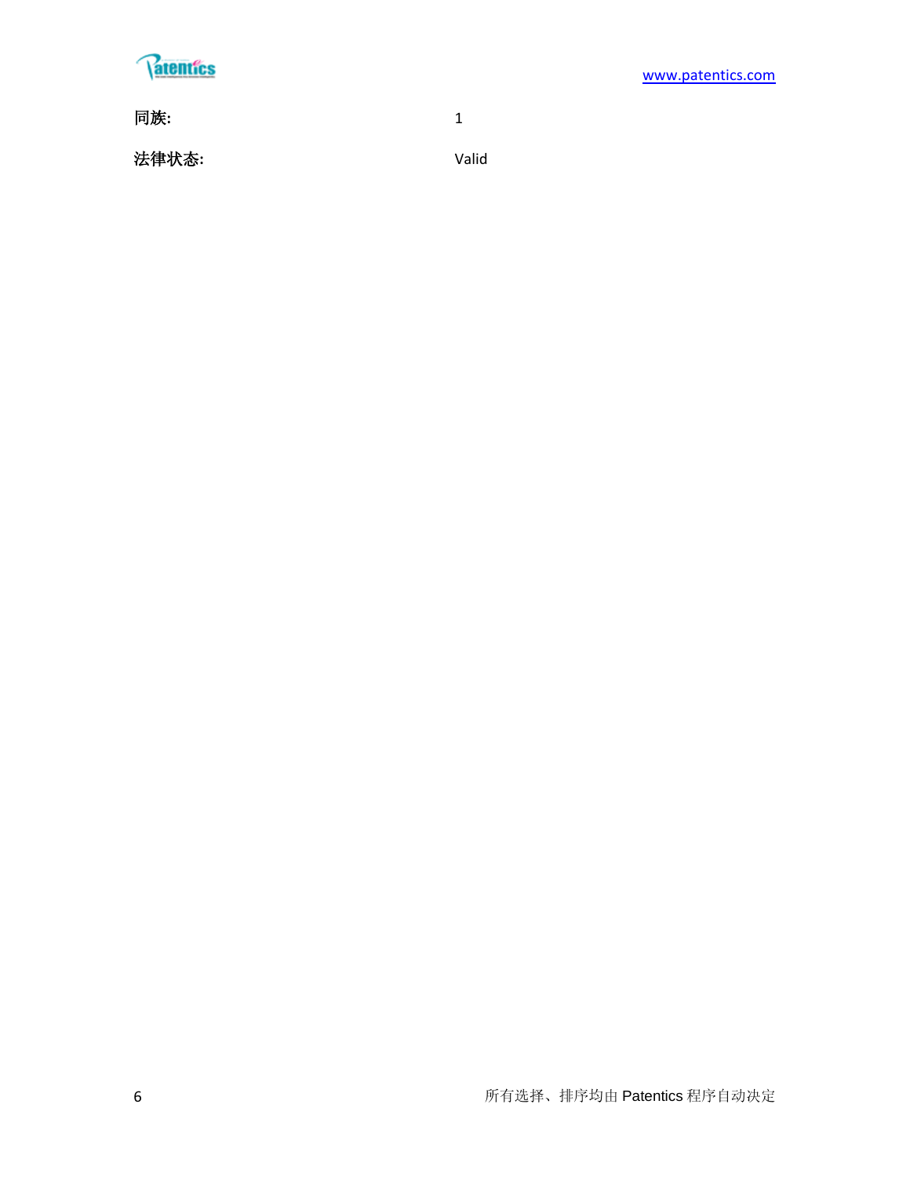**同族:** 1

**法律状态:** Valid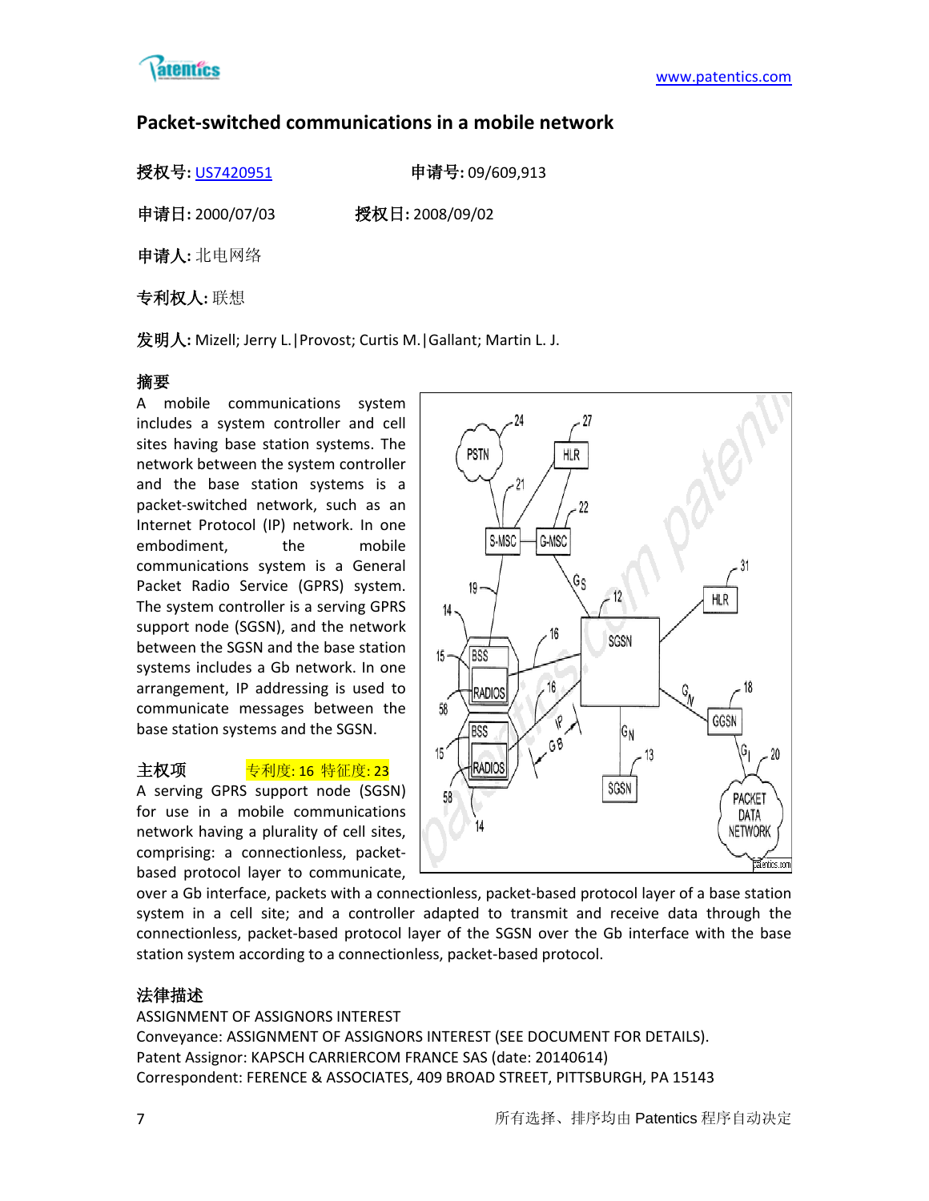## Packet-switched communications in a mobile network

**授权号:** US7420951　　　　**申请号:** 09/609,913

**申请日:** 2000/07/03　　　　**授权日:** 2008/09/02

**申请人:** 北电网络

**专利权人:** 联想

**发明人:** Mizell; Jerry L.|Provost; Curtis M.|Gallant; Martin L. J.

**摘要**

A mobile communications system includes a system controller and cell sites having base station systems. The network between the system controller and the base station systems is a packet-switched network, such as an Internet Protocol (IP) network. In one embodiment, the mobile communications system is a General Packet Radio Service (GPRS) system. The system controller is a serving GPRS support node (SGSN), and the network between the SGSN and the base station systems includes a Gb network. In one arrangement, IP addressing is used to communicate messages between the base station systems and the SGSN.

**主权项**　　专利度: 16 特征度: 23

A serving GPRS support node (SGSN) for use in a mobile communications network having a plurality of cell sites, comprising: a connectionless, packet-based protocol layer to communicate, over a Gb interface, packets with a connectionless, packet-based protocol layer of a base station system in a cell site; and a controller adapted to transmit and receive data through the connectionless, packet-based protocol layer of the SGSN over the Gb interface with the base station system according to a connectionless, packet-based protocol.

**法律描述**

ASSIGNMENT OF ASSIGNORS INTEREST

Conveyance: ASSIGNMENT OF ASSIGNORS INTEREST (SEE DOCUMENT FOR DETAILS).

Patent Assignor: KAPSCH CARRIERCOM FRANCE SAS (date: 20140614)

Correspondent: FERENCE & ASSOCIATES, 409 BROAD STREET, PITTSBURGH, PA 15143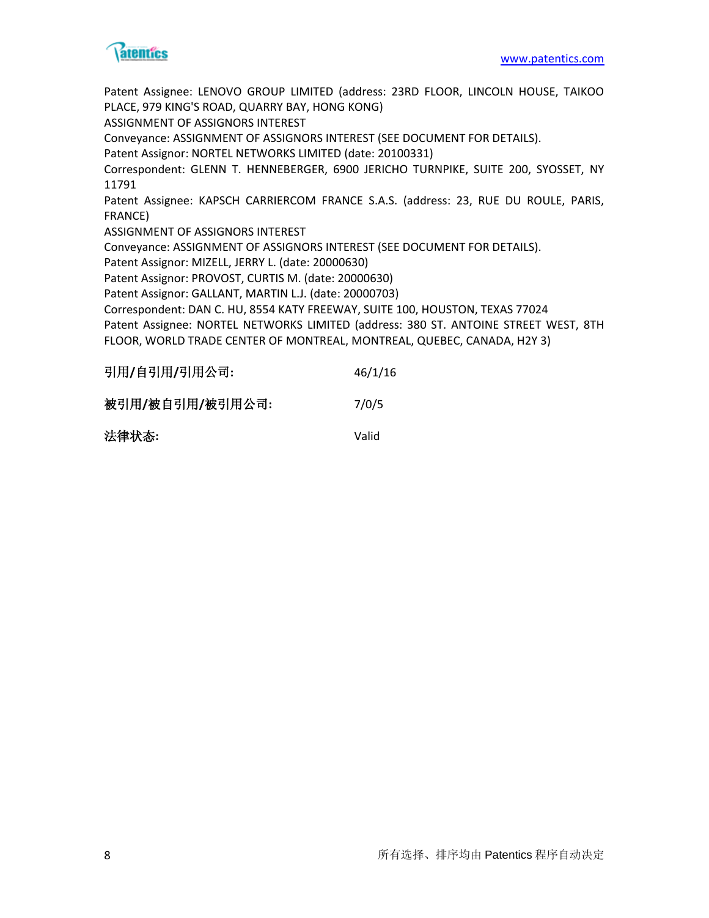Patent Assignee: LENOVO GROUP LIMITED (address: 23RD FLOOR, LINCOLN HOUSE, TAIKOO PLACE, 979 KING'S ROAD, QUARRY BAY, HONG KONG)
ASSIGNMENT OF ASSIGNORS INTEREST
Conveyance: ASSIGNMENT OF ASSIGNORS INTEREST (SEE DOCUMENT FOR DETAILS).
Patent Assignor: NORTEL NETWORKS LIMITED (date: 20100331)
Correspondent: GLENN T. HENNEBERGER, 6900 JERICHO TURNPIKE, SUITE 200, SYOSSET, NY 11791
Patent Assignee: KAPSCH CARRIERCOM FRANCE S.A.S. (address: 23, RUE DU ROULE, PARIS, FRANCE)
ASSIGNMENT OF ASSIGNORS INTEREST
Conveyance: ASSIGNMENT OF ASSIGNORS INTEREST (SEE DOCUMENT FOR DETAILS).
Patent Assignor: MIZELL, JERRY L. (date: 20000630)
Patent Assignor: PROVOST, CURTIS M. (date: 20000630)
Patent Assignor: GALLANT, MARTIN L.J. (date: 20000703)
Correspondent: DAN C. HU, 8554 KATY FREEWAY, SUITE 100, HOUSTON, TEXAS 77024
Patent Assignee: NORTEL NETWORKS LIMITED (address: 380 ST. ANTOINE STREET WEST, 8TH FLOOR, WORLD TRADE CENTER OF MONTREAL, MONTREAL, QUEBEC, CANADA, H2Y 3)

| | |
|---|---|
| **引用/自引用/引用公司:** | 46/1/16 |
| **被引用/被自引用/被引用公司:** | 7/0/5 |
| **法律状态:** | Valid |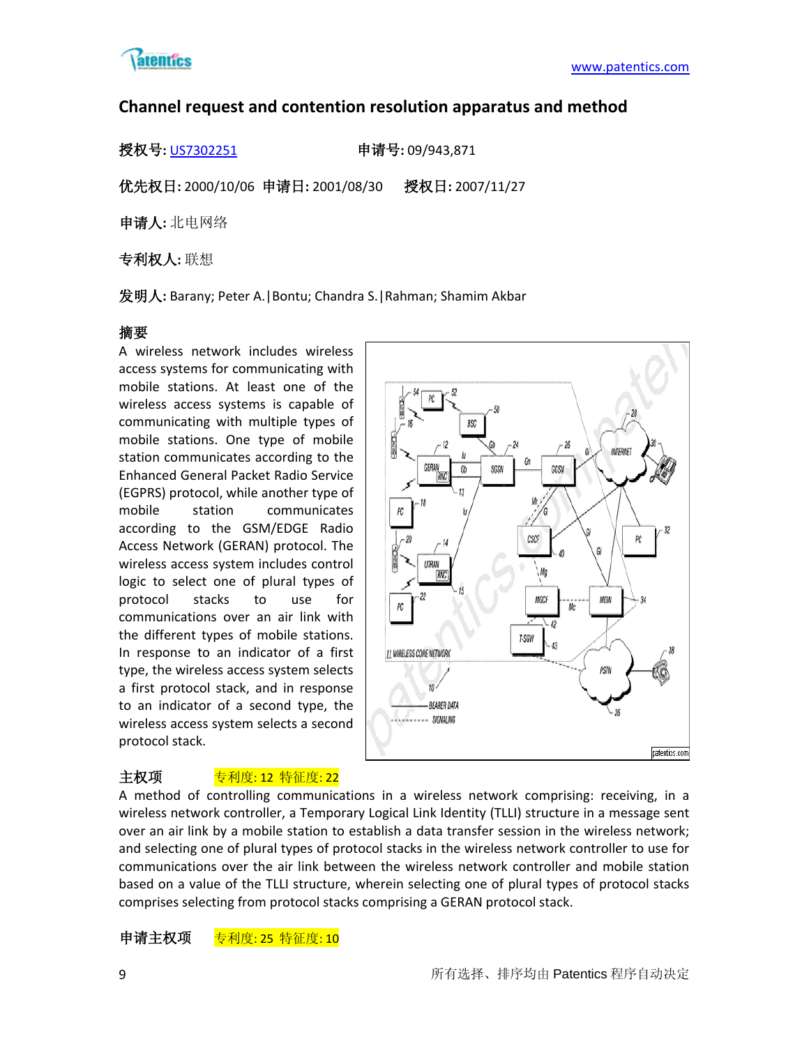## Channel request and contention resolution apparatus and method

**授权号:** US7302251　　　　　　**申请号:** 09/943,871

**优先权日:** 2000/10/06　**申请日:** 2001/08/30　　**授权日:** 2007/11/27

**申请人:** 北电网络

**专利权人:** 联想

**发明人:** Barany; Peter A.|Bontu; Chandra S.|Rahman; Shamim Akbar

**摘要**

A wireless network includes wireless access systems for communicating with mobile stations. At least one of the wireless access systems is capable of communicating with multiple types of mobile stations. One type of mobile station communicates according to the Enhanced General Packet Radio Service (EGPRS) protocol, while another type of mobile station communicates according to the GSM/EDGE Radio Access Network (GERAN) protocol. The wireless access system includes control logic to select one of plural types of protocol stacks to use for communications over an air link with the different types of mobile stations. In response to an indicator of a first type, the wireless access system selects a first protocol stack, and in response to an indicator of a second type, the wireless access system selects a second protocol stack.

**主权项**　　专利度: 12 特征度: 22

A method of controlling communications in a wireless network comprising: receiving, in a wireless network controller, a Temporary Logical Link Identity (TLLI) structure in a message sent over an air link by a mobile station to establish a data transfer session in the wireless network; and selecting one of plural types of protocol stacks in the wireless network controller to use for communications over the air link between the wireless network controller and mobile station based on a value of the TLLI structure, wherein selecting one of plural types of protocol stacks comprises selecting from protocol stacks comprising a GERAN protocol stack.

**申请主权项**　　专利度: 25 特征度: 10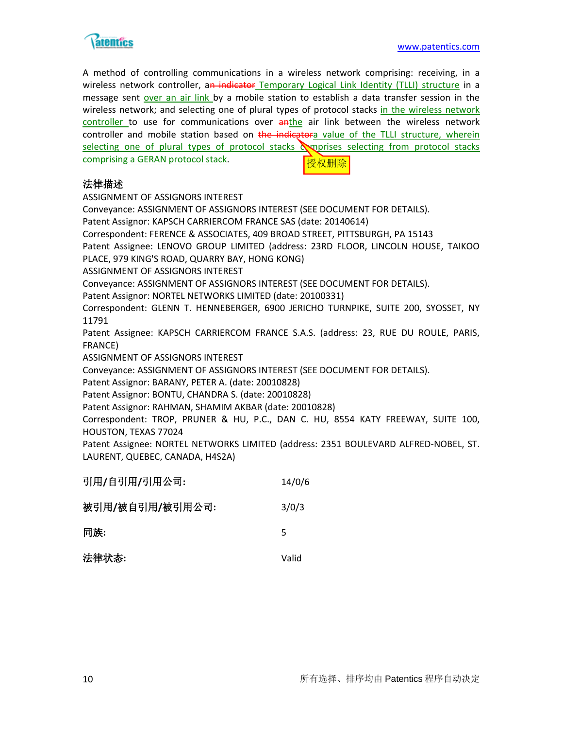A method of controlling communications in a wireless network comprising: receiving, in a wireless network controller, a~~n indicator~~ Temporary Logical Link Identity (TLLI) structure in a message sent over an air link by a mobile station to establish a data transfer session in the wireless network; and selecting one of plural types of protocol stacks in the wireless network controller to use for communications over ~~an~~the air link between the wireless network controller and mobile station based on ~~the indicator~~a value of the TLLI structure, wherein selecting one of plural types of protocol stacks comprises selecting from protocol stacks comprising a GERAN protocol stack.

授权删除

**法律描述**

ASSIGNMENT OF ASSIGNORS INTEREST

Conveyance: ASSIGNMENT OF ASSIGNORS INTEREST (SEE DOCUMENT FOR DETAILS).

Patent Assignor: KAPSCH CARRIERCOM FRANCE SAS (date: 20140614)

Correspondent: FERENCE & ASSOCIATES, 409 BROAD STREET, PITTSBURGH, PA 15143

Patent Assignee: LENOVO GROUP LIMITED (address: 23RD FLOOR, LINCOLN HOUSE, TAIKOO PLACE, 979 KING'S ROAD, QUARRY BAY, HONG KONG)

ASSIGNMENT OF ASSIGNORS INTEREST

Conveyance: ASSIGNMENT OF ASSIGNORS INTEREST (SEE DOCUMENT FOR DETAILS).

Patent Assignor: NORTEL NETWORKS LIMITED (date: 20100331)

Correspondent: GLENN T. HENNEBERGER, 6900 JERICHO TURNPIKE, SUITE 200, SYOSSET, NY 11791

Patent Assignee: KAPSCH CARRIERCOM FRANCE S.A.S. (address: 23, RUE DU ROULE, PARIS, FRANCE)

ASSIGNMENT OF ASSIGNORS INTEREST

Conveyance: ASSIGNMENT OF ASSIGNORS INTEREST (SEE DOCUMENT FOR DETAILS).

Patent Assignor: BARANY, PETER A. (date: 20010828)

Patent Assignor: BONTU, CHANDRA S. (date: 20010828)

Patent Assignor: RAHMAN, SHAMIM AKBAR (date: 20010828)

Correspondent: TROP, PRUNER & HU, P.C., DAN C. HU, 8554 KATY FREEWAY, SUITE 100, HOUSTON, TEXAS 77024

Patent Assignee: NORTEL NETWORKS LIMITED (address: 2351 BOULEVARD ALFRED-NOBEL, ST. LAURENT, QUEBEC, CANADA, H4S2A)

| | |
|---|---|
| **引用/自引用/引用公司:** | 14/0/6 |
| **被引用/被自引用/被引用公司:** | 3/0/3 |
| **同族:** | 5 |
| **法律状态:** | Valid |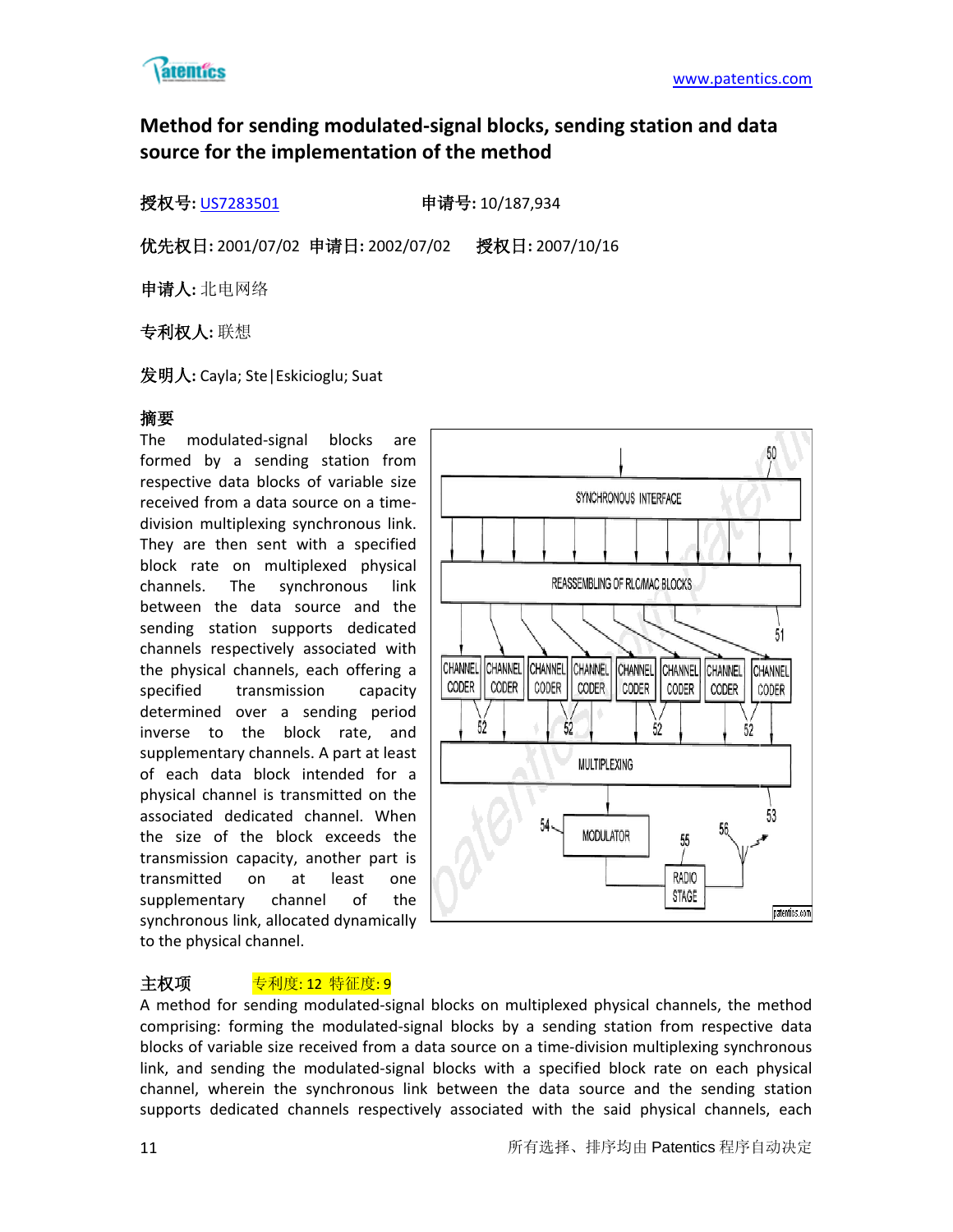# Method for sending modulated-signal blocks, sending station and data source for the implementation of the method

**授权号:** US7283501　　　　**申请号:** 10/187,934

**优先权日:** 2001/07/02　**申请日:** 2002/07/02　　**授权日:** 2007/10/16

**申请人:** 北电网络

**专利权人:** 联想

**发明人:** Cayla; Ste|Eskicioglu; Suat

**摘要**

The modulated-signal blocks are formed by a sending station from respective data blocks of variable size received from a data source on a time-division multiplexing synchronous link. They are then sent with a specified block rate on multiplexed physical channels. The synchronous link between the data source and the sending station supports dedicated channels respectively associated with the physical channels, each offering a specified transmission capacity determined over a sending period inverse to the block rate, and supplementary channels. A part at least of each data block intended for a physical channel is transmitted on the associated dedicated channel. When the size of the block exceeds the transmission capacity, another part is transmitted on at least one supplementary channel of the synchronous link, allocated dynamically to the physical channel.

**主权项**　　专利度: 12 特征度: 9

A method for sending modulated-signal blocks on multiplexed physical channels, the method comprising: forming the modulated-signal blocks by a sending station from respective data blocks of variable size received from a data source on a time-division multiplexing synchronous link, and sending the modulated-signal blocks with a specified block rate on each physical channel, wherein the synchronous link between the data source and the sending station supports dedicated channels respectively associated with the said physical channels, each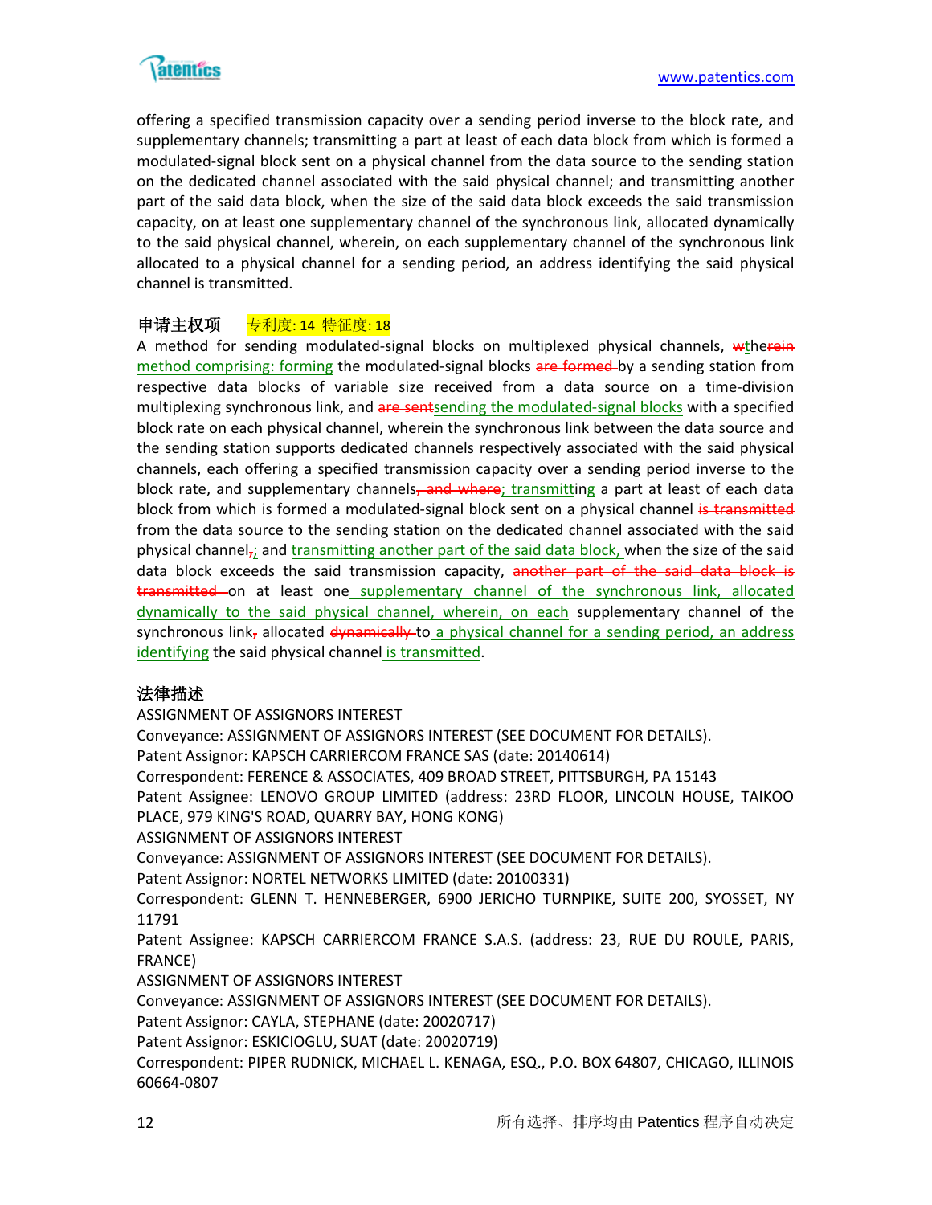offering a specified transmission capacity over a sending period inverse to the block rate, and supplementary channels; transmitting a part at least of each data block from which is formed a modulated-signal block sent on a physical channel from the data source to the sending station on the dedicated channel associated with the said physical channel; and transmitting another part of the said data block, when the size of the said data block exceeds the said transmission capacity, on at least one supplementary channel of the synchronous link, allocated dynamically to the said physical channel, wherein, on each supplementary channel of the synchronous link allocated to a physical channel for a sending period, an address identifying the said physical channel is transmitted.

### 申请主权项　专利度: 14 特征度: 18

A method for sending modulated-signal blocks on multiplexed physical channels, ~~w~~the~~rein~~ method comprising: forming the modulated-signal blocks ~~are formed~~ by a sending station from respective data blocks of variable size received from a data source on a time-division multiplexing synchronous link, and ~~are sent~~sending the modulated-signal blocks with a specified block rate on each physical channel, wherein the synchronous link between the data source and the sending station supports dedicated channels respectively associated with the said physical channels, each offering a specified transmission capacity over a sending period inverse to the block rate, and supplementary channels~~, and where~~; transmitting a part at least of each data block from which is formed a modulated-signal block sent on a physical channel ~~is transmitted~~ from the data source to the sending station on the dedicated channel associated with the said physical channel~~,~~; and transmitting another part of the said data block, when the size of the said data block exceeds the said transmission capacity, ~~another part of the said data block is transmitted~~ on at least one supplementary channel of the synchronous link, allocated dynamically to the said physical channel, wherein, on each supplementary channel of the synchronous link~~,~~ allocated ~~dynamically~~ to a physical channel for a sending period, an address identifying the said physical channel is transmitted.

### 法律描述

ASSIGNMENT OF ASSIGNORS INTEREST
Conveyance: ASSIGNMENT OF ASSIGNORS INTEREST (SEE DOCUMENT FOR DETAILS).
Patent Assignor: KAPSCH CARRIERCOM FRANCE SAS (date: 20140614)
Correspondent: FERENCE & ASSOCIATES, 409 BROAD STREET, PITTSBURGH, PA 15143
Patent Assignee: LENOVO GROUP LIMITED (address: 23RD FLOOR, LINCOLN HOUSE, TAIKOO PLACE, 979 KING'S ROAD, QUARRY BAY, HONG KONG)
ASSIGNMENT OF ASSIGNORS INTEREST
Conveyance: ASSIGNMENT OF ASSIGNORS INTEREST (SEE DOCUMENT FOR DETAILS).
Patent Assignor: NORTEL NETWORKS LIMITED (date: 20100331)
Correspondent: GLENN T. HENNEBERGER, 6900 JERICHO TURNPIKE, SUITE 200, SYOSSET, NY 11791
Patent Assignee: KAPSCH CARRIERCOM FRANCE S.A.S. (address: 23, RUE DU ROULE, PARIS, FRANCE)
ASSIGNMENT OF ASSIGNORS INTEREST
Conveyance: ASSIGNMENT OF ASSIGNORS INTEREST (SEE DOCUMENT FOR DETAILS).
Patent Assignor: CAYLA, STEPHANE (date: 20020717)
Patent Assignor: ESKICIOGLU, SUAT (date: 20020719)
Correspondent: PIPER RUDNICK, MICHAEL L. KENAGA, ESQ., P.O. BOX 64807, CHICAGO, ILLINOIS 60664-0807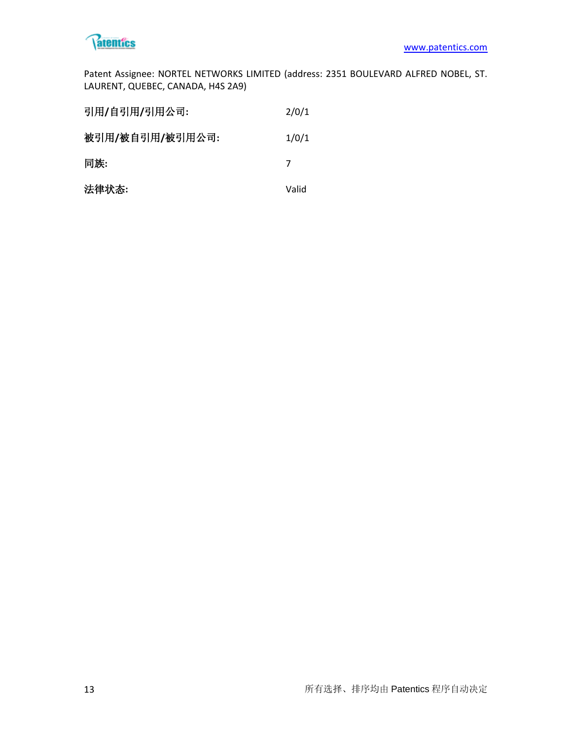Patent Assignee: NORTEL NETWORKS LIMITED (address: 2351 BOULEVARD ALFRED NOBEL, ST. LAURENT, QUEBEC, CANADA, H4S 2A9)

| | |
|---|---|
| **引用/自引用/引用公司:** | 2/0/1 |
| **被引用/被自引用/被引用公司:** | 1/0/1 |
| **同族:** | 7 |
| **法律状态:** | Valid |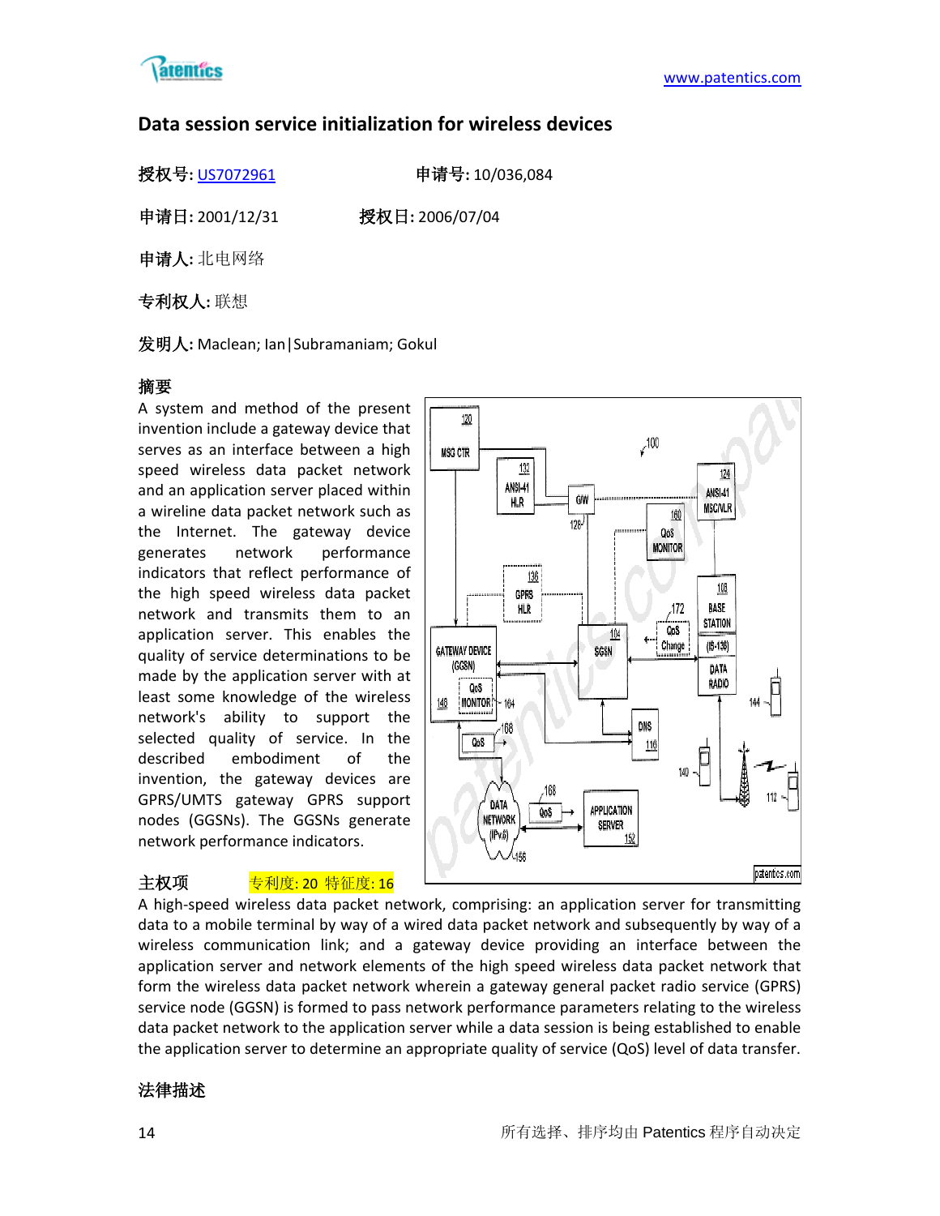## Data session service initialization for wireless devices

**授权号:** US7072961　　　　　　**申请号:** 10/036,084

**申请日:** 2001/12/31　　　　**授权日:** 2006/07/04

**申请人:** 北电网络

**专利权人:** 联想

**发明人:** Maclean; Ian|Subramaniam; Gokul

### 摘要

A system and method of the present invention include a gateway device that serves as an interface between a high speed wireless data packet network and an application server placed within a wireline data packet network such as the Internet. The gateway device generates network performance indicators that reflect performance of the high speed wireless data packet network and transmits them to an application server. This enables the quality of service determinations to be made by the application server with at least some knowledge of the wireless network's ability to support the selected quality of service. In the described embodiment of the invention, the gateway devices are GPRS/UMTS gateway GPRS support nodes (GGSNs). The GGSNs generate network performance indicators.

### 主权项　　专利度: 20 特征度: 16

A high-speed wireless data packet network, comprising: an application server for transmitting data to a mobile terminal by way of a wired data packet network and subsequently by way of a wireless communication link; and a gateway device providing an interface between the application server and network elements of the high speed wireless data packet network that form the wireless data packet network wherein a gateway general packet radio service (GPRS) service node (GGSN) is formed to pass network performance parameters relating to the wireless data packet network to the application server while a data session is being established to enable the application server to determine an appropriate quality of service (QoS) level of data transfer.

### 法律描述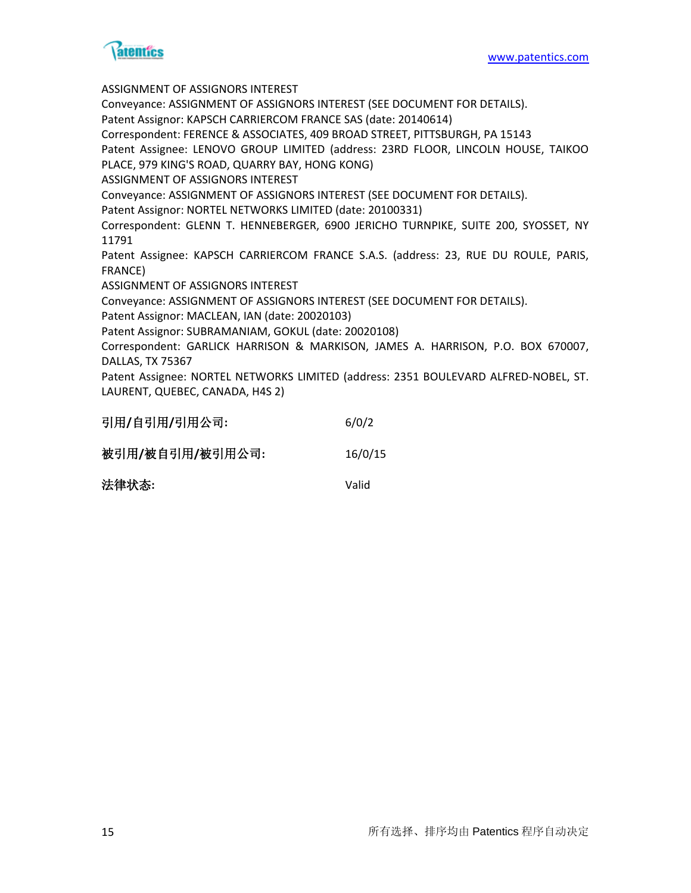ASSIGNMENT OF ASSIGNORS INTEREST
Conveyance: ASSIGNMENT OF ASSIGNORS INTEREST (SEE DOCUMENT FOR DETAILS).
Patent Assignor: KAPSCH CARRIERCOM FRANCE SAS (date: 20140614)
Correspondent: FERENCE & ASSOCIATES, 409 BROAD STREET, PITTSBURGH, PA 15143
Patent Assignee: LENOVO GROUP LIMITED (address: 23RD FLOOR, LINCOLN HOUSE, TAIKOO PLACE, 979 KING'S ROAD, QUARRY BAY, HONG KONG)
ASSIGNMENT OF ASSIGNORS INTEREST
Conveyance: ASSIGNMENT OF ASSIGNORS INTEREST (SEE DOCUMENT FOR DETAILS).
Patent Assignor: NORTEL NETWORKS LIMITED (date: 20100331)
Correspondent: GLENN T. HENNEBERGER, 6900 JERICHO TURNPIKE, SUITE 200, SYOSSET, NY 11791
Patent Assignee: KAPSCH CARRIERCOM FRANCE S.A.S. (address: 23, RUE DU ROULE, PARIS, FRANCE)
ASSIGNMENT OF ASSIGNORS INTEREST
Conveyance: ASSIGNMENT OF ASSIGNORS INTEREST (SEE DOCUMENT FOR DETAILS).
Patent Assignor: MACLEAN, IAN (date: 20020103)
Patent Assignor: SUBRAMANIAM, GOKUL (date: 20020108)
Correspondent: GARLICK HARRISON & MARKISON, JAMES A. HARRISON, P.O. BOX 670007, DALLAS, TX 75367
Patent Assignee: NORTEL NETWORKS LIMITED (address: 2351 BOULEVARD ALFRED-NOBEL, ST. LAURENT, QUEBEC, CANADA, H4S 2)

**引用/自引用/引用公司:** 6/0/2

**被引用/被自引用/被引用公司:** 16/0/15

**法律状态:** Valid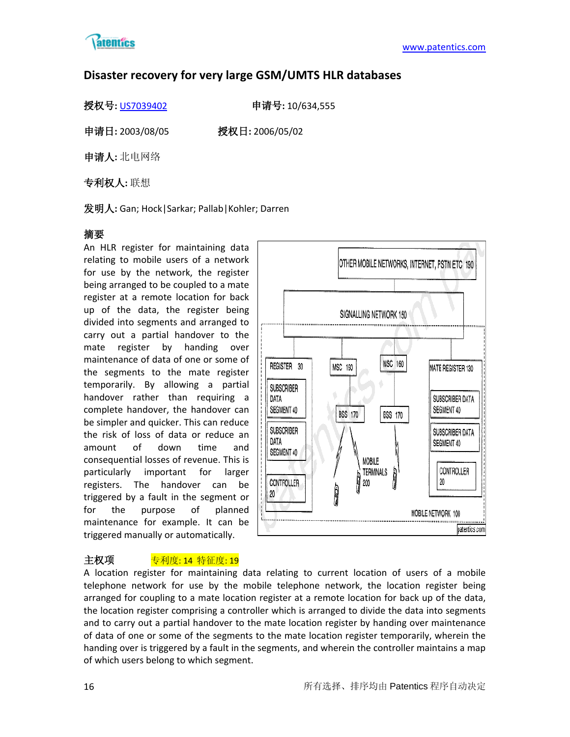# Disaster recovery for very large GSM/UMTS HLR databases

**授权号:** US7039402　　　　**申请号:** 10/634,555

**申请日:** 2003/08/05　　　　**授权日:** 2006/05/02

**申请人:** 北电网络

**专利权人:** 联想

**发明人:** Gan; Hock|Sarkar; Pallab|Kohler; Darren

**摘要**

An HLR register for maintaining data relating to mobile users of a network for use by the network, the register being arranged to be coupled to a mate register at a remote location for back up of the data, the register being divided into segments and arranged to carry out a partial handover to the mate register by handing over maintenance of data of one or some of the segments to the mate register temporarily. By allowing a partial handover rather than requiring a complete handover, the handover can be simpler and quicker. This can reduce the risk of loss of data or reduce an amount of down time and consequential losses of revenue. This is particularly important for larger registers. The handover can be triggered by a fault in the segment or for the purpose of planned maintenance for example. It can be triggered manually or automatically.

**主权项**　　专利度: 14 特征度: 19

A location register for maintaining data relating to current location of users of a mobile telephone network for use by the mobile telephone network, the location register being arranged for coupling to a mate location register at a remote location for back up of the data, the location register comprising a controller which is arranged to divide the data into segments and to carry out a partial handover to the mate location register by handing over maintenance of data of one or some of the segments to the mate location register temporarily, wherein the handing over is triggered by a fault in the segments, and wherein the controller maintains a map of which users belong to which segment.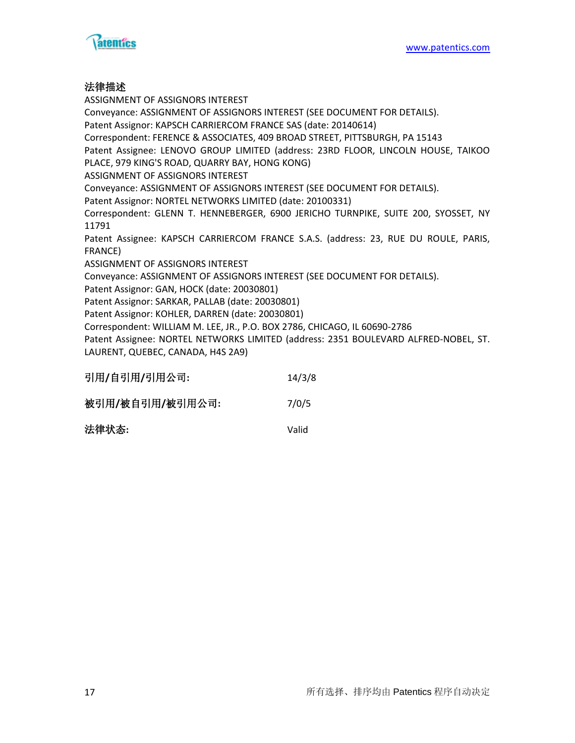**法律描述**

ASSIGNMENT OF ASSIGNORS INTEREST

Conveyance: ASSIGNMENT OF ASSIGNORS INTEREST (SEE DOCUMENT FOR DETAILS).

Patent Assignor: KAPSCH CARRIERCOM FRANCE SAS (date: 20140614)

Correspondent: FERENCE & ASSOCIATES, 409 BROAD STREET, PITTSBURGH, PA 15143

Patent Assignee: LENOVO GROUP LIMITED (address: 23RD FLOOR, LINCOLN HOUSE, TAIKOO PLACE, 979 KING'S ROAD, QUARRY BAY, HONG KONG)

ASSIGNMENT OF ASSIGNORS INTEREST

Conveyance: ASSIGNMENT OF ASSIGNORS INTEREST (SEE DOCUMENT FOR DETAILS).

Patent Assignor: NORTEL NETWORKS LIMITED (date: 20100331)

Correspondent: GLENN T. HENNEBERGER, 6900 JERICHO TURNPIKE, SUITE 200, SYOSSET, NY 11791

Patent Assignee: KAPSCH CARRIERCOM FRANCE S.A.S. (address: 23, RUE DU ROULE, PARIS, FRANCE)

ASSIGNMENT OF ASSIGNORS INTEREST

Conveyance: ASSIGNMENT OF ASSIGNORS INTEREST (SEE DOCUMENT FOR DETAILS).

Patent Assignor: GAN, HOCK (date: 20030801)

Patent Assignor: SARKAR, PALLAB (date: 20030801)

Patent Assignor: KOHLER, DARREN (date: 20030801)

Correspondent: WILLIAM M. LEE, JR., P.O. BOX 2786, CHICAGO, IL 60690-2786

Patent Assignee: NORTEL NETWORKS LIMITED (address: 2351 BOULEVARD ALFRED-NOBEL, ST. LAURENT, QUEBEC, CANADA, H4S 2A9)

| | |
|---|---|
| **引用/自引用/引用公司:** | 14/3/8 |
| **被引用/被自引用/被引用公司:** | 7/0/5 |
| **法律状态:** | Valid |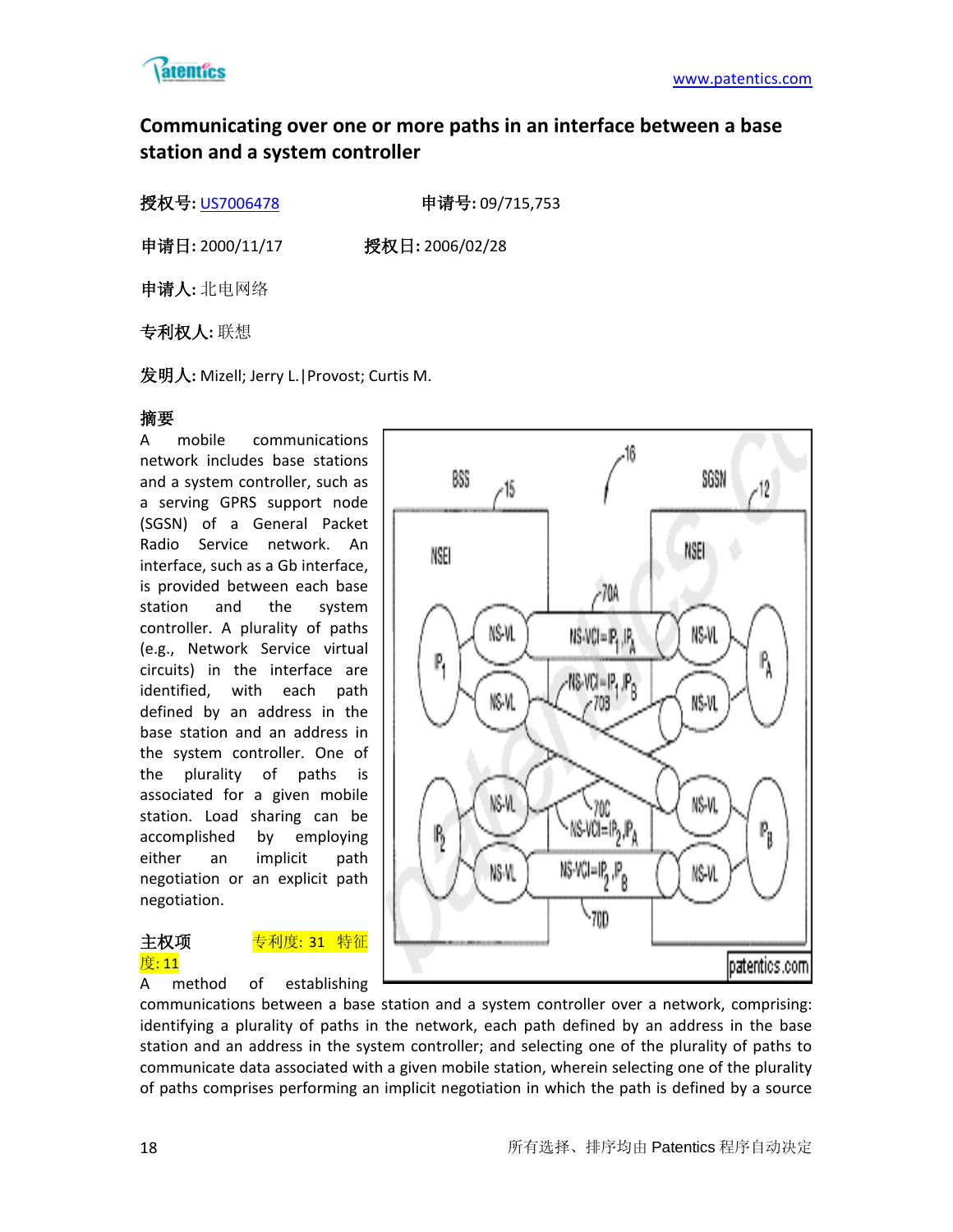## Communicating over one or more paths in an interface between a base station and a system controller

**授权号:** US7006478　　　　**申请号:** 09/715,753

**申请日:** 2000/11/17　　　　**授权日:** 2006/02/28

**申请人:** 北电网络

**专利权人:** 联想

**发明人:** Mizell; Jerry L.|Provost; Curtis M.

**摘要**

A mobile communications network includes base stations and a system controller, such as a serving GPRS support node (SGSN) of a General Packet Radio Service network. An interface, such as a Gb interface, is provided between each base station and the system controller. A plurality of paths (e.g., Network Service virtual circuits) in the interface are identified, with each path defined by an address in the base station and an address in the system controller. One of the plurality of paths is associated for a given mobile station. Load sharing can be accomplished by employing either an implicit path negotiation or an explicit path negotiation.

**主权项**　　专利度: 31　特征度: 11

A method of establishing communications between a base station and a system controller over a network, comprising: identifying a plurality of paths in the network, each path defined by an address in the base station and an address in the system controller; and selecting one of the plurality of paths to communicate data associated with a given mobile station, wherein selecting one of the plurality of paths comprises performing an implicit negotiation in which the path is defined by a source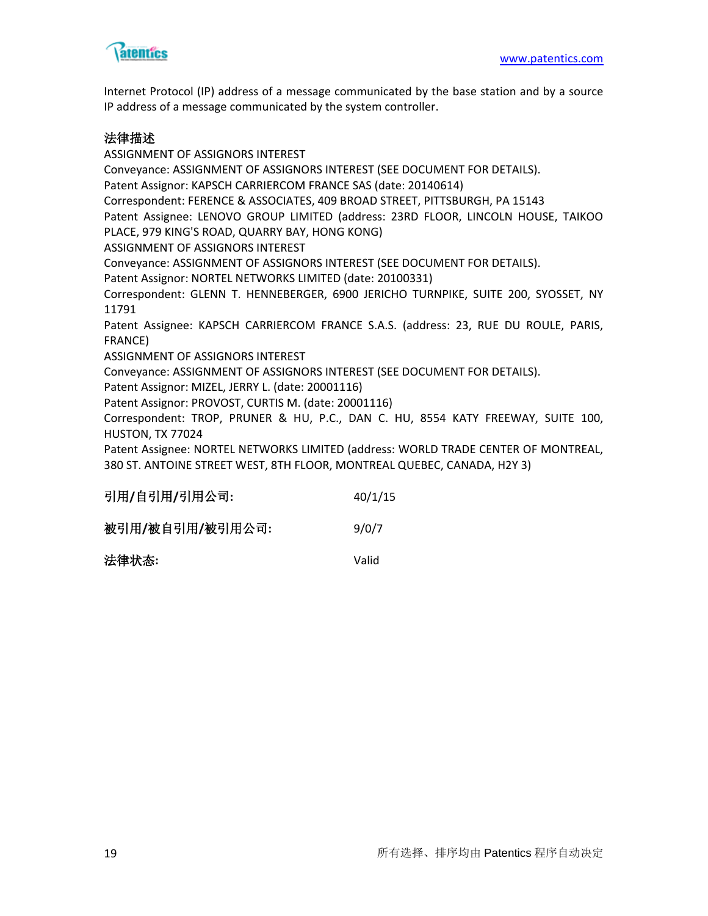Internet Protocol (IP) address of a message communicated by the base station and by a source IP address of a message communicated by the system controller.

**法律描述**

ASSIGNMENT OF ASSIGNORS INTEREST

Conveyance: ASSIGNMENT OF ASSIGNORS INTEREST (SEE DOCUMENT FOR DETAILS).

Patent Assignor: KAPSCH CARRIERCOM FRANCE SAS (date: 20140614)

Correspondent: FERENCE & ASSOCIATES, 409 BROAD STREET, PITTSBURGH, PA 15143

Patent Assignee: LENOVO GROUP LIMITED (address: 23RD FLOOR, LINCOLN HOUSE, TAIKOO PLACE, 979 KING'S ROAD, QUARRY BAY, HONG KONG)

ASSIGNMENT OF ASSIGNORS INTEREST

Conveyance: ASSIGNMENT OF ASSIGNORS INTEREST (SEE DOCUMENT FOR DETAILS).

Patent Assignor: NORTEL NETWORKS LIMITED (date: 20100331)

Correspondent: GLENN T. HENNEBERGER, 6900 JERICHO TURNPIKE, SUITE 200, SYOSSET, NY 11791

Patent Assignee: KAPSCH CARRIERCOM FRANCE S.A.S. (address: 23, RUE DU ROULE, PARIS, FRANCE)

ASSIGNMENT OF ASSIGNORS INTEREST

Conveyance: ASSIGNMENT OF ASSIGNORS INTEREST (SEE DOCUMENT FOR DETAILS).

Patent Assignor: MIZEL, JERRY L. (date: 20001116)

Patent Assignor: PROVOST, CURTIS M. (date: 20001116)

Correspondent: TROP, PRUNER & HU, P.C., DAN C. HU, 8554 KATY FREEWAY, SUITE 100, HUSTON, TX 77024

Patent Assignee: NORTEL NETWORKS LIMITED (address: WORLD TRADE CENTER OF MONTREAL, 380 ST. ANTOINE STREET WEST, 8TH FLOOR, MONTREAL QUEBEC, CANADA, H2Y 3)

| | |
|---|---|
| **引用/自引用/引用公司:** | 40/1/15 |
| **被引用/被自引用/被引用公司:** | 9/0/7 |
| **法律状态:** | Valid |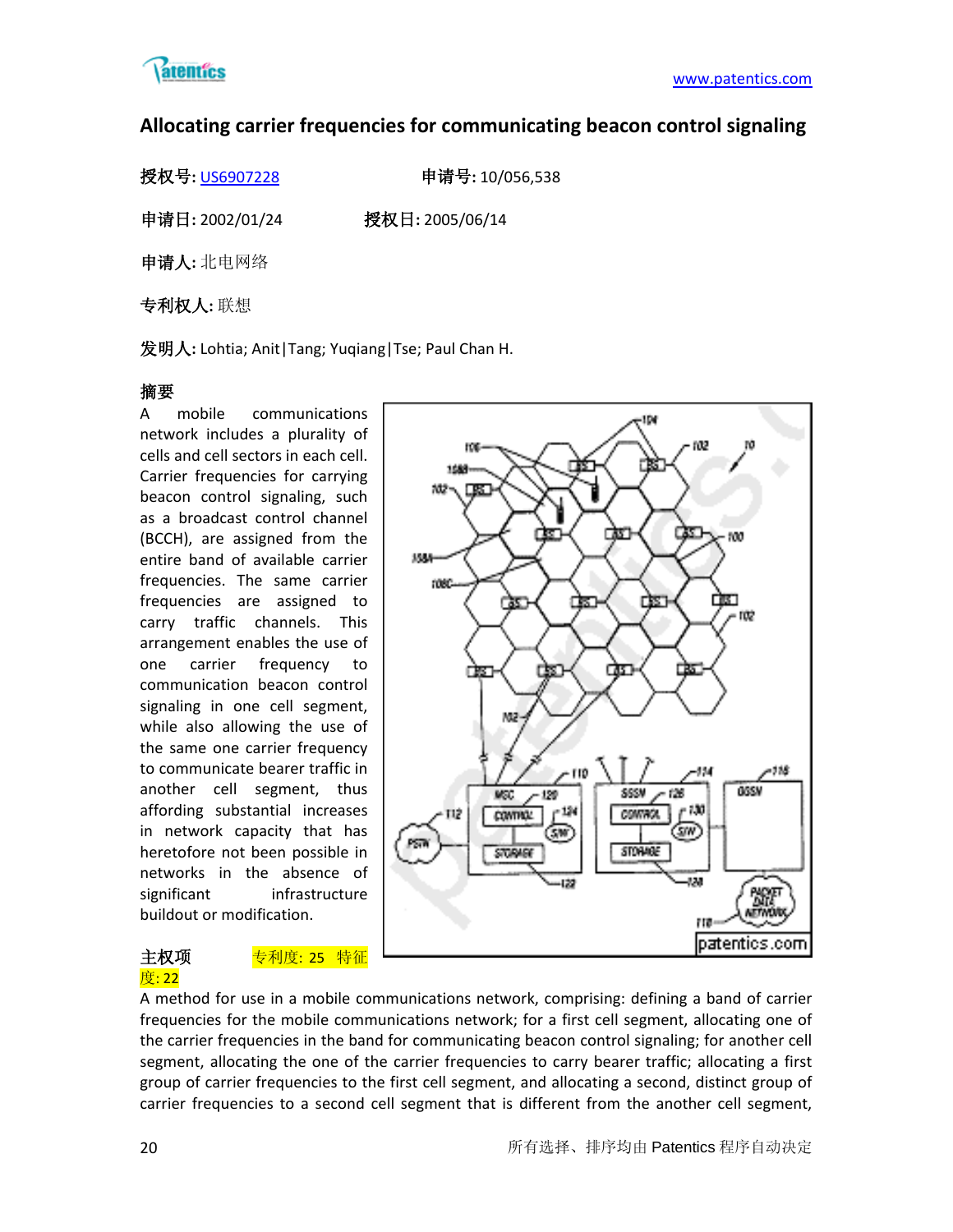## Allocating carrier frequencies for communicating beacon control signaling

**授权号:** US6907228　　　　**申请号:** 10/056,538

**申请日:** 2002/01/24　　　　**授权日:** 2005/06/14

**申请人:** 北电网络

**专利权人:** 联想

**发明人:** Lohtia; Anit|Tang; Yuqiang|Tse; Paul Chan H.

**摘要**

A mobile communications network includes a plurality of cells and cell sectors in each cell. Carrier frequencies for carrying beacon control signaling, such as a broadcast control channel (BCCH), are assigned from the entire band of available carrier frequencies. The same carrier frequencies are assigned to carry traffic channels. This arrangement enables the use of one carrier frequency to communication beacon control signaling in one cell segment, while also allowing the use of the same one carrier frequency to communicate bearer traffic in another cell segment, thus affording substantial increases in network capacity that has heretofore not been possible in networks in the absence of significant infrastructure buildout or modification.

**主权项**　　专利度: 25　特征度: 22

A method for use in a mobile communications network, comprising: defining a band of carrier frequencies for the mobile communications network; for a first cell segment, allocating one of the carrier frequencies in the band for communicating beacon control signaling; for another cell segment, allocating the one of the carrier frequencies to carry bearer traffic; allocating a first group of carrier frequencies to the first cell segment, and allocating a second, distinct group of carrier frequencies to a second cell segment that is different from the another cell segment,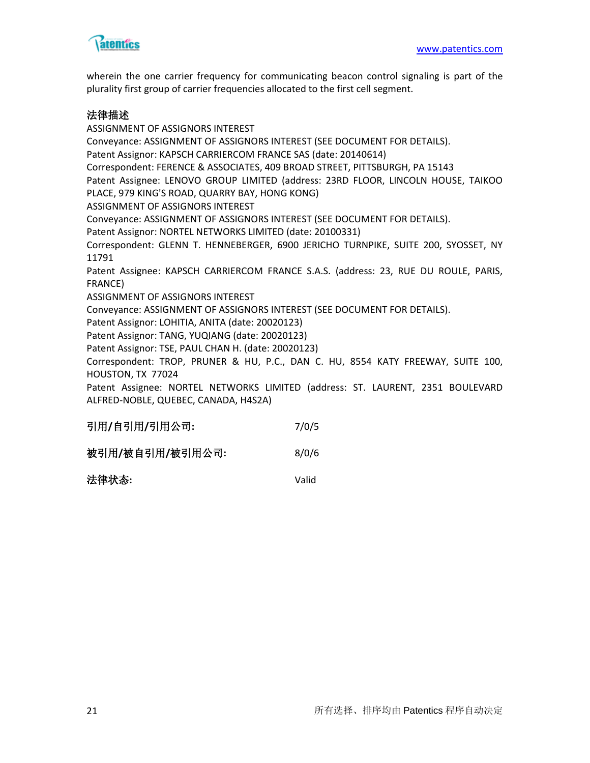wherein the one carrier frequency for communicating beacon control signaling is part of the plurality first group of carrier frequencies allocated to the first cell segment.

**法律描述**

ASSIGNMENT OF ASSIGNORS INTEREST
Conveyance: ASSIGNMENT OF ASSIGNORS INTEREST (SEE DOCUMENT FOR DETAILS).
Patent Assignor: KAPSCH CARRIERCOM FRANCE SAS (date: 20140614)
Correspondent: FERENCE & ASSOCIATES, 409 BROAD STREET, PITTSBURGH, PA 15143
Patent Assignee: LENOVO GROUP LIMITED (address: 23RD FLOOR, LINCOLN HOUSE, TAIKOO PLACE, 979 KING'S ROAD, QUARRY BAY, HONG KONG)
ASSIGNMENT OF ASSIGNORS INTEREST
Conveyance: ASSIGNMENT OF ASSIGNORS INTEREST (SEE DOCUMENT FOR DETAILS).
Patent Assignor: NORTEL NETWORKS LIMITED (date: 20100331)
Correspondent: GLENN T. HENNEBERGER, 6900 JERICHO TURNPIKE, SUITE 200, SYOSSET, NY 11791
Patent Assignee: KAPSCH CARRIERCOM FRANCE S.A.S. (address: 23, RUE DU ROULE, PARIS, FRANCE)
ASSIGNMENT OF ASSIGNORS INTEREST
Conveyance: ASSIGNMENT OF ASSIGNORS INTEREST (SEE DOCUMENT FOR DETAILS).
Patent Assignor: LOHITIA, ANITA (date: 20020123)
Patent Assignor: TANG, YUQIANG (date: 20020123)
Patent Assignor: TSE, PAUL CHAN H. (date: 20020123)
Correspondent: TROP, PRUNER & HU, P.C., DAN C. HU, 8554 KATY FREEWAY, SUITE 100, HOUSTON, TX 77024
Patent Assignee: NORTEL NETWORKS LIMITED (address: ST. LAURENT, 2351 BOULEVARD ALFRED-NOBLE, QUEBEC, CANADA, H4S2A)

**引用/自引用/引用公司:** 7/0/5

**被引用/被自引用/被引用公司:** 8/0/6

**法律状态:** Valid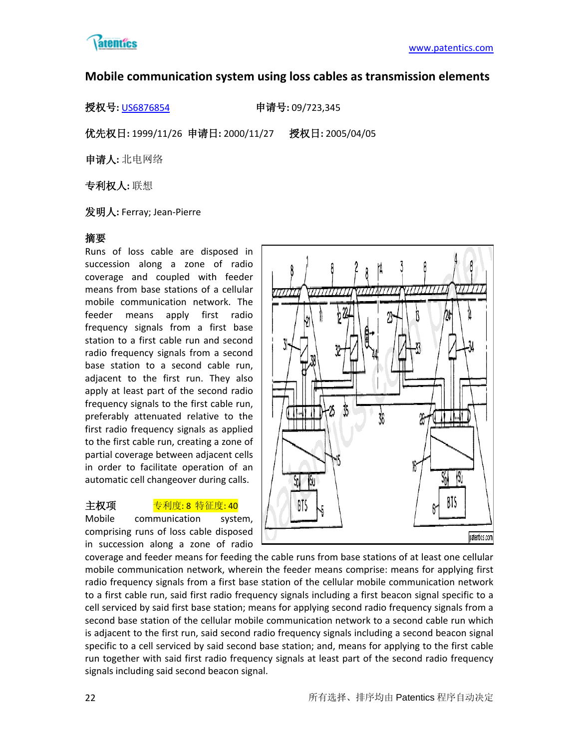# Mobile communication system using loss cables as transmission elements

**授权号:** US6876854　　　　**申请号:** 09/723,345

**优先权日:** 1999/11/26　**申请日:** 2000/11/27　　**授权日:** 2005/04/05

**申请人:** 北电网络

**专利权人:** 联想

**发明人:** Ferray; Jean-Pierre

**摘要**

Runs of loss cable are disposed in succession along a zone of radio coverage and coupled with feeder means from base stations of a cellular mobile communication network. The feeder means apply first radio frequency signals from a first base station to a first cable run and second radio frequency signals from a second base station to a second cable run, adjacent to the first run. They also apply at least part of the second radio frequency signals to the first cable run, preferably attenuated relative to the first radio frequency signals as applied to the first cable run, creating a zone of partial coverage between adjacent cells in order to facilitate operation of an automatic cell changeover during calls.

**主权项**　　专利度: 8 特征度: 40

Mobile communication system, comprising runs of loss cable disposed in succession along a zone of radio coverage and feeder means for feeding the cable runs from base stations of at least one cellular mobile communication network, wherein the feeder means comprise: means for applying first radio frequency signals from a first base station of the cellular mobile communication network to a first cable run, said first radio frequency signals including a first beacon signal specific to a cell serviced by said first base station; means for applying second radio frequency signals from a second base station of the cellular mobile communication network to a second cable run which is adjacent to the first run, said second radio frequency signals including a second beacon signal specific to a cell serviced by said second base station; and, means for applying to the first cable run together with said first radio frequency signals at least part of the second radio frequency signals including said second beacon signal.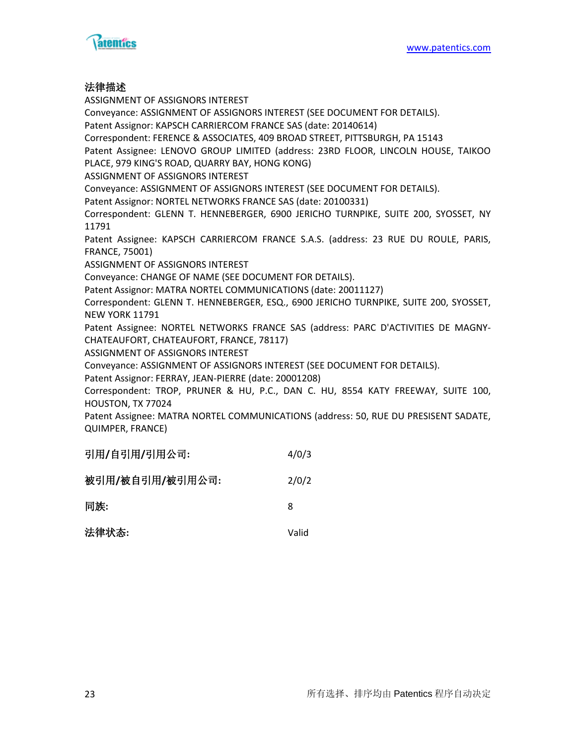**法律描述**

ASSIGNMENT OF ASSIGNORS INTEREST
Conveyance: ASSIGNMENT OF ASSIGNORS INTEREST (SEE DOCUMENT FOR DETAILS).
Patent Assignor: KAPSCH CARRIERCOM FRANCE SAS (date: 20140614)
Correspondent: FERENCE & ASSOCIATES, 409 BROAD STREET, PITTSBURGH, PA 15143
Patent Assignee: LENOVO GROUP LIMITED (address: 23RD FLOOR, LINCOLN HOUSE, TAIKOO PLACE, 979 KING'S ROAD, QUARRY BAY, HONG KONG)
ASSIGNMENT OF ASSIGNORS INTEREST
Conveyance: ASSIGNMENT OF ASSIGNORS INTEREST (SEE DOCUMENT FOR DETAILS).
Patent Assignor: NORTEL NETWORKS FRANCE SAS (date: 20100331)
Correspondent: GLENN T. HENNEBERGER, 6900 JERICHO TURNPIKE, SUITE 200, SYOSSET, NY 11791
Patent Assignee: KAPSCH CARRIERCOM FRANCE S.A.S. (address: 23 RUE DU ROULE, PARIS, FRANCE, 75001)
ASSIGNMENT OF ASSIGNORS INTEREST
Conveyance: CHANGE OF NAME (SEE DOCUMENT FOR DETAILS).
Patent Assignor: MATRA NORTEL COMMUNICATIONS (date: 20011127)
Correspondent: GLENN T. HENNEBERGER, ESQ., 6900 JERICHO TURNPIKE, SUITE 200, SYOSSET, NEW YORK 11791
Patent Assignee: NORTEL NETWORKS FRANCE SAS (address: PARC D'ACTIVITIES DE MAGNY-CHATEAUFORT, CHATEAUFORT, FRANCE, 78117)
ASSIGNMENT OF ASSIGNORS INTEREST
Conveyance: ASSIGNMENT OF ASSIGNORS INTEREST (SEE DOCUMENT FOR DETAILS).
Patent Assignor: FERRAY, JEAN-PIERRE (date: 20001208)
Correspondent: TROP, PRUNER & HU, P.C., DAN C. HU, 8554 KATY FREEWAY, SUITE 100, HOUSTON, TX 77024
Patent Assignee: MATRA NORTEL COMMUNICATIONS (address: 50, RUE DU PRESISENT SADATE, QUIMPER, FRANCE)

| | |
|---|---|
| **引用/自引用/引用公司:** | 4/0/3 |
| **被引用/被自引用/被引用公司:** | 2/0/2 |
| **同族:** | 8 |
| **法律状态:** | Valid |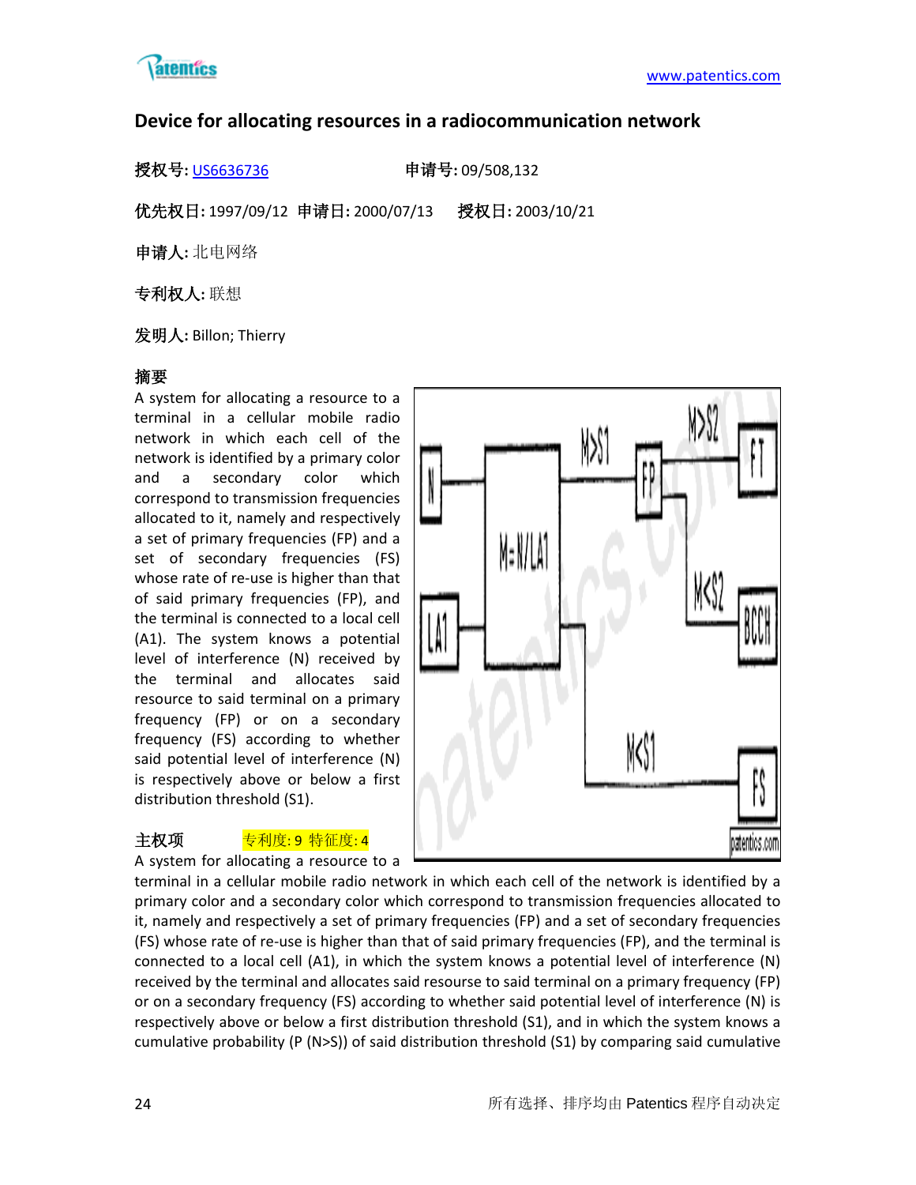## Device for allocating resources in a radiocommunication network

**授权号:** US6636736　　　　　　**申请号:** 09/508,132

**优先权日:** 1997/09/12　**申请日:** 2000/07/13　　**授权日:** 2003/10/21

**申请人:** 北电网络

**专利权人:** 联想

**发明人:** Billon; Thierry

**摘要**

A system for allocating a resource to a terminal in a cellular mobile radio network in which each cell of the network is identified by a primary color and a secondary color which correspond to transmission frequencies allocated to it, namely and respectively a set of primary frequencies (FP) and a set of secondary frequencies (FS) whose rate of re-use is higher than that of said primary frequencies (FP), and the terminal is connected to a local cell (A1). The system knows a potential level of interference (N) received by the terminal and allocates said resource to said terminal on a primary frequency (FP) or on a secondary frequency (FS) according to whether said potential level of interference (N) is respectively above or below a first distribution threshold (S1).

**主权项**　　专利度: 9 特征度: 4

A system for allocating a resource to a terminal in a cellular mobile radio network in which each cell of the network is identified by a primary color and a secondary color which correspond to transmission frequencies allocated to it, namely and respectively a set of primary frequencies (FP) and a set of secondary frequencies (FS) whose rate of re-use is higher than that of said primary frequencies (FP), and the terminal is connected to a local cell (A1), in which the system knows a potential level of interference (N) received by the terminal and allocates said resourse to said terminal on a primary frequency (FP) or on a secondary frequency (FS) according to whether said potential level of interference (N) is respectively above or below a first distribution threshold (S1), and in which the system knows a cumulative probability (P (N>S)) of said distribution threshold (S1) by comparing said cumulative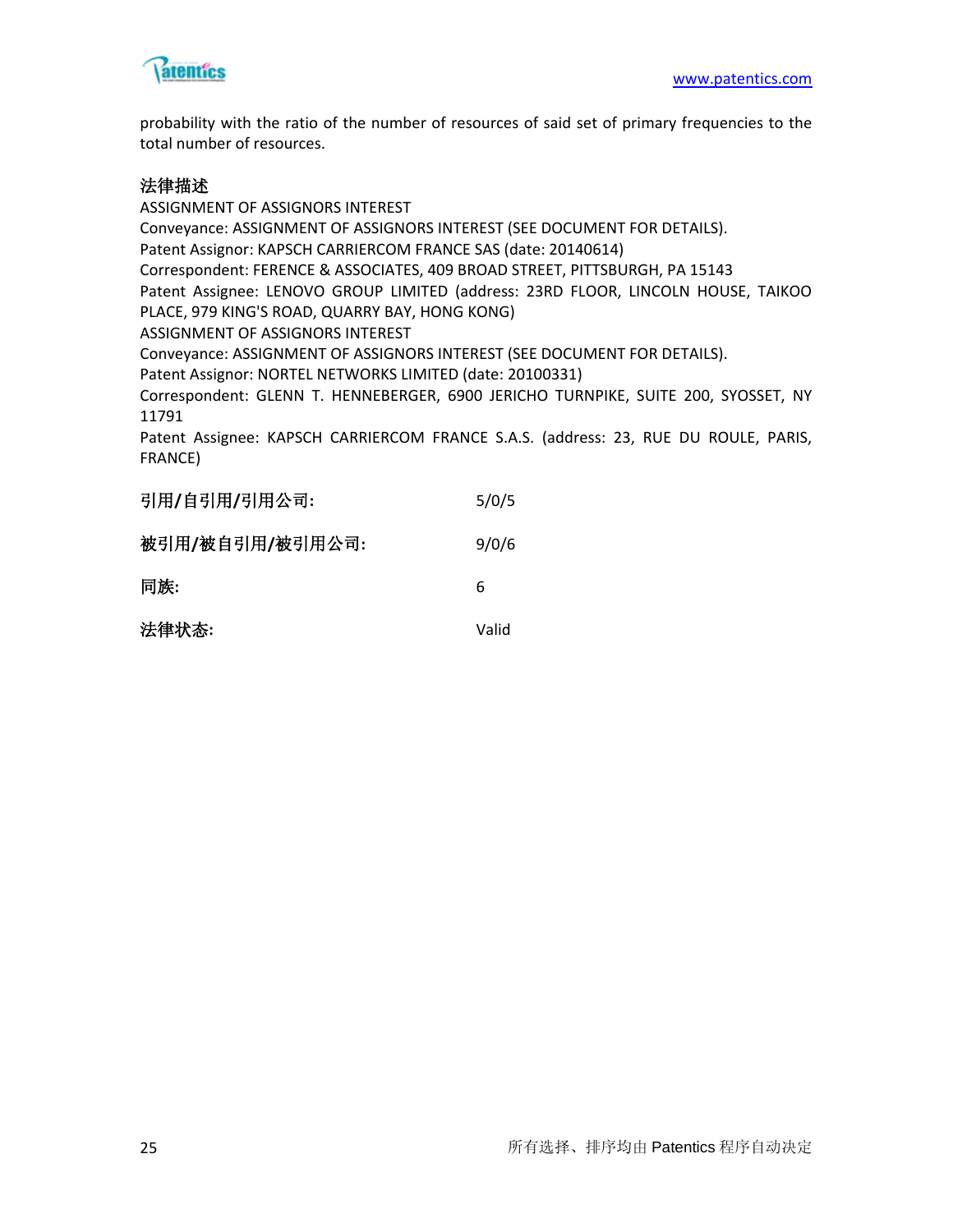probability with the ratio of the number of resources of said set of primary frequencies to the total number of resources.

**法律描述**

ASSIGNMENT OF ASSIGNORS INTEREST
Conveyance: ASSIGNMENT OF ASSIGNORS INTEREST (SEE DOCUMENT FOR DETAILS).
Patent Assignor: KAPSCH CARRIERCOM FRANCE SAS (date: 20140614)
Correspondent: FERENCE & ASSOCIATES, 409 BROAD STREET, PITTSBURGH, PA 15143
Patent Assignee: LENOVO GROUP LIMITED (address: 23RD FLOOR, LINCOLN HOUSE, TAIKOO PLACE, 979 KING'S ROAD, QUARRY BAY, HONG KONG)
ASSIGNMENT OF ASSIGNORS INTEREST
Conveyance: ASSIGNMENT OF ASSIGNORS INTEREST (SEE DOCUMENT FOR DETAILS).
Patent Assignor: NORTEL NETWORKS LIMITED (date: 20100331)
Correspondent: GLENN T. HENNEBERGER, 6900 JERICHO TURNPIKE, SUITE 200, SYOSSET, NY 11791
Patent Assignee: KAPSCH CARRIERCOM FRANCE S.A.S. (address: 23, RUE DU ROULE, PARIS, FRANCE)

| | |
|---|---|
| **引用/自引用/引用公司:** | 5/0/5 |
| **被引用/被自引用/被引用公司:** | 9/0/6 |
| **同族:** | 6 |
| **法律状态:** | Valid |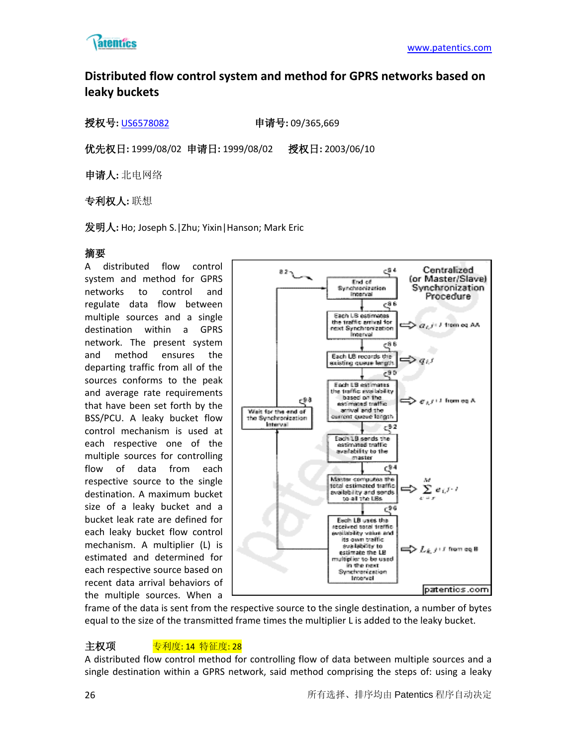## Distributed flow control system and method for GPRS networks based on leaky buckets

**授权号:** US6578082　　　　**申请号:** 09/365,669

**优先权日:** 1999/08/02　**申请日:** 1999/08/02　　**授权日:** 2003/06/10

**申请人:** 北电网络

**专利权人:** 联想

**发明人:** Ho; Joseph S.|Zhu; Yixin|Hanson; Mark Eric

**摘要**

A distributed flow control system and method for GPRS networks to control and regulate data flow between multiple sources and a single destination within a GPRS network. The present system and method ensures the departing traffic from all of the sources conforms to the peak and average rate requirements that have been set forth by the BSS/PCU. A leaky bucket flow control mechanism is used at each respective one of the multiple sources for controlling flow of data from each respective source to the single destination. A maximum bucket size of a leaky bucket and a bucket leak rate are defined for each leaky bucket flow control mechanism. A multiplier (L) is estimated and determined for each respective source based on recent data arrival behaviors of the multiple sources. When a frame of the data is sent from the respective source to the single destination, a number of bytes equal to the size of the transmitted frame times the multiplier L is added to the leaky bucket.

**主权项**　　专利度: 14 特征度: 28

A distributed flow control method for controlling flow of data between multiple sources and a single destination within a GPRS network, said method comprising the steps of: using a leaky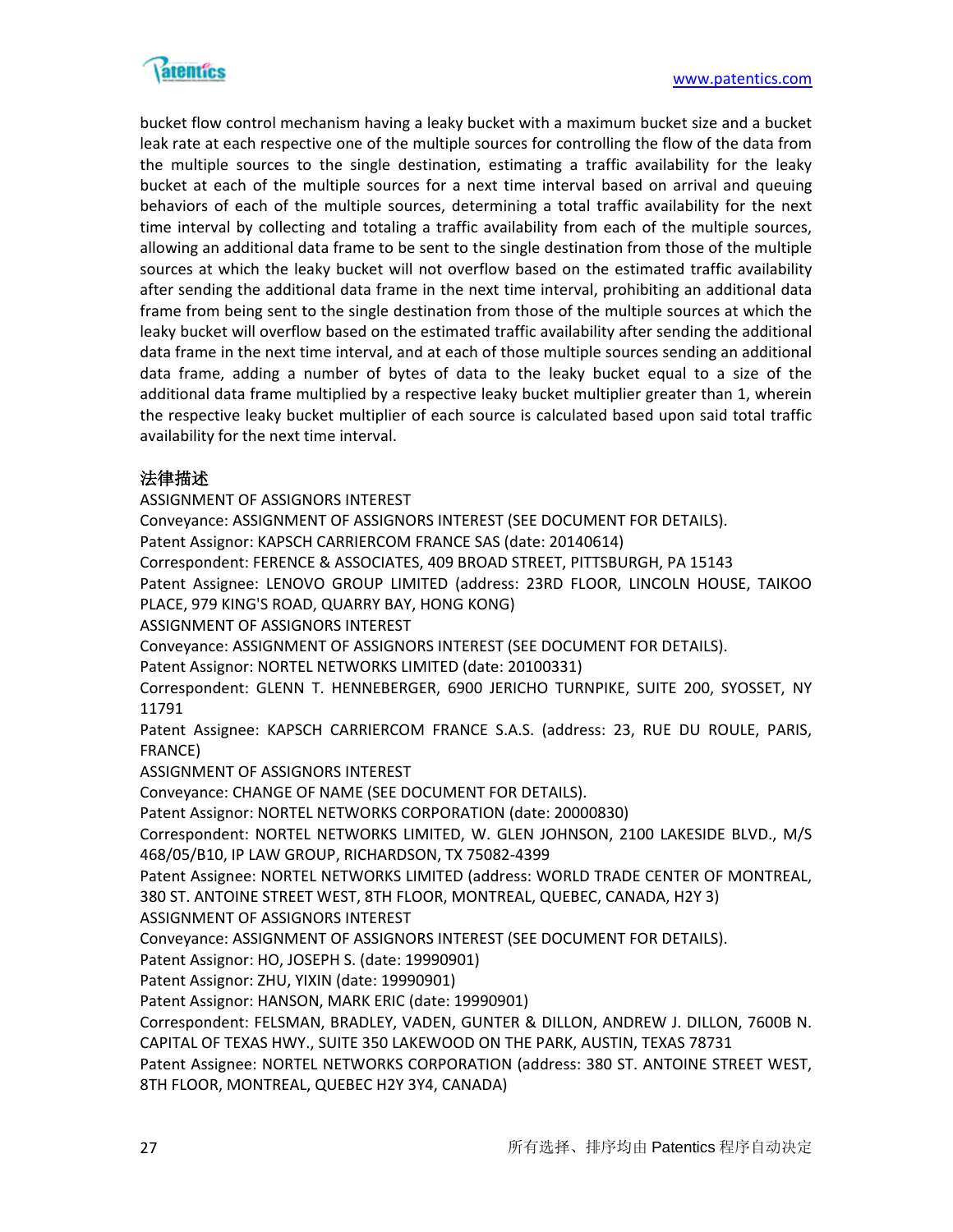bucket flow control mechanism having a leaky bucket with a maximum bucket size and a bucket leak rate at each respective one of the multiple sources for controlling the flow of the data from the multiple sources to the single destination, estimating a traffic availability for the leaky bucket at each of the multiple sources for a next time interval based on arrival and queuing behaviors of each of the multiple sources, determining a total traffic availability for the next time interval by collecting and totaling a traffic availability from each of the multiple sources, allowing an additional data frame to be sent to the single destination from those of the multiple sources at which the leaky bucket will not overflow based on the estimated traffic availability after sending the additional data frame in the next time interval, prohibiting an additional data frame from being sent to the single destination from those of the multiple sources at which the leaky bucket will overflow based on the estimated traffic availability after sending the additional data frame in the next time interval, and at each of those multiple sources sending an additional data frame, adding a number of bytes of data to the leaky bucket equal to a size of the additional data frame multiplied by a respective leaky bucket multiplier greater than 1, wherein the respective leaky bucket multiplier of each source is calculated based upon said total traffic availability for the next time interval.

### 法律描述

ASSIGNMENT OF ASSIGNORS INTEREST
Conveyance: ASSIGNMENT OF ASSIGNORS INTEREST (SEE DOCUMENT FOR DETAILS).
Patent Assignor: KAPSCH CARRIERCOM FRANCE SAS (date: 20140614)
Correspondent: FERENCE & ASSOCIATES, 409 BROAD STREET, PITTSBURGH, PA 15143
Patent Assignee: LENOVO GROUP LIMITED (address: 23RD FLOOR, LINCOLN HOUSE, TAIKOO PLACE, 979 KING'S ROAD, QUARRY BAY, HONG KONG)
ASSIGNMENT OF ASSIGNORS INTEREST
Conveyance: ASSIGNMENT OF ASSIGNORS INTEREST (SEE DOCUMENT FOR DETAILS).
Patent Assignor: NORTEL NETWORKS LIMITED (date: 20100331)
Correspondent: GLENN T. HENNEBERGER, 6900 JERICHO TURNPIKE, SUITE 200, SYOSSET, NY 11791
Patent Assignee: KAPSCH CARRIERCOM FRANCE S.A.S. (address: 23, RUE DU ROULE, PARIS, FRANCE)
ASSIGNMENT OF ASSIGNORS INTEREST
Conveyance: CHANGE OF NAME (SEE DOCUMENT FOR DETAILS).
Patent Assignor: NORTEL NETWORKS CORPORATION (date: 20000830)
Correspondent: NORTEL NETWORKS LIMITED, W. GLEN JOHNSON, 2100 LAKESIDE BLVD., M/S 468/05/B10, IP LAW GROUP, RICHARDSON, TX 75082-4399
Patent Assignee: NORTEL NETWORKS LIMITED (address: WORLD TRADE CENTER OF MONTREAL, 380 ST. ANTOINE STREET WEST, 8TH FLOOR, MONTREAL, QUEBEC, CANADA, H2Y 3)
ASSIGNMENT OF ASSIGNORS INTEREST
Conveyance: ASSIGNMENT OF ASSIGNORS INTEREST (SEE DOCUMENT FOR DETAILS).
Patent Assignor: HO, JOSEPH S. (date: 19990901)
Patent Assignor: ZHU, YIXIN (date: 19990901)
Patent Assignor: HANSON, MARK ERIC (date: 19990901)
Correspondent: FELSMAN, BRADLEY, VADEN, GUNTER & DILLON, ANDREW J. DILLON, 7600B N. CAPITAL OF TEXAS HWY., SUITE 350 LAKEWOOD ON THE PARK, AUSTIN, TEXAS 78731
Patent Assignee: NORTEL NETWORKS CORPORATION (address: 380 ST. ANTOINE STREET WEST, 8TH FLOOR, MONTREAL, QUEBEC H2Y 3Y4, CANADA)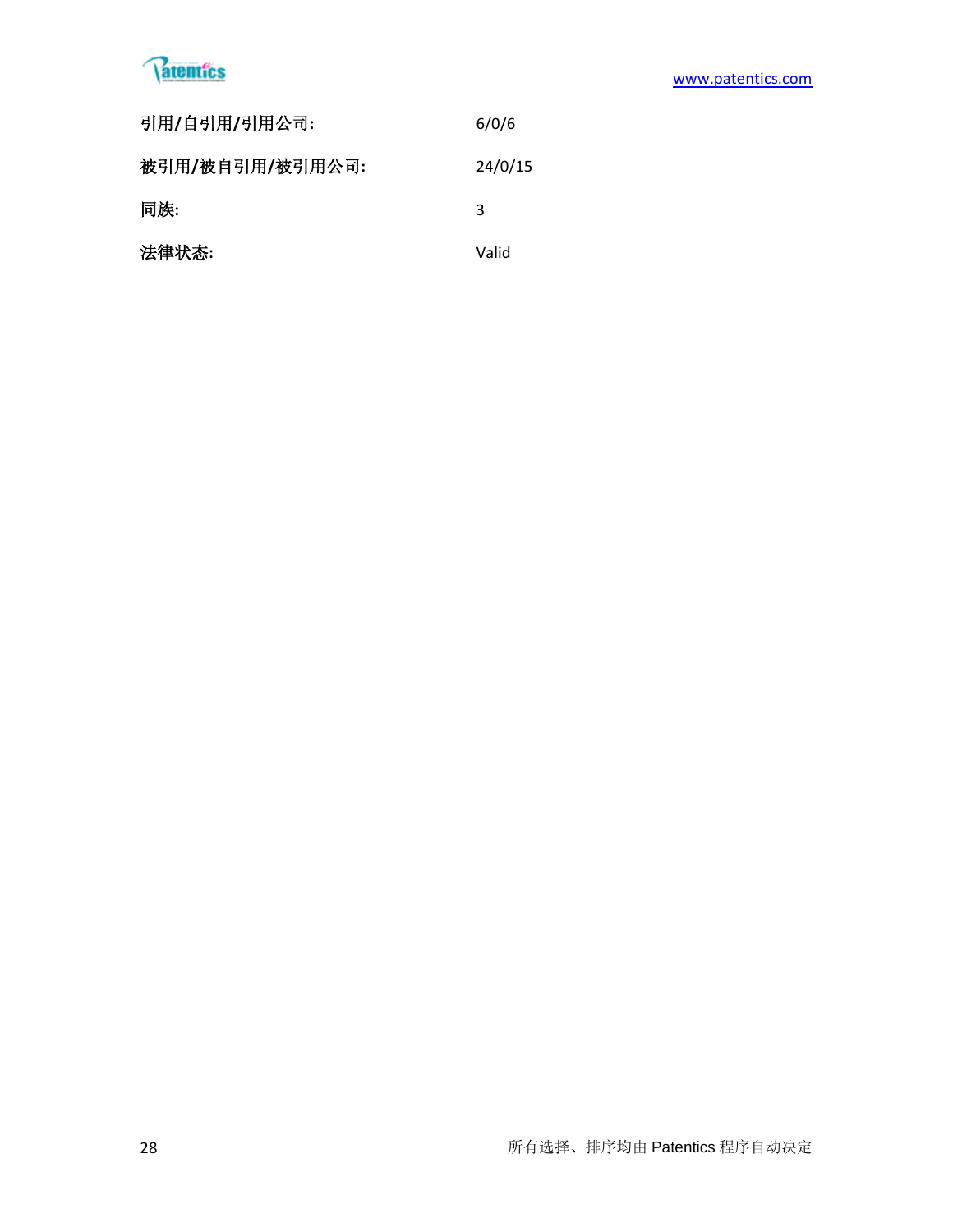| | |
|---|---|
| **引用/自引用/引用公司:** | 6/0/6 |
| **被引用/被自引用/被引用公司:** | 24/0/15 |
| **同族:** | 3 |
| **法律状态:** | Valid |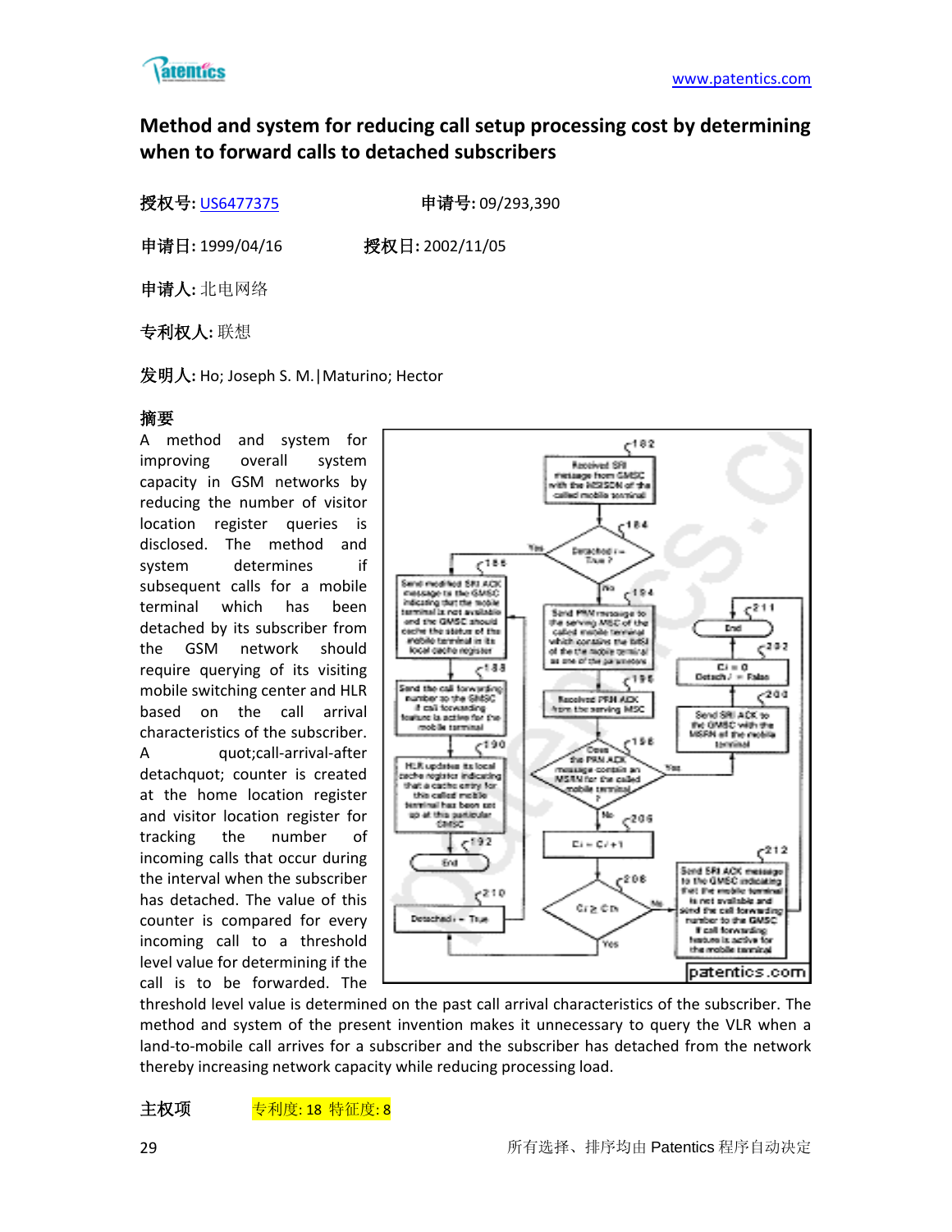## Method and system for reducing call setup processing cost by determining when to forward calls to detached subscribers

**授权号:** US6477375　　**申请号:** 09/293,390

**申请日:** 1999/04/16　　**授权日:** 2002/11/05

**申请人:** 北电网络

**专利权人:** 联想

**发明人:** Ho; Joseph S. M.|Maturino; Hector

### 摘要

A method and system for improving overall system capacity in GSM networks by reducing the number of visitor location register queries is disclosed. The method and system determines if subsequent calls for a mobile terminal which has been detached by its subscriber from the GSM network should require querying of its visiting mobile switching center and HLR based on the call arrival characteristics of the subscriber. A quot;call-arrival-after detachquot; counter is created at the home location register and visitor location register for tracking the number of incoming calls that occur during the interval when the subscriber has detached. The value of this counter is compared for every incoming call to a threshold level value for determining if the call is to be forwarded. The threshold level value is determined on the past call arrival characteristics of the subscriber. The method and system of the present invention makes it unnecessary to query the VLR when a land-to-mobile call arrives for a subscriber and the subscriber has detached from the network thereby increasing network capacity while reducing processing load.

**主权项**　　专利度: 18 特征度: 8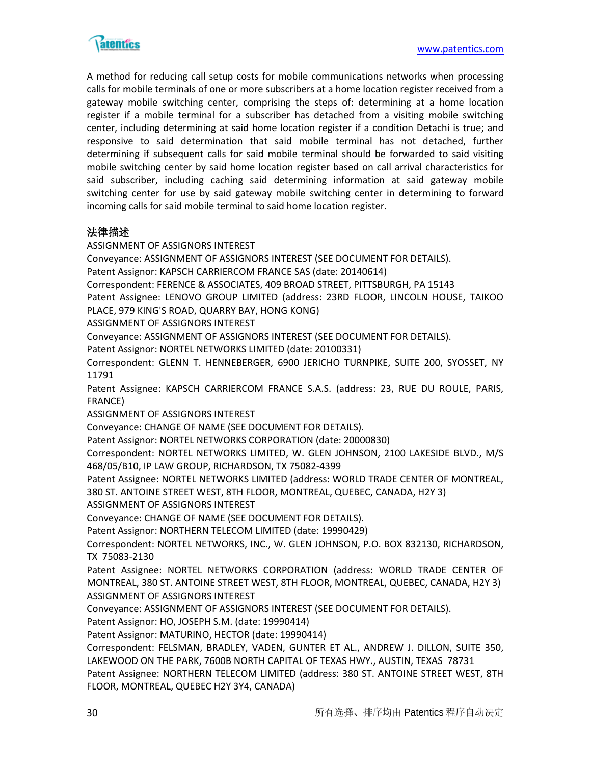A method for reducing call setup costs for mobile communications networks when processing calls for mobile terminals of one or more subscribers at a home location register received from a gateway mobile switching center, comprising the steps of: determining at a home location register if a mobile terminal for a subscriber has detached from a visiting mobile switching center, including determining at said home location register if a condition Detachi is true; and responsive to said determination that said mobile terminal has not detached, further determining if subsequent calls for said mobile terminal should be forwarded to said visiting mobile switching center by said home location register based on call arrival characteristics for said subscriber, including caching said determining information at said gateway mobile switching center for use by said gateway mobile switching center in determining to forward incoming calls for said mobile terminal to said home location register.

## 法律描述

ASSIGNMENT OF ASSIGNORS INTEREST
Conveyance: ASSIGNMENT OF ASSIGNORS INTEREST (SEE DOCUMENT FOR DETAILS).
Patent Assignor: KAPSCH CARRIERCOM FRANCE SAS (date: 20140614)
Correspondent: FERENCE & ASSOCIATES, 409 BROAD STREET, PITTSBURGH, PA 15143
Patent Assignee: LENOVO GROUP LIMITED (address: 23RD FLOOR, LINCOLN HOUSE, TAIKOO PLACE, 979 KING'S ROAD, QUARRY BAY, HONG KONG)
ASSIGNMENT OF ASSIGNORS INTEREST
Conveyance: ASSIGNMENT OF ASSIGNORS INTEREST (SEE DOCUMENT FOR DETAILS).
Patent Assignor: NORTEL NETWORKS LIMITED (date: 20100331)
Correspondent: GLENN T. HENNEBERGER, 6900 JERICHO TURNPIKE, SUITE 200, SYOSSET, NY 11791
Patent Assignee: KAPSCH CARRIERCOM FRANCE S.A.S. (address: 23, RUE DU ROULE, PARIS, FRANCE)
ASSIGNMENT OF ASSIGNORS INTEREST
Conveyance: CHANGE OF NAME (SEE DOCUMENT FOR DETAILS).
Patent Assignor: NORTEL NETWORKS CORPORATION (date: 20000830)
Correspondent: NORTEL NETWORKS LIMITED, W. GLEN JOHNSON, 2100 LAKESIDE BLVD., M/S 468/05/B10, IP LAW GROUP, RICHARDSON, TX 75082-4399
Patent Assignee: NORTEL NETWORKS LIMITED (address: WORLD TRADE CENTER OF MONTREAL, 380 ST. ANTOINE STREET WEST, 8TH FLOOR, MONTREAL, QUEBEC, CANADA, H2Y 3)
ASSIGNMENT OF ASSIGNORS INTEREST
Conveyance: CHANGE OF NAME (SEE DOCUMENT FOR DETAILS).
Patent Assignor: NORTHERN TELECOM LIMITED (date: 19990429)
Correspondent: NORTEL NETWORKS, INC., W. GLEN JOHNSON, P.O. BOX 832130, RICHARDSON, TX 75083-2130
Patent Assignee: NORTEL NETWORKS CORPORATION (address: WORLD TRADE CENTER OF MONTREAL, 380 ST. ANTOINE STREET WEST, 8TH FLOOR, MONTREAL, QUEBEC, CANADA, H2Y 3)
ASSIGNMENT OF ASSIGNORS INTEREST
Conveyance: ASSIGNMENT OF ASSIGNORS INTEREST (SEE DOCUMENT FOR DETAILS).
Patent Assignor: HO, JOSEPH S.M. (date: 19990414)
Patent Assignor: MATURINO, HECTOR (date: 19990414)
Correspondent: FELSMAN, BRADLEY, VADEN, GUNTER ET AL., ANDREW J. DILLON, SUITE 350, LAKEWOOD ON THE PARK, 7600B NORTH CAPITAL OF TEXAS HWY., AUSTIN, TEXAS 78731
Patent Assignee: NORTHERN TELECOM LIMITED (address: 380 ST. ANTOINE STREET WEST, 8TH FLOOR, MONTREAL, QUEBEC H2Y 3Y4, CANADA)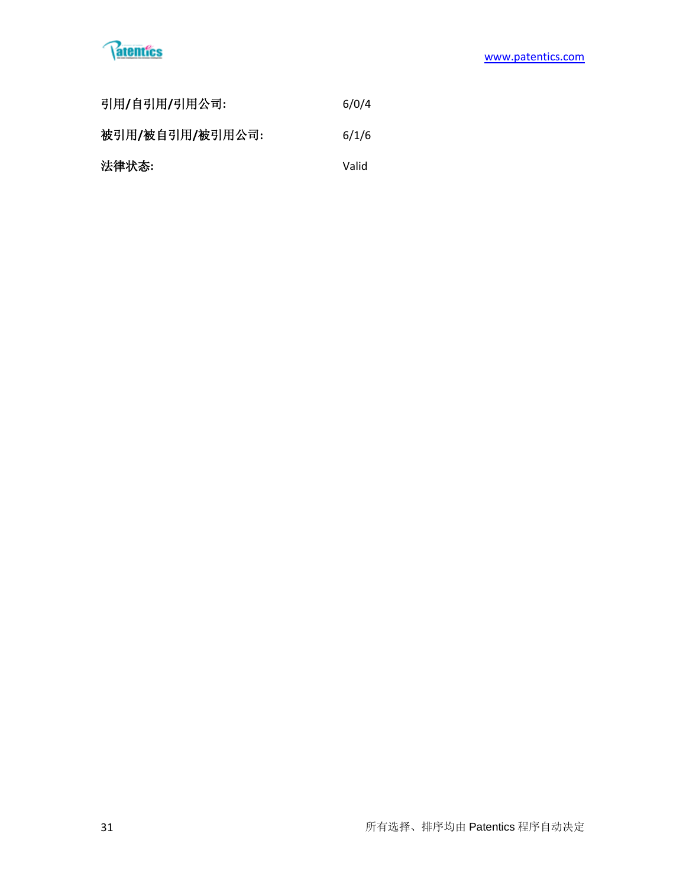**引用/自引用/引用公司:** 6/0/4

**被引用/被自引用/被引用公司:** 6/1/6

**法律状态:** Valid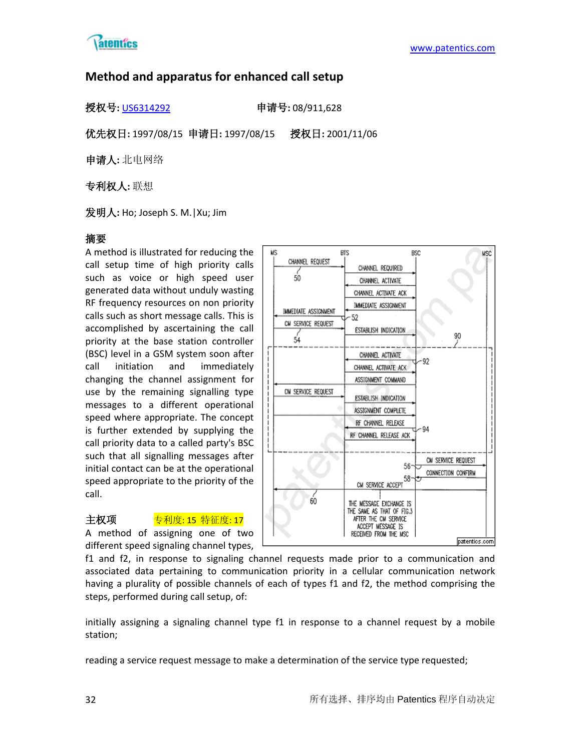## Method and apparatus for enhanced call setup

**授权号:** US6314292　　　　　　**申请号:** 08/911,628

**优先权日:** 1997/08/15 **申请日:** 1997/08/15 **授权日:** 2001/11/06

**申请人:** 北电网络

**专利权人:** 联想

**发明人:** Ho; Joseph S. M.|Xu; Jim

**摘要**

A method is illustrated for reducing the call setup time of high priority calls such as voice or high speed user generated data without unduly wasting RF frequency resources on non priority calls such as short message calls. This is accomplished by ascertaining the call priority at the base station controller (BSC) level in a GSM system soon after call initiation and immediately changing the channel assignment for use by the remaining signalling type messages to a different operational speed where appropriate. The concept is further extended by supplying the call priority data to a called party's BSC such that all signalling messages after initial contact can be at the operational speed appropriate to the priority of the call.

**主权项**　　　　专利度: 15 特征度: 17

A method of assigning one of two different speed signaling channel types, f1 and f2, in response to signaling channel requests made prior to a communication and associated data pertaining to communication priority in a cellular communication network having a plurality of possible channels of each of types f1 and f2, the method comprising the steps, performed during call setup, of:

initially assigning a signaling channel type f1 in response to a channel request by a mobile station;

reading a service request message to make a determination of the service type requested;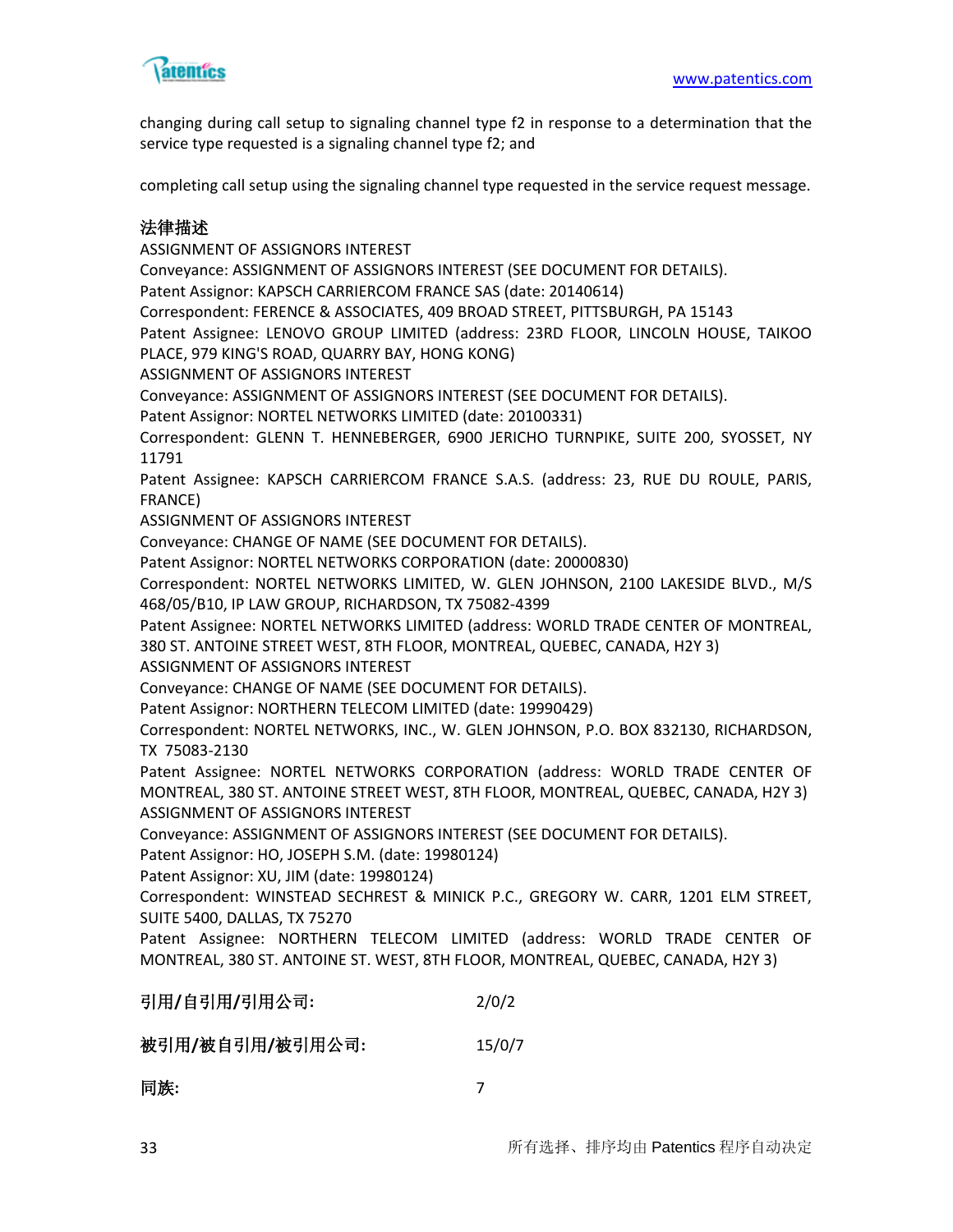changing during call setup to signaling channel type f2 in response to a determination that the service type requested is a signaling channel type f2; and

completing call setup using the signaling channel type requested in the service request message.

### 法律描述

ASSIGNMENT OF ASSIGNORS INTEREST
Conveyance: ASSIGNMENT OF ASSIGNORS INTEREST (SEE DOCUMENT FOR DETAILS).
Patent Assignor: KAPSCH CARRIERCOM FRANCE SAS (date: 20140614)
Correspondent: FERENCE & ASSOCIATES, 409 BROAD STREET, PITTSBURGH, PA 15143
Patent Assignee: LENOVO GROUP LIMITED (address: 23RD FLOOR, LINCOLN HOUSE, TAIKOO PLACE, 979 KING'S ROAD, QUARRY BAY, HONG KONG)
ASSIGNMENT OF ASSIGNORS INTEREST
Conveyance: ASSIGNMENT OF ASSIGNORS INTEREST (SEE DOCUMENT FOR DETAILS).
Patent Assignor: NORTEL NETWORKS LIMITED (date: 20100331)
Correspondent: GLENN T. HENNEBERGER, 6900 JERICHO TURNPIKE, SUITE 200, SYOSSET, NY 11791
Patent Assignee: KAPSCH CARRIERCOM FRANCE S.A.S. (address: 23, RUE DU ROULE, PARIS, FRANCE)
ASSIGNMENT OF ASSIGNORS INTEREST
Conveyance: CHANGE OF NAME (SEE DOCUMENT FOR DETAILS).
Patent Assignor: NORTEL NETWORKS CORPORATION (date: 20000830)
Correspondent: NORTEL NETWORKS LIMITED, W. GLEN JOHNSON, 2100 LAKESIDE BLVD., M/S 468/05/B10, IP LAW GROUP, RICHARDSON, TX 75082-4399
Patent Assignee: NORTEL NETWORKS LIMITED (address: WORLD TRADE CENTER OF MONTREAL, 380 ST. ANTOINE STREET WEST, 8TH FLOOR, MONTREAL, QUEBEC, CANADA, H2Y 3)
ASSIGNMENT OF ASSIGNORS INTEREST
Conveyance: CHANGE OF NAME (SEE DOCUMENT FOR DETAILS).
Patent Assignor: NORTHERN TELECOM LIMITED (date: 19990429)
Correspondent: NORTEL NETWORKS, INC., W. GLEN JOHNSON, P.O. BOX 832130, RICHARDSON, TX 75083-2130
Patent Assignee: NORTEL NETWORKS CORPORATION (address: WORLD TRADE CENTER OF MONTREAL, 380 ST. ANTOINE STREET WEST, 8TH FLOOR, MONTREAL, QUEBEC, CANADA, H2Y 3)
ASSIGNMENT OF ASSIGNORS INTEREST
Conveyance: ASSIGNMENT OF ASSIGNORS INTEREST (SEE DOCUMENT FOR DETAILS).
Patent Assignor: HO, JOSEPH S.M. (date: 19980124)
Patent Assignor: XU, JIM (date: 19980124)
Correspondent: WINSTEAD SECHREST & MINICK P.C., GREGORY W. CARR, 1201 ELM STREET, SUITE 5400, DALLAS, TX 75270
Patent Assignee: NORTHERN TELECOM LIMITED (address: WORLD TRADE CENTER OF MONTREAL, 380 ST. ANTOINE ST. WEST, 8TH FLOOR, MONTREAL, QUEBEC, CANADA, H2Y 3)

**引用/自引用/引用公司:** 2/0/2

**被引用/被自引用/被引用公司:** 15/0/7

**同族:** 7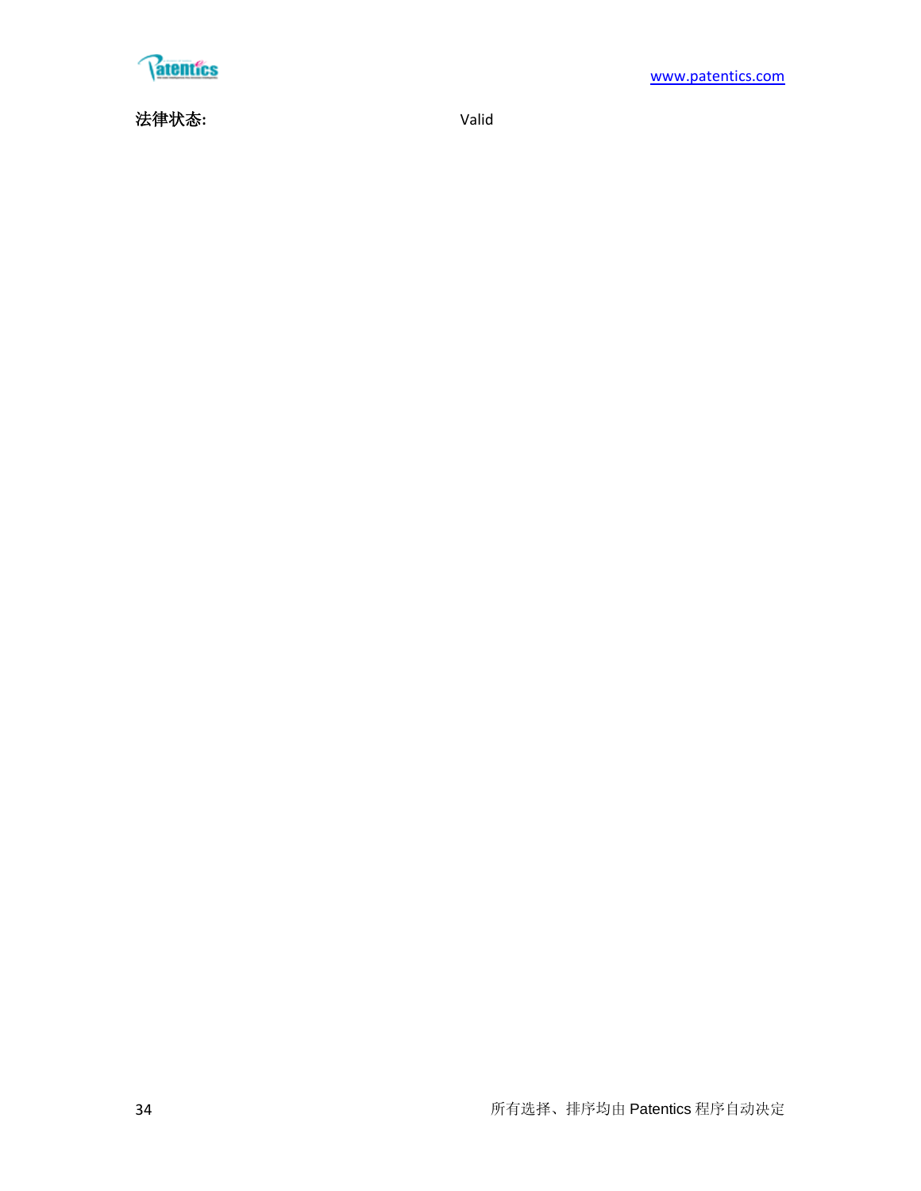**法律状态:** Valid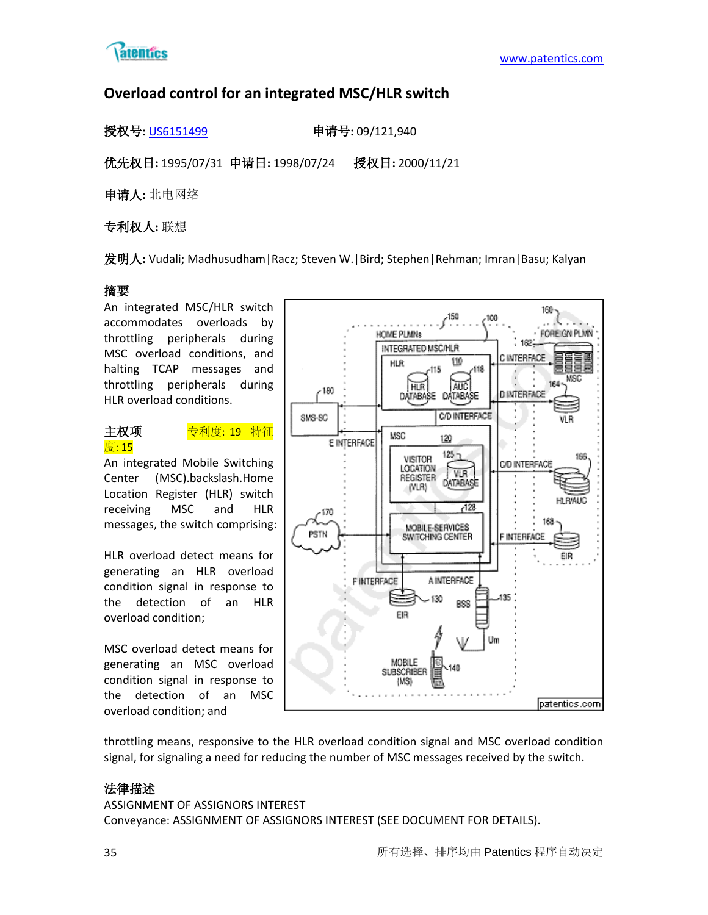## Overload control for an integrated MSC/HLR switch

**授权号:** US6151499　　　　　　**申请号:** 09/121,940

**优先权日:** 1995/07/31 **申请日:** 1998/07/24 　**授权日:** 2000/11/21

**申请人:** 北电网络

**专利权人:** 联想

**发明人:** Vudali; Madhusudham|Racz; Steven W.|Bird; Stephen|Rehman; Imran|Basu; Kalyan

**摘要**

An integrated MSC/HLR switch accommodates overloads by throttling peripherals during MSC overload conditions, and halting TCAP messages and throttling peripherals during HLR overload conditions.

**主权项**　　专利度: 19 特征度: 15

An integrated Mobile Switching Center (MSC).backslash.Home Location Register (HLR) switch receiving MSC and HLR messages, the switch comprising:

HLR overload detect means for generating an HLR overload condition signal in response to the detection of an HLR overload condition;

MSC overload detect means for generating an MSC overload condition signal in response to the detection of an MSC overload condition; and

throttling means, responsive to the HLR overload condition signal and MSC overload condition signal, for signaling a need for reducing the number of MSC messages received by the switch.

**法律描述**

ASSIGNMENT OF ASSIGNORS INTEREST

Conveyance: ASSIGNMENT OF ASSIGNORS INTEREST (SEE DOCUMENT FOR DETAILS).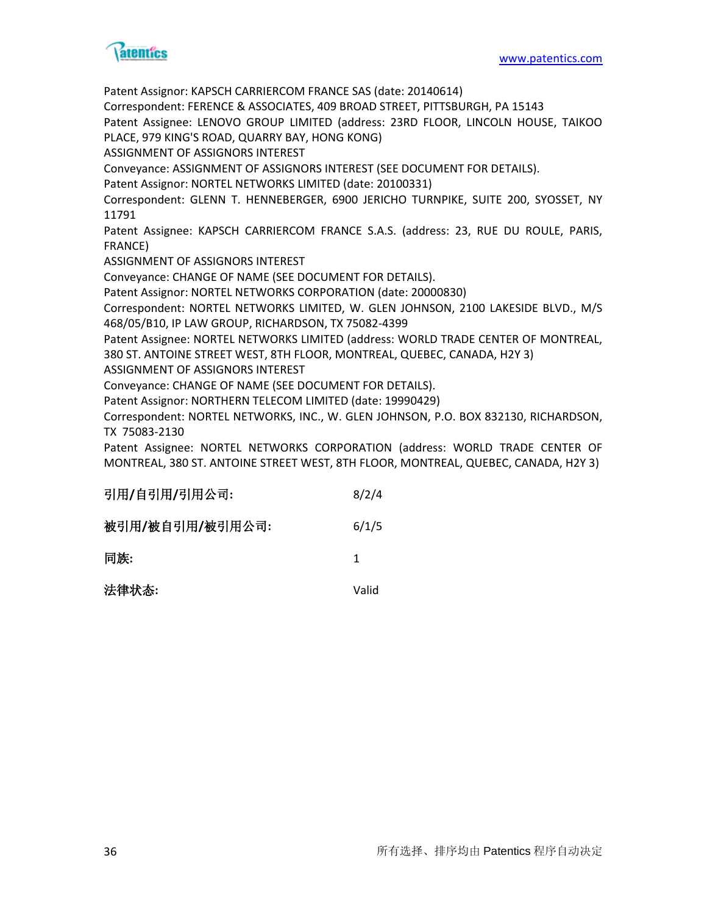Patent Assignor: KAPSCH CARRIERCOM FRANCE SAS (date: 20140614)
Correspondent: FERENCE & ASSOCIATES, 409 BROAD STREET, PITTSBURGH, PA 15143
Patent Assignee: LENOVO GROUP LIMITED (address: 23RD FLOOR, LINCOLN HOUSE, TAIKOO PLACE, 979 KING'S ROAD, QUARRY BAY, HONG KONG)
ASSIGNMENT OF ASSIGNORS INTEREST
Conveyance: ASSIGNMENT OF ASSIGNORS INTEREST (SEE DOCUMENT FOR DETAILS).
Patent Assignor: NORTEL NETWORKS LIMITED (date: 20100331)
Correspondent: GLENN T. HENNEBERGER, 6900 JERICHO TURNPIKE, SUITE 200, SYOSSET, NY 11791
Patent Assignee: KAPSCH CARRIERCOM FRANCE S.A.S. (address: 23, RUE DU ROULE, PARIS, FRANCE)
ASSIGNMENT OF ASSIGNORS INTEREST
Conveyance: CHANGE OF NAME (SEE DOCUMENT FOR DETAILS).
Patent Assignor: NORTEL NETWORKS CORPORATION (date: 20000830)
Correspondent: NORTEL NETWORKS LIMITED, W. GLEN JOHNSON, 2100 LAKESIDE BLVD., M/S 468/05/B10, IP LAW GROUP, RICHARDSON, TX 75082-4399
Patent Assignee: NORTEL NETWORKS LIMITED (address: WORLD TRADE CENTER OF MONTREAL, 380 ST. ANTOINE STREET WEST, 8TH FLOOR, MONTREAL, QUEBEC, CANADA, H2Y 3)
ASSIGNMENT OF ASSIGNORS INTEREST
Conveyance: CHANGE OF NAME (SEE DOCUMENT FOR DETAILS).
Patent Assignor: NORTHERN TELECOM LIMITED (date: 19990429)
Correspondent: NORTEL NETWORKS, INC., W. GLEN JOHNSON, P.O. BOX 832130, RICHARDSON, TX 75083-2130
Patent Assignee: NORTEL NETWORKS CORPORATION (address: WORLD TRADE CENTER OF MONTREAL, 380 ST. ANTOINE STREET WEST, 8TH FLOOR, MONTREAL, QUEBEC, CANADA, H2Y 3)

**引用/自引用/引用公司:** 8/2/4

**被引用/被自引用/被引用公司:** 6/1/5

**同族:** 1

**法律状态:** Valid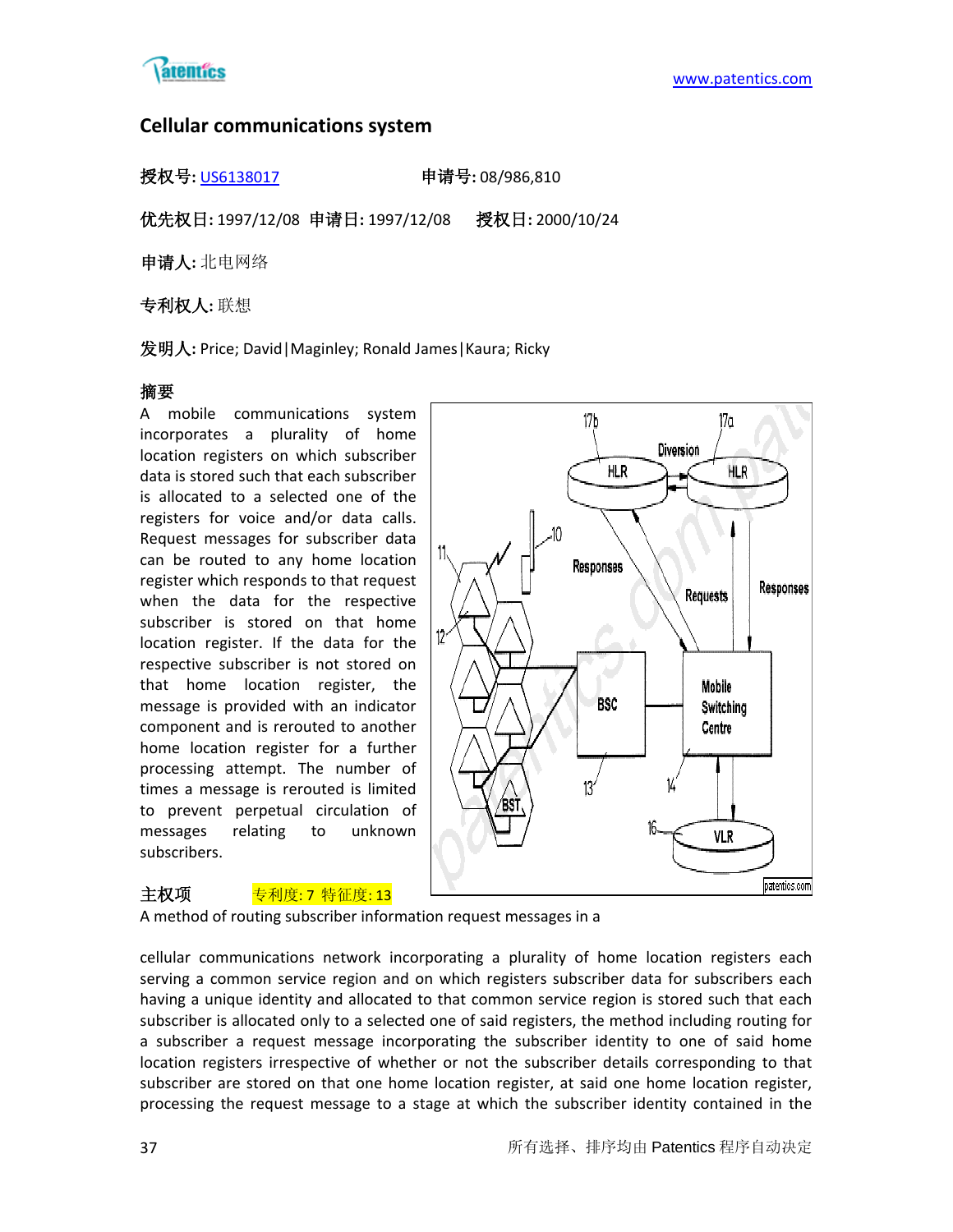# Cellular communications system

**授权号:** US6138017　　　　　　**申请号:** 08/986,810

**优先权日:** 1997/12/08　**申请日:** 1997/12/08　　**授权日:** 2000/10/24

**申请人:** 北电网络

**专利权人:** 联想

**发明人:** Price; David|Maginley; Ronald James|Kaura; Ricky

**摘要**

A mobile communications system incorporates a plurality of home location registers on which subscriber data is stored such that each subscriber is allocated to a selected one of the registers for voice and/or data calls. Request messages for subscriber data can be routed to any home location register which responds to that request when the data for the respective subscriber is stored on that home location register. If the data for the respective subscriber is not stored on that home location register, the message is provided with an indicator component and is rerouted to another home location register for a further processing attempt. The number of times a message is rerouted is limited to prevent perpetual circulation of messages relating to unknown subscribers.

**主权项**　　　　专利度: 7 特征度: 13

A method of routing subscriber information request messages in a cellular communications network incorporating a plurality of home location registers each serving a common service region and on which registers subscriber data for subscribers each having a unique identity and allocated to that common service region is stored such that each subscriber is allocated only to a selected one of said registers, the method including routing for a subscriber a request message incorporating the subscriber identity to one of said home location registers irrespective of whether or not the subscriber details corresponding to that subscriber are stored on that one home location register, at said one home location register, processing the request message to a stage at which the subscriber identity contained in the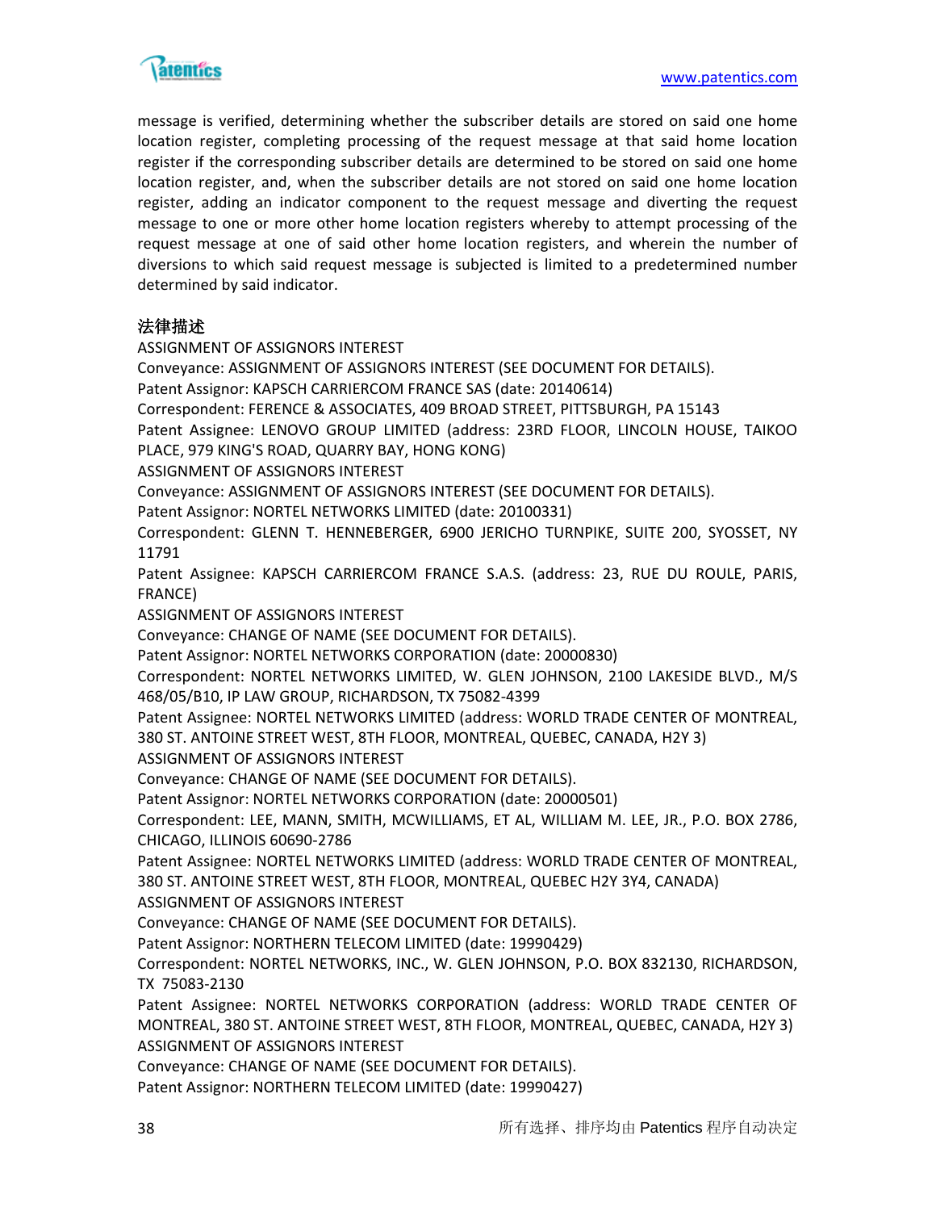message is verified, determining whether the subscriber details are stored on said one home location register, completing processing of the request message at that said home location register if the corresponding subscriber details are determined to be stored on said one home location register, and, when the subscriber details are not stored on said one home location register, adding an indicator component to the request message and diverting the request message to one or more other home location registers whereby to attempt processing of the request message at one of said other home location registers, and wherein the number of diversions to which said request message is subjected is limited to a predetermined number determined by said indicator.

**法律描述**

ASSIGNMENT OF ASSIGNORS INTEREST
Conveyance: ASSIGNMENT OF ASSIGNORS INTEREST (SEE DOCUMENT FOR DETAILS).
Patent Assignor: KAPSCH CARRIERCOM FRANCE SAS (date: 20140614)
Correspondent: FERENCE & ASSOCIATES, 409 BROAD STREET, PITTSBURGH, PA 15143
Patent Assignee: LENOVO GROUP LIMITED (address: 23RD FLOOR, LINCOLN HOUSE, TAIKOO PLACE, 979 KING'S ROAD, QUARRY BAY, HONG KONG)
ASSIGNMENT OF ASSIGNORS INTEREST
Conveyance: ASSIGNMENT OF ASSIGNORS INTEREST (SEE DOCUMENT FOR DETAILS).
Patent Assignor: NORTEL NETWORKS LIMITED (date: 20100331)
Correspondent: GLENN T. HENNEBERGER, 6900 JERICHO TURNPIKE, SUITE 200, SYOSSET, NY 11791
Patent Assignee: KAPSCH CARRIERCOM FRANCE S.A.S. (address: 23, RUE DU ROULE, PARIS, FRANCE)
ASSIGNMENT OF ASSIGNORS INTEREST
Conveyance: CHANGE OF NAME (SEE DOCUMENT FOR DETAILS).
Patent Assignor: NORTEL NETWORKS CORPORATION (date: 20000830)
Correspondent: NORTEL NETWORKS LIMITED, W. GLEN JOHNSON, 2100 LAKESIDE BLVD., M/S 468/05/B10, IP LAW GROUP, RICHARDSON, TX 75082-4399
Patent Assignee: NORTEL NETWORKS LIMITED (address: WORLD TRADE CENTER OF MONTREAL, 380 ST. ANTOINE STREET WEST, 8TH FLOOR, MONTREAL, QUEBEC, CANADA, H2Y 3)
ASSIGNMENT OF ASSIGNORS INTEREST
Conveyance: CHANGE OF NAME (SEE DOCUMENT FOR DETAILS).
Patent Assignor: NORTEL NETWORKS CORPORATION (date: 20000501)
Correspondent: LEE, MANN, SMITH, MCWILLIAMS, ET AL, WILLIAM M. LEE, JR., P.O. BOX 2786, CHICAGO, ILLINOIS 60690-2786
Patent Assignee: NORTEL NETWORKS LIMITED (address: WORLD TRADE CENTER OF MONTREAL, 380 ST. ANTOINE STREET WEST, 8TH FLOOR, MONTREAL, QUEBEC H2Y 3Y4, CANADA)
ASSIGNMENT OF ASSIGNORS INTEREST
Conveyance: CHANGE OF NAME (SEE DOCUMENT FOR DETAILS).
Patent Assignor: NORTHERN TELECOM LIMITED (date: 19990429)
Correspondent: NORTEL NETWORKS, INC., W. GLEN JOHNSON, P.O. BOX 832130, RICHARDSON, TX 75083-2130
Patent Assignee: NORTEL NETWORKS CORPORATION (address: WORLD TRADE CENTER OF MONTREAL, 380 ST. ANTOINE STREET WEST, 8TH FLOOR, MONTREAL, QUEBEC, CANADA, H2Y 3)
ASSIGNMENT OF ASSIGNORS INTEREST
Conveyance: CHANGE OF NAME (SEE DOCUMENT FOR DETAILS).
Patent Assignor: NORTHERN TELECOM LIMITED (date: 19990427)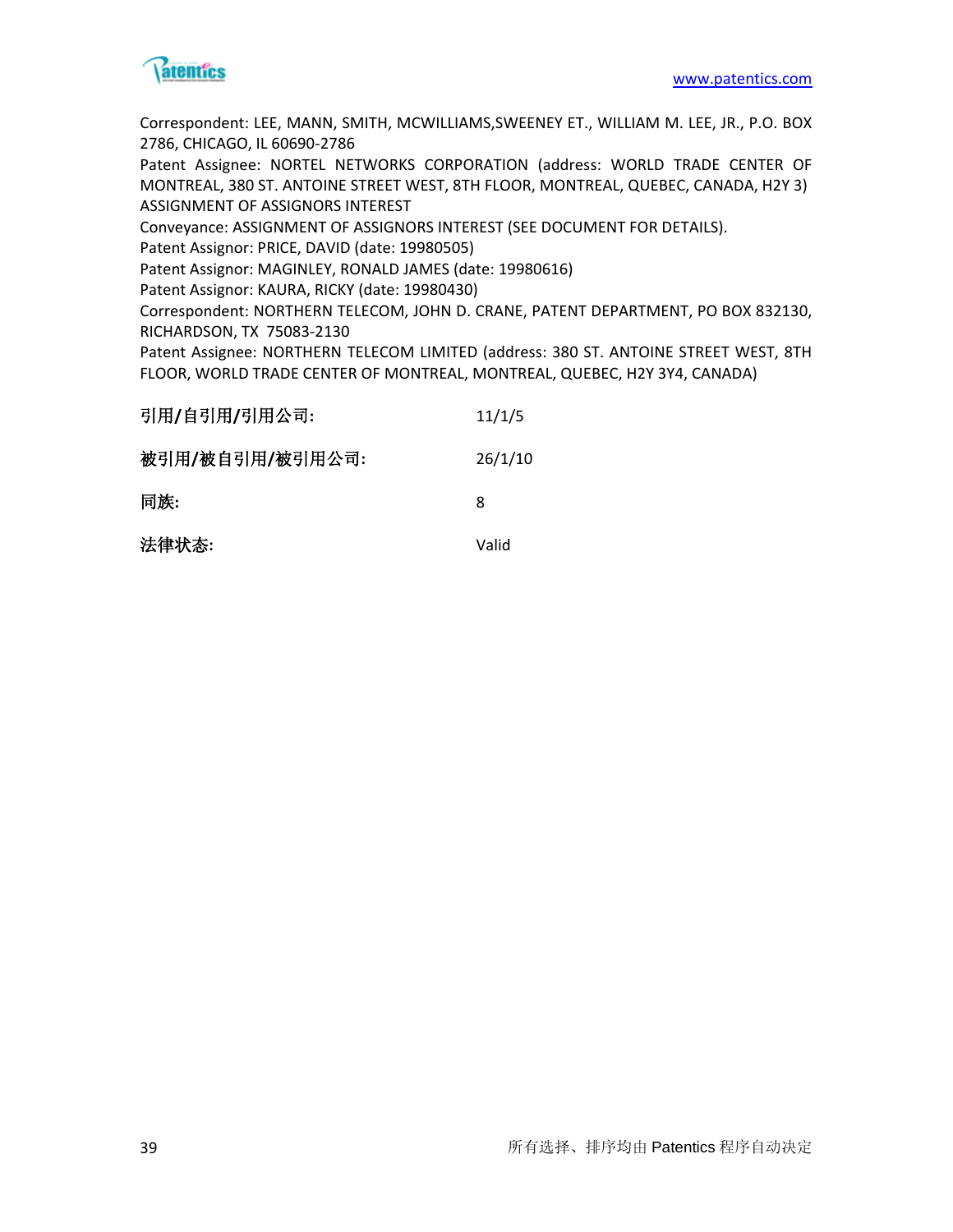Correspondent: LEE, MANN, SMITH, MCWILLIAMS,SWEENEY ET., WILLIAM M. LEE, JR., P.O. BOX 2786, CHICAGO, IL 60690-2786

Patent Assignee: NORTEL NETWORKS CORPORATION (address: WORLD TRADE CENTER OF MONTREAL, 380 ST. ANTOINE STREET WEST, 8TH FLOOR, MONTREAL, QUEBEC, CANADA, H2Y 3)

ASSIGNMENT OF ASSIGNORS INTEREST

Conveyance: ASSIGNMENT OF ASSIGNORS INTEREST (SEE DOCUMENT FOR DETAILS).

Patent Assignor: PRICE, DAVID (date: 19980505)

Patent Assignor: MAGINLEY, RONALD JAMES (date: 19980616)

Patent Assignor: KAURA, RICKY (date: 19980430)

Correspondent: NORTHERN TELECOM, JOHN D. CRANE, PATENT DEPARTMENT, PO BOX 832130, RICHARDSON, TX 75083-2130

Patent Assignee: NORTHERN TELECOM LIMITED (address: 380 ST. ANTOINE STREET WEST, 8TH FLOOR, WORLD TRADE CENTER OF MONTREAL, MONTREAL, QUEBEC, H2Y 3Y4, CANADA)

| | |
|---|---|
| **引用/自引用/引用公司:** | 11/1/5 |
| **被引用/被自引用/被引用公司:** | 26/1/10 |
| **同族:** | 8 |
| **法律状态:** | Valid |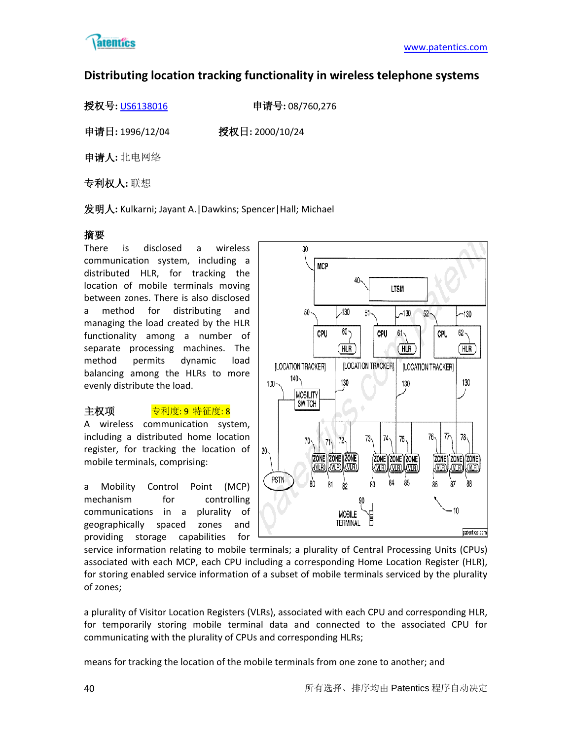## Distributing location tracking functionality in wireless telephone systems

**授权号:** US6138016　　　　**申请号:** 08/760,276

**申请日:** 1996/12/04　　　　**授权日:** 2000/10/24

**申请人:** 北电网络

**专利权人:** 联想

**发明人:** Kulkarni; Jayant A.|Dawkins; Spencer|Hall; Michael

**摘要**

There is disclosed a wireless communication system, including a distributed HLR, for tracking the location of mobile terminals moving between zones. There is also disclosed a method for distributing and managing the load created by the HLR functionality among a number of separate processing machines. The method permits dynamic load balancing among the HLRs to more evenly distribute the load.

**主权项**　　专利度: 9 特征度: 8

A wireless communication system, including a distributed home location register, for tracking the location of mobile terminals, comprising:

a Mobility Control Point (MCP) mechanism for controlling communications in a plurality of geographically spaced zones and providing storage capabilities for service information relating to mobile terminals; a plurality of Central Processing Units (CPUs) associated with each MCP, each CPU including a corresponding Home Location Register (HLR), for storing enabled service information of a subset of mobile terminals serviced by the plurality of zones;

a plurality of Visitor Location Registers (VLRs), associated with each CPU and corresponding HLR, for temporarily storing mobile terminal data and connected to the associated CPU for communicating with the plurality of CPUs and corresponding HLRs;

means for tracking the location of the mobile terminals from one zone to another; and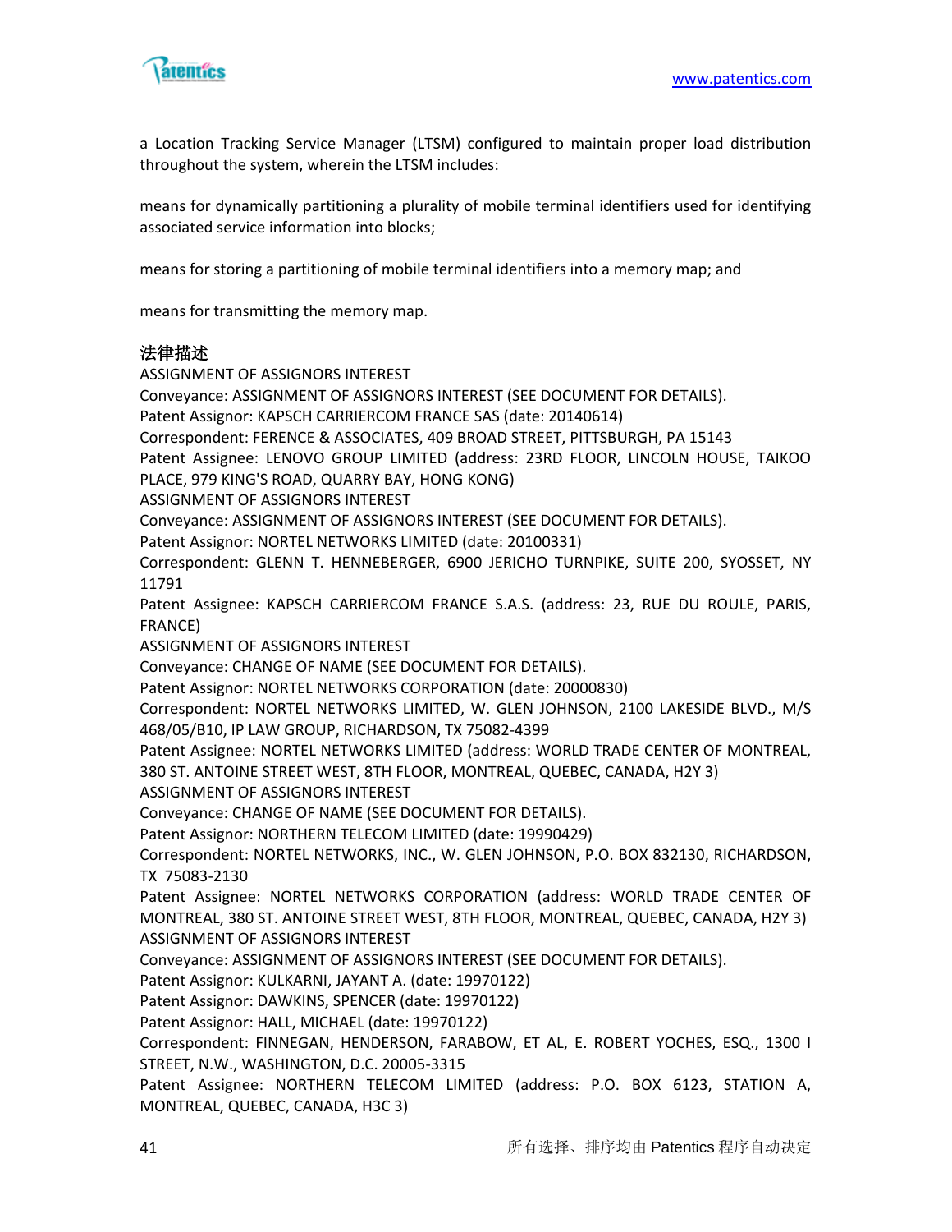a Location Tracking Service Manager (LTSM) configured to maintain proper load distribution throughout the system, wherein the LTSM includes:

means for dynamically partitioning a plurality of mobile terminal identifiers used for identifying associated service information into blocks;

means for storing a partitioning of mobile terminal identifiers into a memory map; and

means for transmitting the memory map.

**法律描述**

ASSIGNMENT OF ASSIGNORS INTEREST
Conveyance: ASSIGNMENT OF ASSIGNORS INTEREST (SEE DOCUMENT FOR DETAILS).
Patent Assignor: KAPSCH CARRIERCOM FRANCE SAS (date: 20140614)
Correspondent: FERENCE & ASSOCIATES, 409 BROAD STREET, PITTSBURGH, PA 15143
Patent Assignee: LENOVO GROUP LIMITED (address: 23RD FLOOR, LINCOLN HOUSE, TAIKOO PLACE, 979 KING'S ROAD, QUARRY BAY, HONG KONG)
ASSIGNMENT OF ASSIGNORS INTEREST
Conveyance: ASSIGNMENT OF ASSIGNORS INTEREST (SEE DOCUMENT FOR DETAILS).
Patent Assignor: NORTEL NETWORKS LIMITED (date: 20100331)
Correspondent: GLENN T. HENNEBERGER, 6900 JERICHO TURNPIKE, SUITE 200, SYOSSET, NY 11791
Patent Assignee: KAPSCH CARRIERCOM FRANCE S.A.S. (address: 23, RUE DU ROULE, PARIS, FRANCE)
ASSIGNMENT OF ASSIGNORS INTEREST
Conveyance: CHANGE OF NAME (SEE DOCUMENT FOR DETAILS).
Patent Assignor: NORTEL NETWORKS CORPORATION (date: 20000830)
Correspondent: NORTEL NETWORKS LIMITED, W. GLEN JOHNSON, 2100 LAKESIDE BLVD., M/S 468/05/B10, IP LAW GROUP, RICHARDSON, TX 75082-4399
Patent Assignee: NORTEL NETWORKS LIMITED (address: WORLD TRADE CENTER OF MONTREAL, 380 ST. ANTOINE STREET WEST, 8TH FLOOR, MONTREAL, QUEBEC, CANADA, H2Y 3)
ASSIGNMENT OF ASSIGNORS INTEREST
Conveyance: CHANGE OF NAME (SEE DOCUMENT FOR DETAILS).
Patent Assignor: NORTHERN TELECOM LIMITED (date: 19990429)
Correspondent: NORTEL NETWORKS, INC., W. GLEN JOHNSON, P.O. BOX 832130, RICHARDSON, TX 75083-2130
Patent Assignee: NORTEL NETWORKS CORPORATION (address: WORLD TRADE CENTER OF MONTREAL, 380 ST. ANTOINE STREET WEST, 8TH FLOOR, MONTREAL, QUEBEC, CANADA, H2Y 3)
ASSIGNMENT OF ASSIGNORS INTEREST
Conveyance: ASSIGNMENT OF ASSIGNORS INTEREST (SEE DOCUMENT FOR DETAILS).
Patent Assignor: KULKARNI, JAYANT A. (date: 19970122)
Patent Assignor: DAWKINS, SPENCER (date: 19970122)
Patent Assignor: HALL, MICHAEL (date: 19970122)
Correspondent: FINNEGAN, HENDERSON, FARABOW, ET AL, E. ROBERT YOCHES, ESQ., 1300 I STREET, N.W., WASHINGTON, D.C. 20005-3315
Patent Assignee: NORTHERN TELECOM LIMITED (address: P.O. BOX 6123, STATION A, MONTREAL, QUEBEC, CANADA, H3C 3)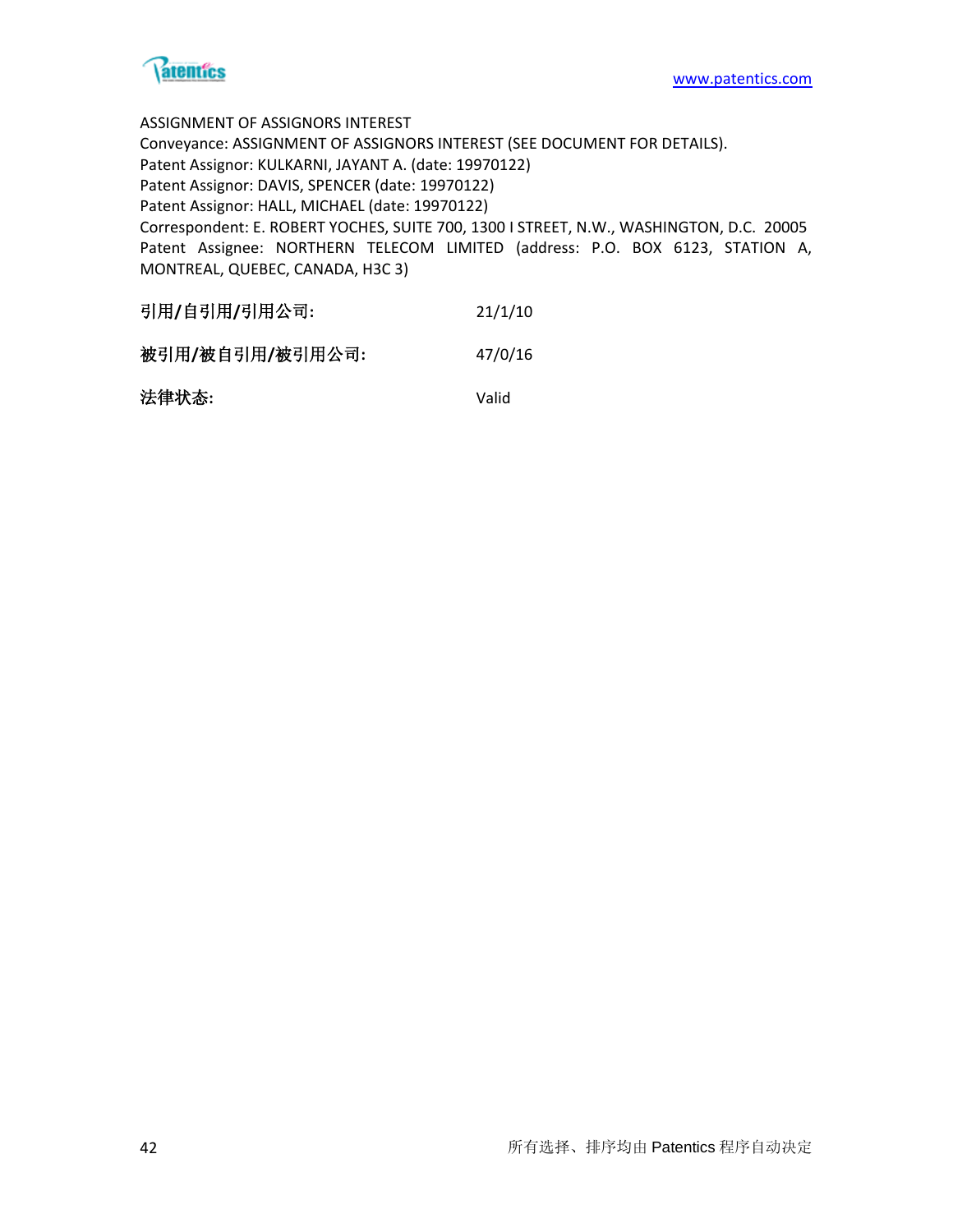ASSIGNMENT OF ASSIGNORS INTEREST
Conveyance: ASSIGNMENT OF ASSIGNORS INTEREST (SEE DOCUMENT FOR DETAILS).
Patent Assignor: KULKARNI, JAYANT A. (date: 19970122)
Patent Assignor: DAVIS, SPENCER (date: 19970122)
Patent Assignor: HALL, MICHAEL (date: 19970122)
Correspondent: E. ROBERT YOCHES, SUITE 700, 1300 I STREET, N.W., WASHINGTON, D.C. 20005
Patent Assignee: NORTHERN TELECOM LIMITED (address: P.O. BOX 6123, STATION A, MONTREAL, QUEBEC, CANADA, H3C 3)

**引用/自引用/引用公司:** 21/1/10

**被引用/被自引用/被引用公司:** 47/0/16

**法律状态:** Valid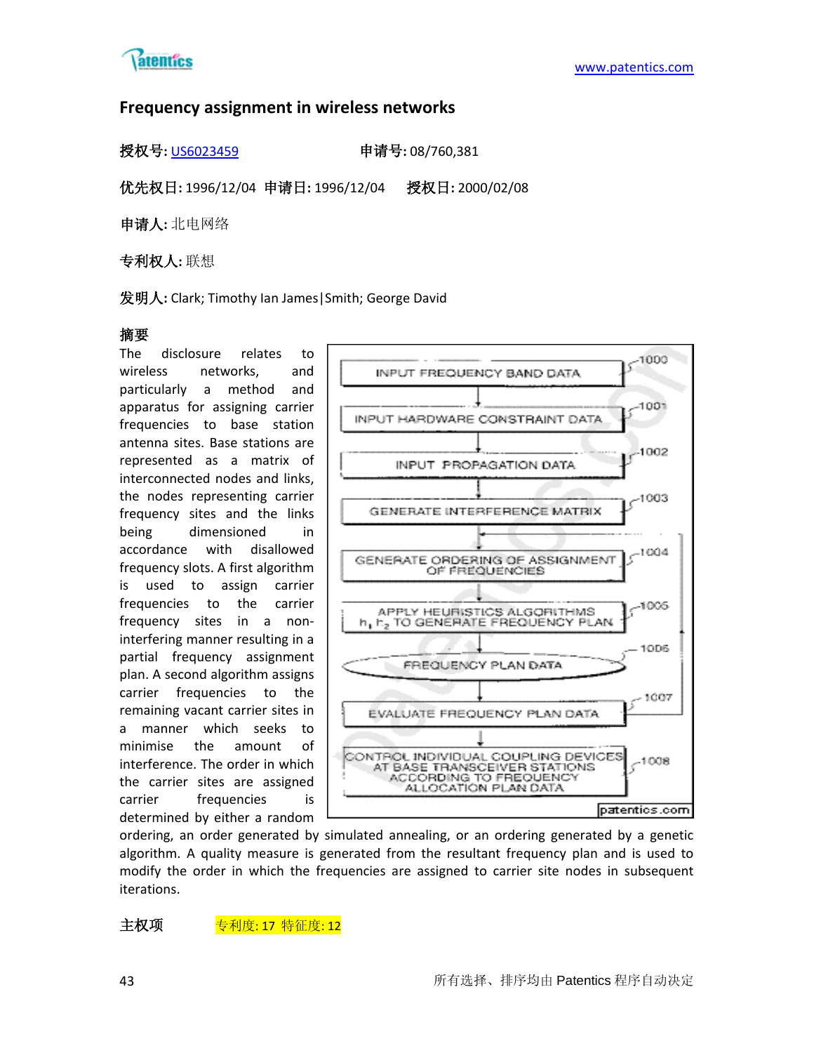## Frequency assignment in wireless networks

**授权号:** US6023459　　**申请号:** 08/760,381

**优先权日:** 1996/12/04　**申请日:** 1996/12/04　**授权日:** 2000/02/08

**申请人:** 北电网络

**专利权人:** 联想

**发明人:** Clark; Timothy Ian James|Smith; George David

**摘要**

The disclosure relates to wireless networks, and particularly a method and apparatus for assigning carrier frequencies to base station antenna sites. Base stations are represented as a matrix of interconnected nodes and links, the nodes representing carrier frequency sites and the links being dimensioned in accordance with disallowed frequency slots. A first algorithm is used to assign carrier frequencies to the carrier frequency sites in a non-interfering manner resulting in a partial frequency assignment plan. A second algorithm assigns carrier frequencies to the remaining vacant carrier sites in a manner which seeks to minimise the amount of interference. The order in which the carrier sites are assigned carrier frequencies is determined by either a random ordering, an order generated by simulated annealing, or an ordering generated by a genetic algorithm. A quality measure is generated from the resultant frequency plan and is used to modify the order in which the frequencies are assigned to carrier site nodes in subsequent iterations.

INPUT FREQUENCY BAND DATA — 1000
INPUT HARDWARE CONSTRAINT DATA — 1001
INPUT PROPAGATION DATA — 1002
GENERATE INTERFERENCE MATRIX — 1003
GENERATE ORDERING OF ASSIGNMENT OF FREQUENCIES — 1004
APPLY HEURISTICS ALGORITHMS $h_1$, $h_2$ TO GENERATE FREQUENCY PLAN — 1005
FREQUENCY PLAN DATA — 1006
EVALUATE FREQUENCY PLAN DATA — 1007
CONTROL INDIVIDUAL COUPLING DEVICES AT BASE TRANSCEIVER STATIONS ACCORDING TO FREQUENCY ALLOCATION PLAN DATA — 1008

**主权项**　　专利度: 17 特征度: 12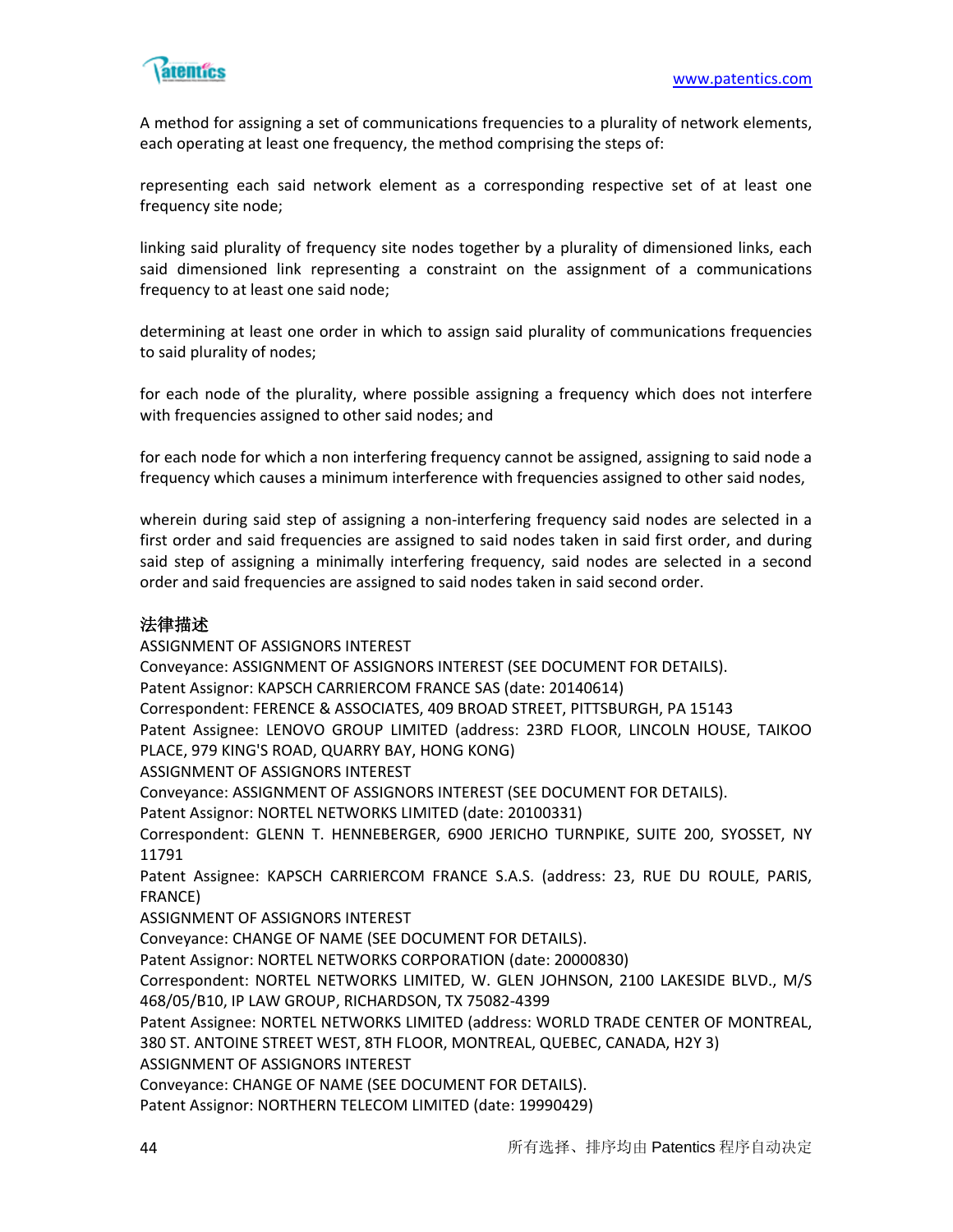A method for assigning a set of communications frequencies to a plurality of network elements, each operating at least one frequency, the method comprising the steps of:

representing each said network element as a corresponding respective set of at least one frequency site node;

linking said plurality of frequency site nodes together by a plurality of dimensioned links, each said dimensioned link representing a constraint on the assignment of a communications frequency to at least one said node;

determining at least one order in which to assign said plurality of communications frequencies to said plurality of nodes;

for each node of the plurality, where possible assigning a frequency which does not interfere with frequencies assigned to other said nodes; and

for each node for which a non interfering frequency cannot be assigned, assigning to said node a frequency which causes a minimum interference with frequencies assigned to other said nodes,

wherein during said step of assigning a non-interfering frequency said nodes are selected in a first order and said frequencies are assigned to said nodes taken in said first order, and during said step of assigning a minimally interfering frequency, said nodes are selected in a second order and said frequencies are assigned to said nodes taken in said second order.

**法律描述**

ASSIGNMENT OF ASSIGNORS INTEREST
Conveyance: ASSIGNMENT OF ASSIGNORS INTEREST (SEE DOCUMENT FOR DETAILS).
Patent Assignor: KAPSCH CARRIERCOM FRANCE SAS (date: 20140614)
Correspondent: FERENCE & ASSOCIATES, 409 BROAD STREET, PITTSBURGH, PA 15143
Patent Assignee: LENOVO GROUP LIMITED (address: 23RD FLOOR, LINCOLN HOUSE, TAIKOO PLACE, 979 KING'S ROAD, QUARRY BAY, HONG KONG)
ASSIGNMENT OF ASSIGNORS INTEREST
Conveyance: ASSIGNMENT OF ASSIGNORS INTEREST (SEE DOCUMENT FOR DETAILS).
Patent Assignor: NORTEL NETWORKS LIMITED (date: 20100331)
Correspondent: GLENN T. HENNEBERGER, 6900 JERICHO TURNPIKE, SUITE 200, SYOSSET, NY 11791
Patent Assignee: KAPSCH CARRIERCOM FRANCE S.A.S. (address: 23, RUE DU ROULE, PARIS, FRANCE)
ASSIGNMENT OF ASSIGNORS INTEREST
Conveyance: CHANGE OF NAME (SEE DOCUMENT FOR DETAILS).
Patent Assignor: NORTEL NETWORKS CORPORATION (date: 20000830)
Correspondent: NORTEL NETWORKS LIMITED, W. GLEN JOHNSON, 2100 LAKESIDE BLVD., M/S 468/05/B10, IP LAW GROUP, RICHARDSON, TX 75082-4399
Patent Assignee: NORTEL NETWORKS LIMITED (address: WORLD TRADE CENTER OF MONTREAL, 380 ST. ANTOINE STREET WEST, 8TH FLOOR, MONTREAL, QUEBEC, CANADA, H2Y 3)
ASSIGNMENT OF ASSIGNORS INTEREST
Conveyance: CHANGE OF NAME (SEE DOCUMENT FOR DETAILS).
Patent Assignor: NORTHERN TELECOM LIMITED (date: 19990429)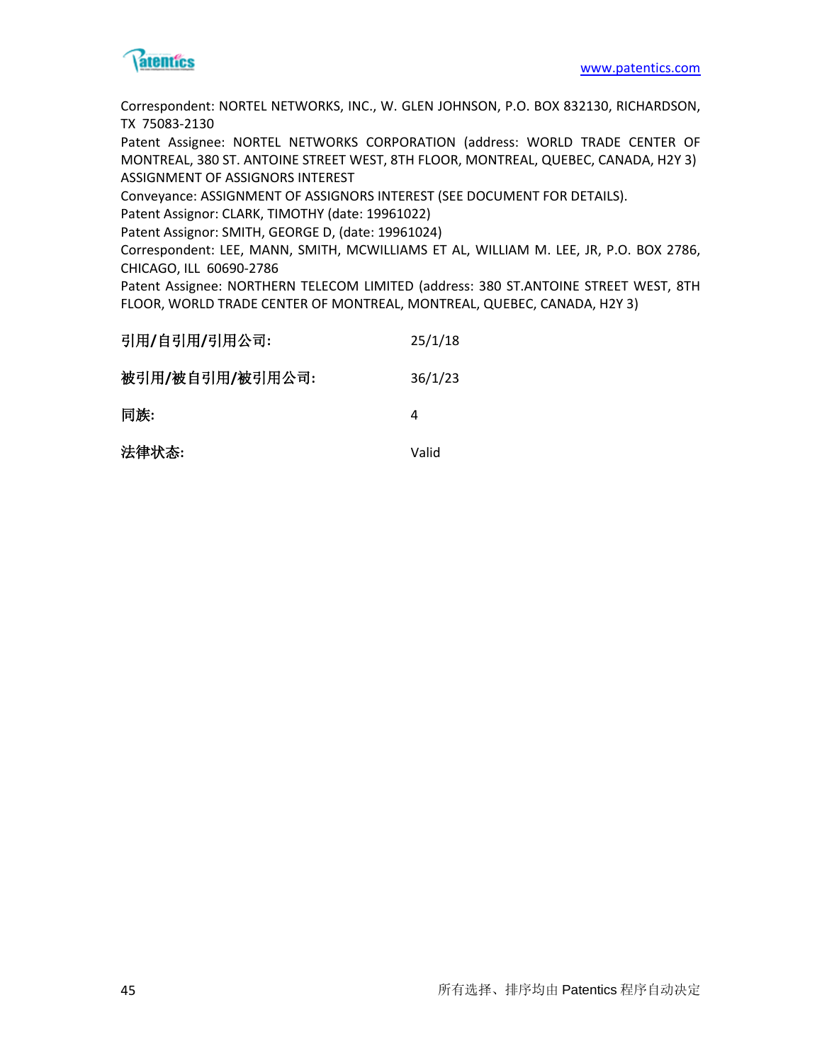Correspondent: NORTEL NETWORKS, INC., W. GLEN JOHNSON, P.O. BOX 832130, RICHARDSON, TX 75083-2130
Patent Assignee: NORTEL NETWORKS CORPORATION (address: WORLD TRADE CENTER OF MONTREAL, 380 ST. ANTOINE STREET WEST, 8TH FLOOR, MONTREAL, QUEBEC, CANADA, H2Y 3)
ASSIGNMENT OF ASSIGNORS INTEREST
Conveyance: ASSIGNMENT OF ASSIGNORS INTEREST (SEE DOCUMENT FOR DETAILS).
Patent Assignor: CLARK, TIMOTHY (date: 19961022)
Patent Assignor: SMITH, GEORGE D, (date: 19961024)
Correspondent: LEE, MANN, SMITH, MCWILLIAMS ET AL, WILLIAM M. LEE, JR, P.O. BOX 2786, CHICAGO, ILL 60690-2786
Patent Assignee: NORTHERN TELECOM LIMITED (address: 380 ST.ANTOINE STREET WEST, 8TH FLOOR, WORLD TRADE CENTER OF MONTREAL, MONTREAL, QUEBEC, CANADA, H2Y 3)

| | |
|---|---|
| **引用/自引用/引用公司:** | 25/1/18 |
| **被引用/被自引用/被引用公司:** | 36/1/23 |
| **同族:** | 4 |
| **法律状态:** | Valid |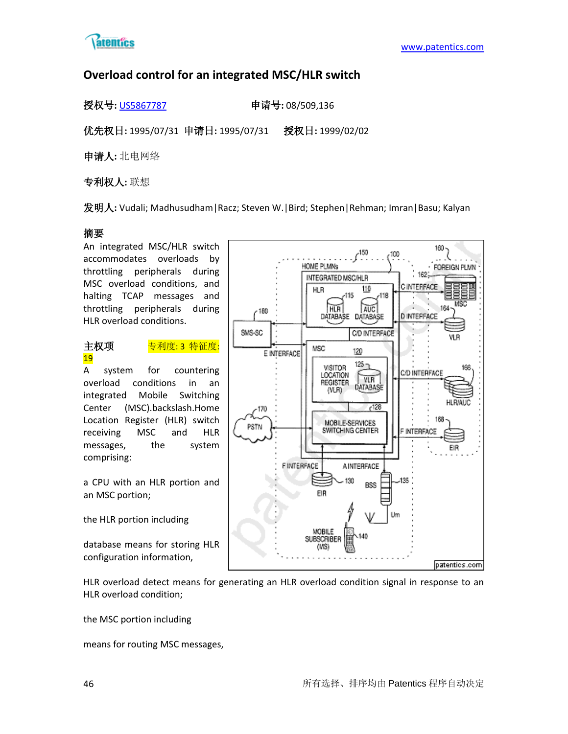# Overload control for an integrated MSC/HLR switch

**授权号:** US5867787　　　　**申请号:** 08/509,136

**优先权日:** 1995/07/31　**申请日:** 1995/07/31　**授权日:** 1999/02/02

**申请人:** 北电网络

**专利权人:** 联想

**发明人:** Vudali; Madhusudham|Racz; Steven W.|Bird; Stephen|Rehman; Imran|Basu; Kalyan

## 摘要

An integrated MSC/HLR switch accommodates overloads by throttling peripherals during MSC overload conditions, and halting TCAP messages and throttling peripherals during HLR overload conditions.

## 主权项

专利度: 3 特征度: 19

A system for countering overload conditions in an integrated Mobile Switching Center (MSC).backslash.Home Location Register (HLR) switch receiving MSC and HLR messages, the system comprising:

a CPU with an HLR portion and an MSC portion;

the HLR portion including

database means for storing HLR configuration information,

HLR overload detect means for generating an HLR overload condition signal in response to an HLR overload condition;

the MSC portion including

means for routing MSC messages,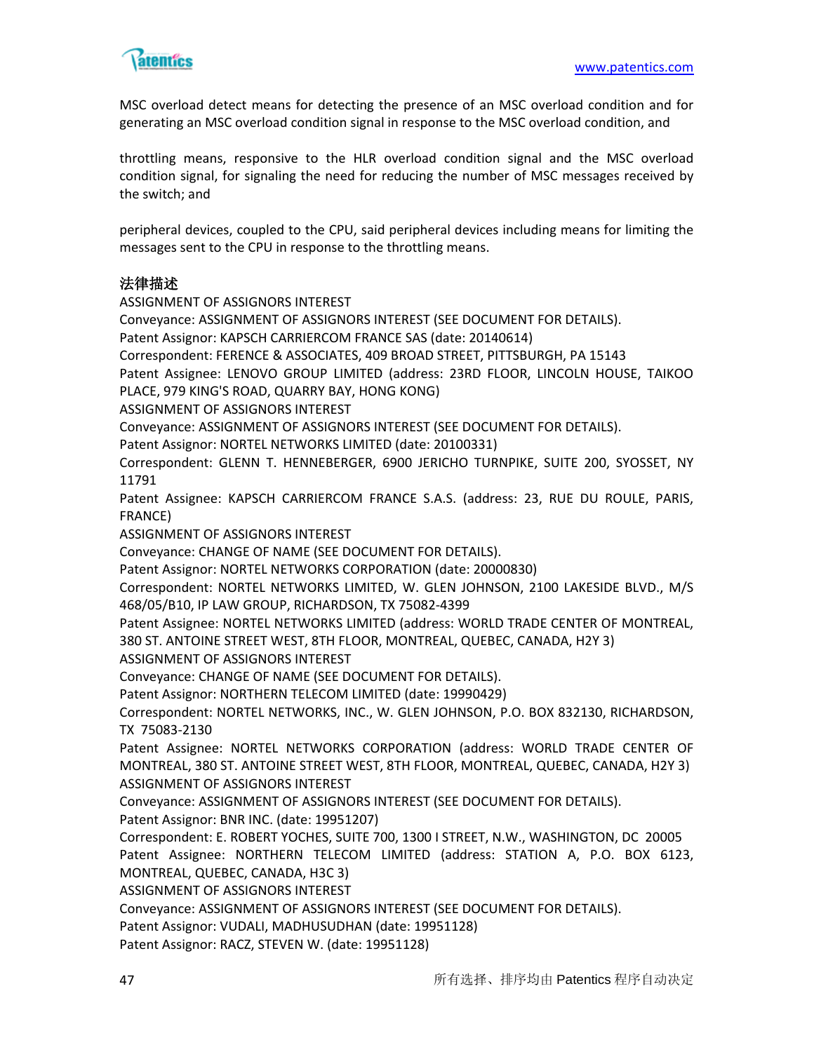MSC overload detect means for detecting the presence of an MSC overload condition and for generating an MSC overload condition signal in response to the MSC overload condition, and

throttling means, responsive to the HLR overload condition signal and the MSC overload condition signal, for signaling the need for reducing the number of MSC messages received by the switch; and

peripheral devices, coupled to the CPU, said peripheral devices including means for limiting the messages sent to the CPU in response to the throttling means.

### 法律描述

ASSIGNMENT OF ASSIGNORS INTEREST
Conveyance: ASSIGNMENT OF ASSIGNORS INTEREST (SEE DOCUMENT FOR DETAILS).
Patent Assignor: KAPSCH CARRIERCOM FRANCE SAS (date: 20140614)
Correspondent: FERENCE & ASSOCIATES, 409 BROAD STREET, PITTSBURGH, PA 15143
Patent Assignee: LENOVO GROUP LIMITED (address: 23RD FLOOR, LINCOLN HOUSE, TAIKOO PLACE, 979 KING'S ROAD, QUARRY BAY, HONG KONG)
ASSIGNMENT OF ASSIGNORS INTEREST
Conveyance: ASSIGNMENT OF ASSIGNORS INTEREST (SEE DOCUMENT FOR DETAILS).
Patent Assignor: NORTEL NETWORKS LIMITED (date: 20100331)
Correspondent: GLENN T. HENNEBERGER, 6900 JERICHO TURNPIKE, SUITE 200, SYOSSET, NY 11791
Patent Assignee: KAPSCH CARRIERCOM FRANCE S.A.S. (address: 23, RUE DU ROULE, PARIS, FRANCE)
ASSIGNMENT OF ASSIGNORS INTEREST
Conveyance: CHANGE OF NAME (SEE DOCUMENT FOR DETAILS).
Patent Assignor: NORTEL NETWORKS CORPORATION (date: 20000830)
Correspondent: NORTEL NETWORKS LIMITED, W. GLEN JOHNSON, 2100 LAKESIDE BLVD., M/S 468/05/B10, IP LAW GROUP, RICHARDSON, TX 75082-4399
Patent Assignee: NORTEL NETWORKS LIMITED (address: WORLD TRADE CENTER OF MONTREAL, 380 ST. ANTOINE STREET WEST, 8TH FLOOR, MONTREAL, QUEBEC, CANADA, H2Y 3)
ASSIGNMENT OF ASSIGNORS INTEREST
Conveyance: CHANGE OF NAME (SEE DOCUMENT FOR DETAILS).
Patent Assignor: NORTHERN TELECOM LIMITED (date: 19990429)
Correspondent: NORTEL NETWORKS, INC., W. GLEN JOHNSON, P.O. BOX 832130, RICHARDSON, TX 75083-2130
Patent Assignee: NORTEL NETWORKS CORPORATION (address: WORLD TRADE CENTER OF MONTREAL, 380 ST. ANTOINE STREET WEST, 8TH FLOOR, MONTREAL, QUEBEC, CANADA, H2Y 3)
ASSIGNMENT OF ASSIGNORS INTEREST
Conveyance: ASSIGNMENT OF ASSIGNORS INTEREST (SEE DOCUMENT FOR DETAILS).
Patent Assignor: BNR INC. (date: 19951207)
Correspondent: E. ROBERT YOCHES, SUITE 700, 1300 I STREET, N.W., WASHINGTON, DC 20005
Patent Assignee: NORTHERN TELECOM LIMITED (address: STATION A, P.O. BOX 6123, MONTREAL, QUEBEC, CANADA, H3C 3)
ASSIGNMENT OF ASSIGNORS INTEREST
Conveyance: ASSIGNMENT OF ASSIGNORS INTEREST (SEE DOCUMENT FOR DETAILS).
Patent Assignor: VUDALI, MADHUSUDHAN (date: 19951128)
Patent Assignor: RACZ, STEVEN W. (date: 19951128)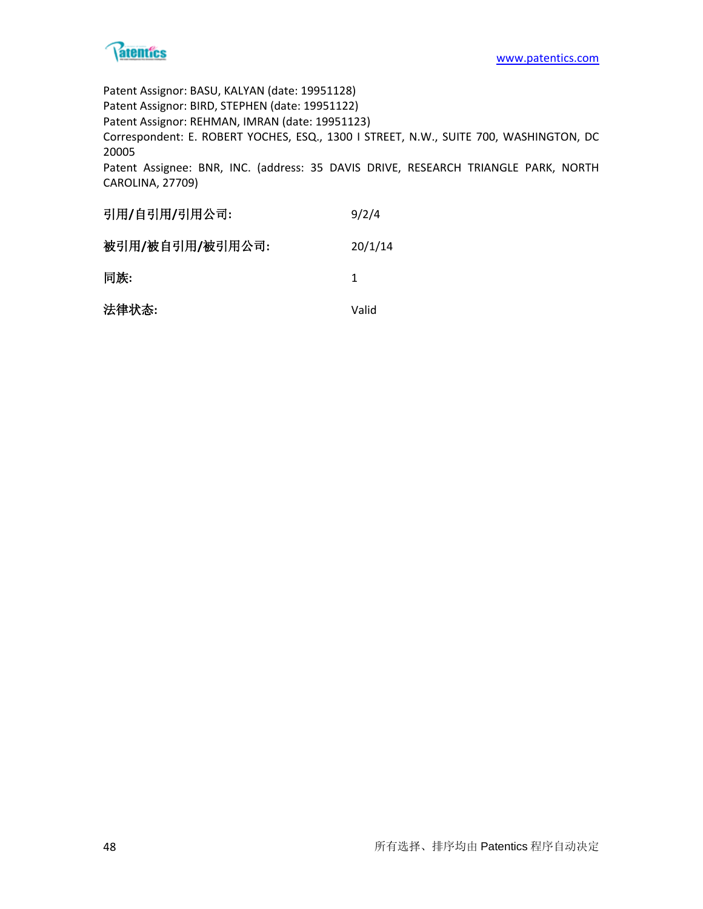Patent Assignor: BASU, KALYAN (date: 19951128)
Patent Assignor: BIRD, STEPHEN (date: 19951122)
Patent Assignor: REHMAN, IMRAN (date: 19951123)
Correspondent: E. ROBERT YOCHES, ESQ., 1300 I STREET, N.W., SUITE 700, WASHINGTON, DC 20005
Patent Assignee: BNR, INC. (address: 35 DAVIS DRIVE, RESEARCH TRIANGLE PARK, NORTH CAROLINA, 27709)

| | |
|---|---|
| **引用/自引用/引用公司:** | 9/2/4 |
| **被引用/被自引用/被引用公司:** | 20/1/14 |
| **同族:** | 1 |
| **法律状态:** | Valid |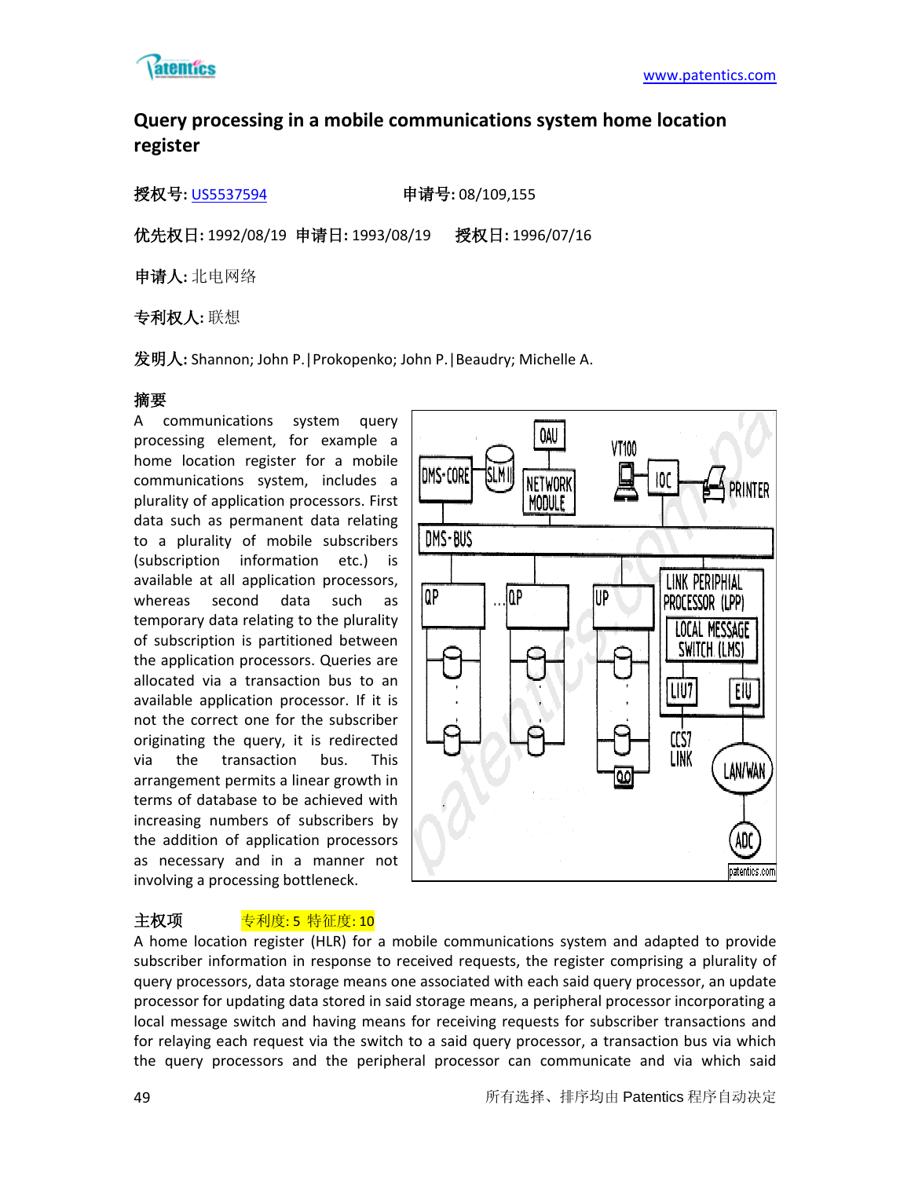# Query processing in a mobile communications system home location register

**授权号:** US5537594　　　　**申请号:** 08/109,155

**优先权日:** 1992/08/19　**申请日:** 1993/08/19　　**授权日:** 1996/07/16

**申请人:** 北电网络

**专利权人:** 联想

**发明人:** Shannon; John P.|Prokopenko; John P.|Beaudry; Michelle A.

**摘要**

A communications system query processing element, for example a home location register for a mobile communications system, includes a plurality of application processors. First data such as permanent data relating to a plurality of mobile subscribers (subscription information etc.) is available at all application processors, whereas second data such as temporary data relating to the plurality of subscription is partitioned between the application processors. Queries are allocated via a transaction bus to an available application processor. If it is not the correct one for the subscriber originating the query, it is redirected via the transaction bus. This arrangement permits a linear growth in terms of database to be achieved with increasing numbers of subscribers by the addition of application processors as necessary and in a manner not involving a processing bottleneck.

**主权项**　　专利度: 5 特征度: 10

A home location register (HLR) for a mobile communications system and adapted to provide subscriber information in response to received requests, the register comprising a plurality of query processors, data storage means one associated with each said query processor, an update processor for updating data stored in said storage means, a peripheral processor incorporating a local message switch and having means for receiving requests for subscriber transactions and for relaying each request via the switch to a said query processor, a transaction bus via which the query processors and the peripheral processor can communicate and via which said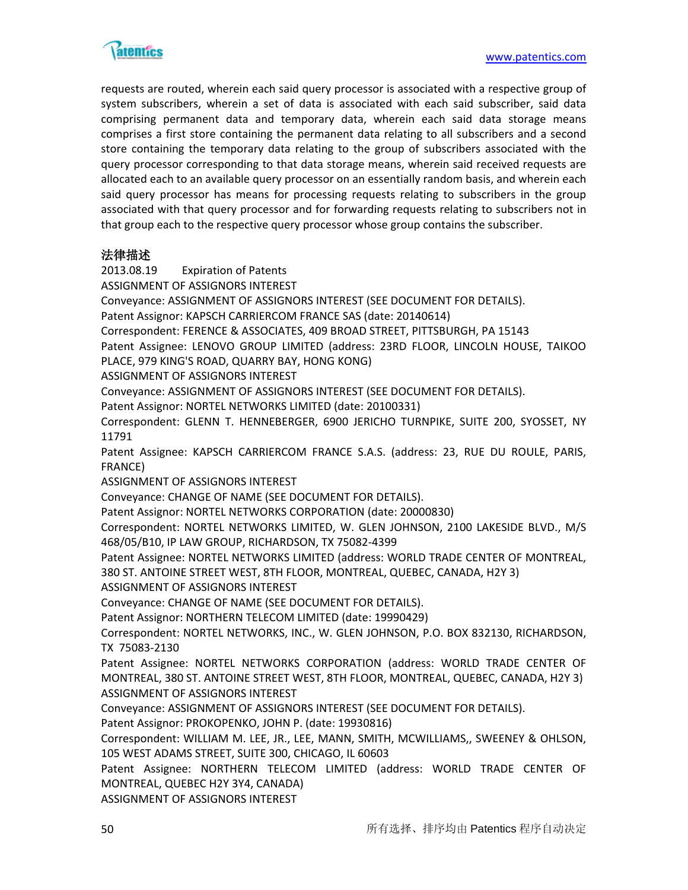requests are routed, wherein each said query processor is associated with a respective group of system subscribers, wherein a set of data is associated with each said subscriber, said data comprising permanent data and temporary data, wherein each said data storage means comprises a first store containing the permanent data relating to all subscribers and a second store containing the temporary data relating to the group of subscribers associated with the query processor corresponding to that data storage means, wherein said received requests are allocated each to an available query processor on an essentially random basis, and wherein each said query processor has means for processing requests relating to subscribers in the group associated with that query processor and for forwarding requests relating to subscribers not in that group each to the respective query processor whose group contains the subscriber.

### 法律描述

2013.08.19 Expiration of Patents

ASSIGNMENT OF ASSIGNORS INTEREST

Conveyance: ASSIGNMENT OF ASSIGNORS INTEREST (SEE DOCUMENT FOR DETAILS).

Patent Assignor: KAPSCH CARRIERCOM FRANCE SAS (date: 20140614)

Correspondent: FERENCE & ASSOCIATES, 409 BROAD STREET, PITTSBURGH, PA 15143

Patent Assignee: LENOVO GROUP LIMITED (address: 23RD FLOOR, LINCOLN HOUSE, TAIKOO PLACE, 979 KING'S ROAD, QUARRY BAY, HONG KONG)

ASSIGNMENT OF ASSIGNORS INTEREST

Conveyance: ASSIGNMENT OF ASSIGNORS INTEREST (SEE DOCUMENT FOR DETAILS).

Patent Assignor: NORTEL NETWORKS LIMITED (date: 20100331)

Correspondent: GLENN T. HENNEBERGER, 6900 JERICHO TURNPIKE, SUITE 200, SYOSSET, NY 11791

Patent Assignee: KAPSCH CARRIERCOM FRANCE S.A.S. (address: 23, RUE DU ROULE, PARIS, FRANCE)

ASSIGNMENT OF ASSIGNORS INTEREST

Conveyance: CHANGE OF NAME (SEE DOCUMENT FOR DETAILS).

Patent Assignor: NORTEL NETWORKS CORPORATION (date: 20000830)

Correspondent: NORTEL NETWORKS LIMITED, W. GLEN JOHNSON, 2100 LAKESIDE BLVD., M/S 468/05/B10, IP LAW GROUP, RICHARDSON, TX 75082-4399

Patent Assignee: NORTEL NETWORKS LIMITED (address: WORLD TRADE CENTER OF MONTREAL, 380 ST. ANTOINE STREET WEST, 8TH FLOOR, MONTREAL, QUEBEC, CANADA, H2Y 3)

ASSIGNMENT OF ASSIGNORS INTEREST

Conveyance: CHANGE OF NAME (SEE DOCUMENT FOR DETAILS).

Patent Assignor: NORTHERN TELECOM LIMITED (date: 19990429)

Correspondent: NORTEL NETWORKS, INC., W. GLEN JOHNSON, P.O. BOX 832130, RICHARDSON, TX 75083-2130

Patent Assignee: NORTEL NETWORKS CORPORATION (address: WORLD TRADE CENTER OF MONTREAL, 380 ST. ANTOINE STREET WEST, 8TH FLOOR, MONTREAL, QUEBEC, CANADA, H2Y 3)

ASSIGNMENT OF ASSIGNORS INTEREST

Conveyance: ASSIGNMENT OF ASSIGNORS INTEREST (SEE DOCUMENT FOR DETAILS).

Patent Assignor: PROKOPENKO, JOHN P. (date: 19930816)

Correspondent: WILLIAM M. LEE, JR., LEE, MANN, SMITH, MCWILLIAMS,, SWEENEY & OHLSON, 105 WEST ADAMS STREET, SUITE 300, CHICAGO, IL 60603

Patent Assignee: NORTHERN TELECOM LIMITED (address: WORLD TRADE CENTER OF MONTREAL, QUEBEC H2Y 3Y4, CANADA)

ASSIGNMENT OF ASSIGNORS INTEREST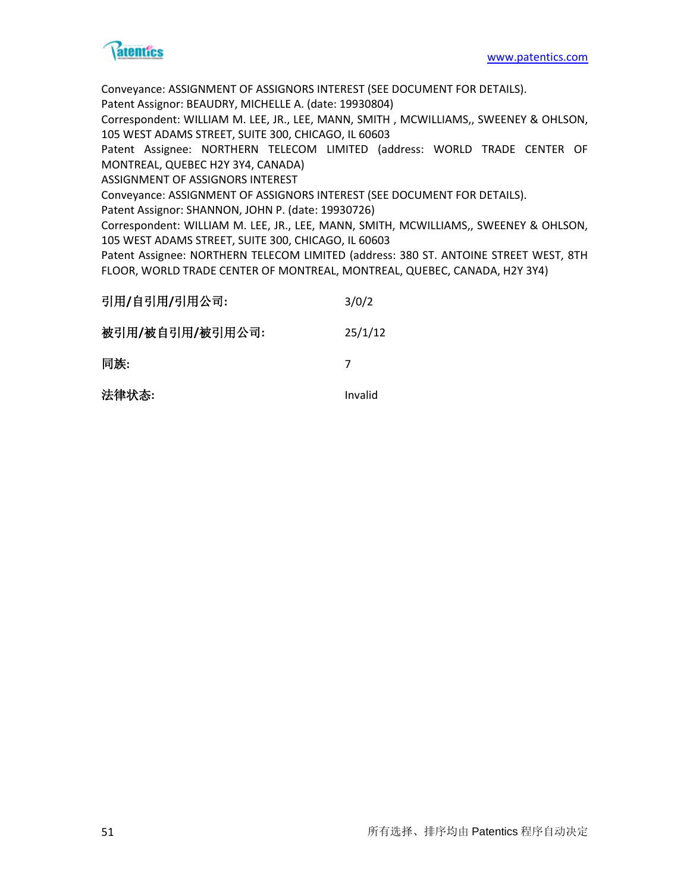Conveyance: ASSIGNMENT OF ASSIGNORS INTEREST (SEE DOCUMENT FOR DETAILS).
Patent Assignor: BEAUDRY, MICHELLE A. (date: 19930804)
Correspondent: WILLIAM M. LEE, JR., LEE, MANN, SMITH , MCWILLIAMS,, SWEENEY & OHLSON, 105 WEST ADAMS STREET, SUITE 300, CHICAGO, IL 60603
Patent Assignee: NORTHERN TELECOM LIMITED (address: WORLD TRADE CENTER OF MONTREAL, QUEBEC H2Y 3Y4, CANADA)
ASSIGNMENT OF ASSIGNORS INTEREST
Conveyance: ASSIGNMENT OF ASSIGNORS INTEREST (SEE DOCUMENT FOR DETAILS).
Patent Assignor: SHANNON, JOHN P. (date: 19930726)
Correspondent: WILLIAM M. LEE, JR., LEE, MANN, SMITH, MCWILLIAMS,, SWEENEY & OHLSON, 105 WEST ADAMS STREET, SUITE 300, CHICAGO, IL 60603
Patent Assignee: NORTHERN TELECOM LIMITED (address: 380 ST. ANTOINE STREET WEST, 8TH FLOOR, WORLD TRADE CENTER OF MONTREAL, MONTREAL, QUEBEC, CANADA, H2Y 3Y4)

| | |
|---|---|
| **引用/自引用/引用公司:** | 3/0/2 |
| **被引用/被自引用/被引用公司:** | 25/1/12 |
| **同族:** | 7 |
| **法律状态:** | Invalid |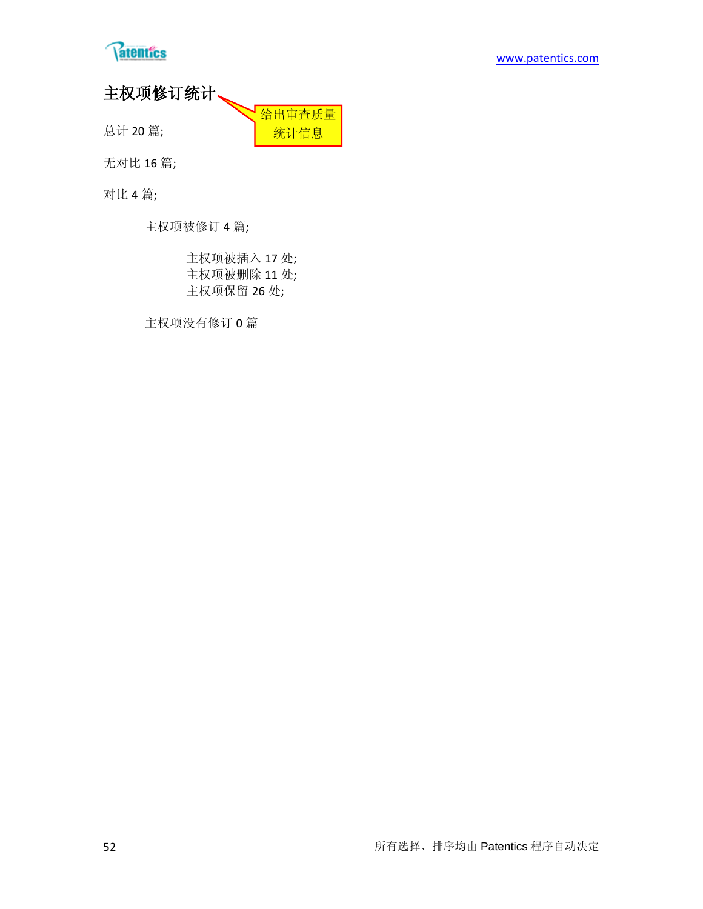## 主权项修订统计

给出审查质量统计信息

总计 20 篇;

无对比 16 篇;

对比 4 篇;

主权项被修订 4 篇;

主权项被插入 17 处;
主权项被删除 11 处;
主权项保留 26 处;

主权项没有修订 0 篇